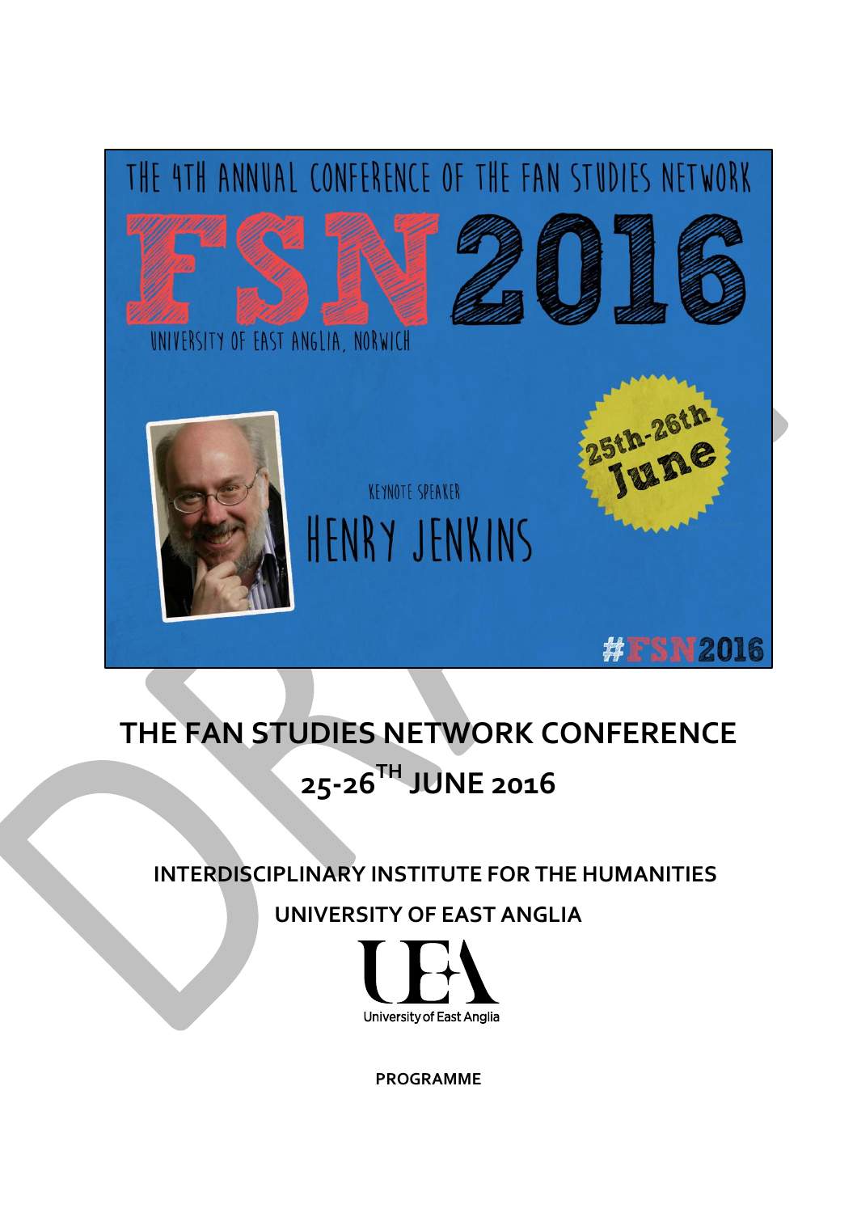THE 4TH ANNUAL CONFERENCE OF THE FAN STUDIES NETWORK

# FSN2016

UNIVERSITY OF EAST ANGLIA, NORWICH

25th-26th June

KEYNOTE SPEAKER

HENRY JENKINS

#FSN2016

## THE FAN STUDIES NETWORK CONFERENCE

## 25-26TH JUNE 2016

**INTERDISCIPLINARY INSTITUTE FOR THE HUMANITIES**

**UNIVERSITY OF EAST ANGLIA**

University of East Anglia

**PROGRAMME**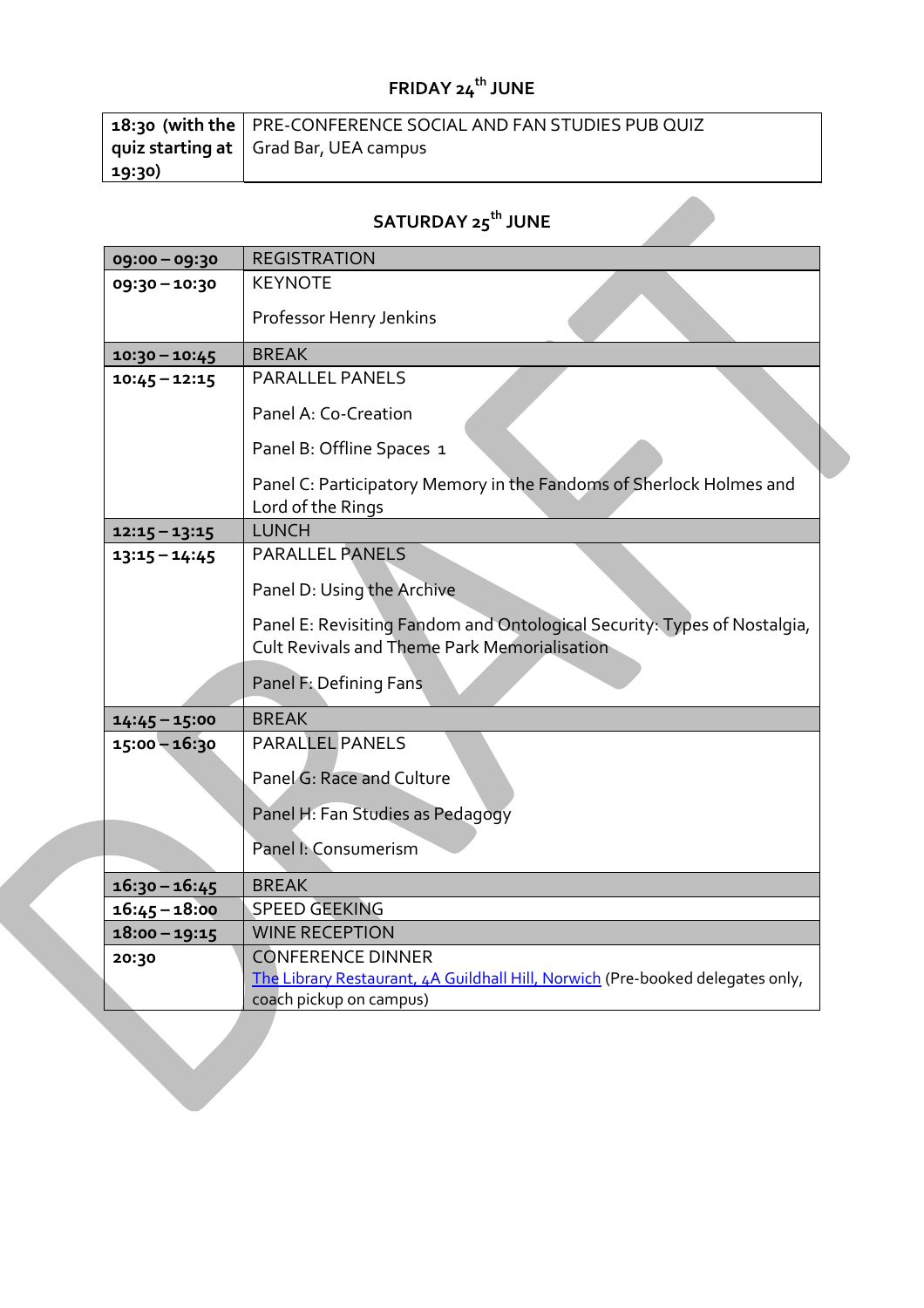## FRIDAY 24th JUNE

| | |
|---|---|
| **18:30 (with the quiz starting at 19:30)** | PRE-CONFERENCE SOCIAL AND FAN STUDIES PUB QUIZ<br>Grad Bar, UEA campus |

## SATURDAY 25th JUNE

| | |
|---|---|
| **09:00 – 09:30** | REGISTRATION |
| **09:30 – 10:30** | KEYNOTE<br><br>Professor Henry Jenkins |
| **10:30 – 10:45** | BREAK |
| **10:45 – 12:15** | PARALLEL PANELS<br><br>Panel A: Co-Creation<br><br>Panel B: Offline Spaces 1<br><br>Panel C: Participatory Memory in the Fandoms of Sherlock Holmes and Lord of the Rings |
| **12:15 – 13:15** | LUNCH |
| **13:15 – 14:45** | PARALLEL PANELS<br><br>Panel D: Using the Archive<br><br>Panel E: Revisiting Fandom and Ontological Security: Types of Nostalgia, Cult Revivals and Theme Park Memorialisation<br><br>Panel F: Defining Fans |
| **14:45 – 15:00** | BREAK |
| **15:00 – 16:30** | PARALLEL PANELS<br><br>Panel G: Race and Culture<br><br>Panel H: Fan Studies as Pedagogy<br><br>Panel I: Consumerism |
| **16:30 – 16:45** | BREAK |
| **16:45 – 18:00** | SPEED GEEKING |
| **18:00 – 19:15** | WINE RECEPTION |
| **20:30** | CONFERENCE DINNER<br>The Library Restaurant, 4A Guildhall Hill, Norwich (Pre-booked delegates only, coach pickup on campus) |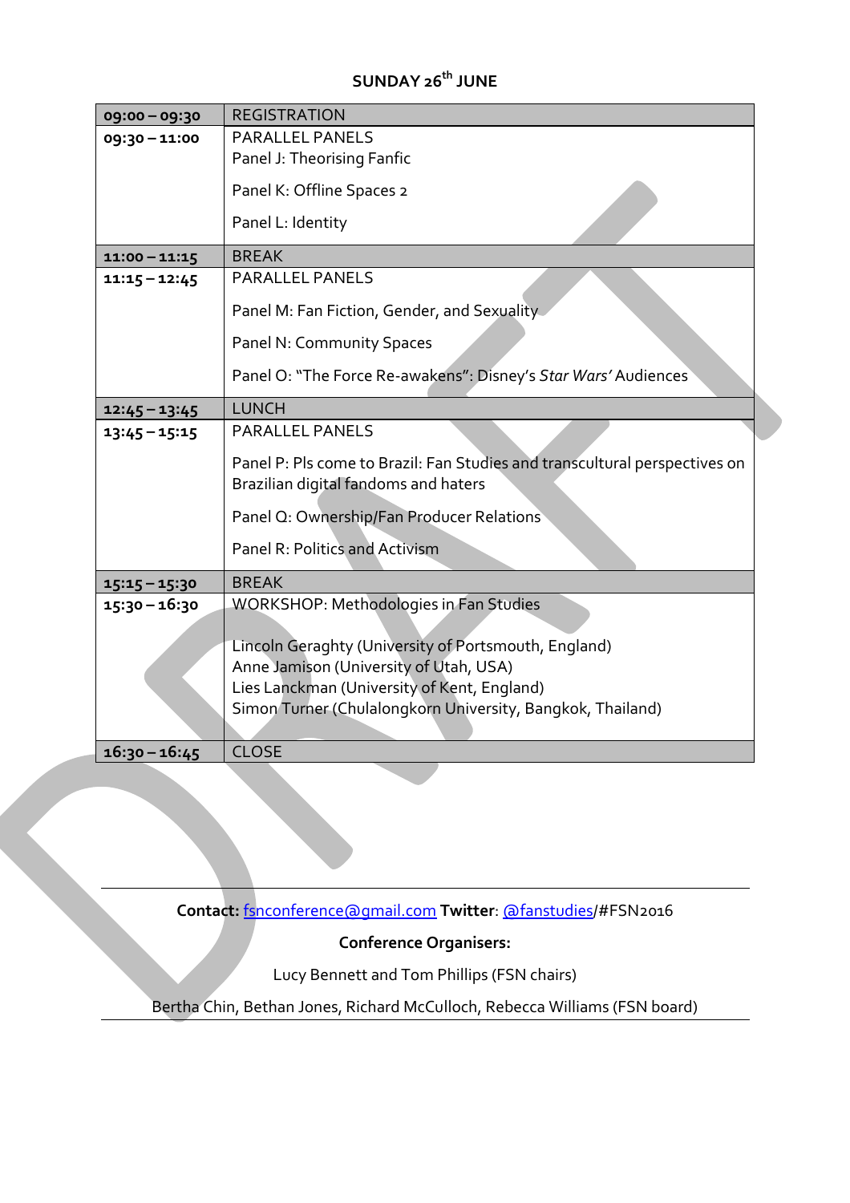## SUNDAY 26th JUNE

| | |
|---|---|
| 09:00 – 09:30 | REGISTRATION |
| 09:30 – 11:00 | PARALLEL PANELS<br>Panel J: Theorising Fanfic<br>Panel K: Offline Spaces 2<br>Panel L: Identity |
| 11:00 – 11:15 | BREAK |
| 11:15 – 12:45 | PARALLEL PANELS<br>Panel M: Fan Fiction, Gender, and Sexuality<br>Panel N: Community Spaces<br>Panel O: "The Force Re-awakens": Disney's *Star Wars'* Audiences |
| 12:45 – 13:45 | LUNCH |
| 13:45 – 15:15 | PARALLEL PANELS<br>Panel P: Pls come to Brazil: Fan Studies and transcultural perspectives on Brazilian digital fandoms and haters<br>Panel Q: Ownership/Fan Producer Relations<br>Panel R: Politics and Activism |
| 15:15 – 15:30 | BREAK |
| 15:30 – 16:30 | WORKSHOP: Methodologies in Fan Studies<br><br>Lincoln Geraghty (University of Portsmouth, England)<br>Anne Jamison (University of Utah, USA)<br>Lies Lanckman (University of Kent, England)<br>Simon Turner (Chulalongkorn University, Bangkok, Thailand) |
| 16:30 – 16:45 | CLOSE |

---

**Contact:** fsnconference@gmail.com **Twitter**: @fanstudies/#FSN2016

**Conference Organisers:**

Lucy Bennett and Tom Phillips (FSN chairs)

Bertha Chin, Bethan Jones, Richard McCulloch, Rebecca Williams (FSN board)

---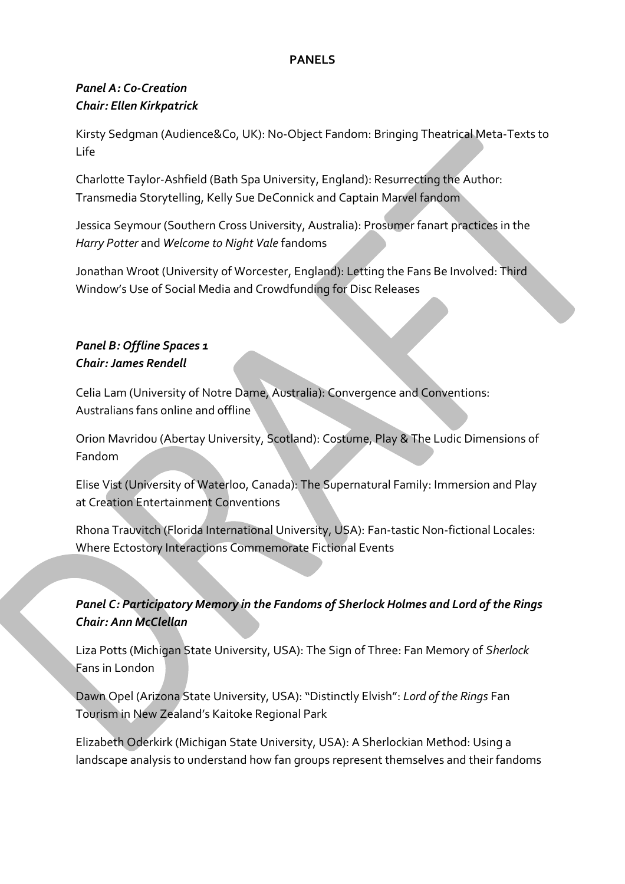**PANELS**

***Panel A: Co-Creation***
***Chair: Ellen Kirkpatrick***

Kirsty Sedgman (Audience&Co, UK): No-Object Fandom: Bringing Theatrical Meta-Texts to Life

Charlotte Taylor-Ashfield (Bath Spa University, England): Resurrecting the Author: Transmedia Storytelling, Kelly Sue DeConnick and Captain Marvel fandom

Jessica Seymour (Southern Cross University, Australia): Prosumer fanart practices in the *Harry Potter* and *Welcome to Night Vale* fandoms

Jonathan Wroot (University of Worcester, England): Letting the Fans Be Involved: Third Window's Use of Social Media and Crowdfunding for Disc Releases

***Panel B: Offline Spaces 1***
***Chair: James Rendell***

Celia Lam (University of Notre Dame, Australia): Convergence and Conventions: Australians fans online and offline

Orion Mavridou (Abertay University, Scotland): Costume, Play & The Ludic Dimensions of Fandom

Elise Vist (University of Waterloo, Canada): The Supernatural Family: Immersion and Play at Creation Entertainment Conventions

Rhona Trauvitch (Florida International University, USA): Fan-tastic Non-fictional Locales: Where Ectostory Interactions Commemorate Fictional Events

***Panel C: Participatory Memory in the Fandoms of Sherlock Holmes and Lord of the Rings***
***Chair: Ann McClellan***

Liza Potts (Michigan State University, USA): The Sign of Three: Fan Memory of *Sherlock* Fans in London

Dawn Opel (Arizona State University, USA): "Distinctly Elvish": *Lord of the Rings* Fan Tourism in New Zealand's Kaitoke Regional Park

Elizabeth Oderkirk (Michigan State University, USA): A Sherlockian Method: Using a landscape analysis to understand how fan groups represent themselves and their fandoms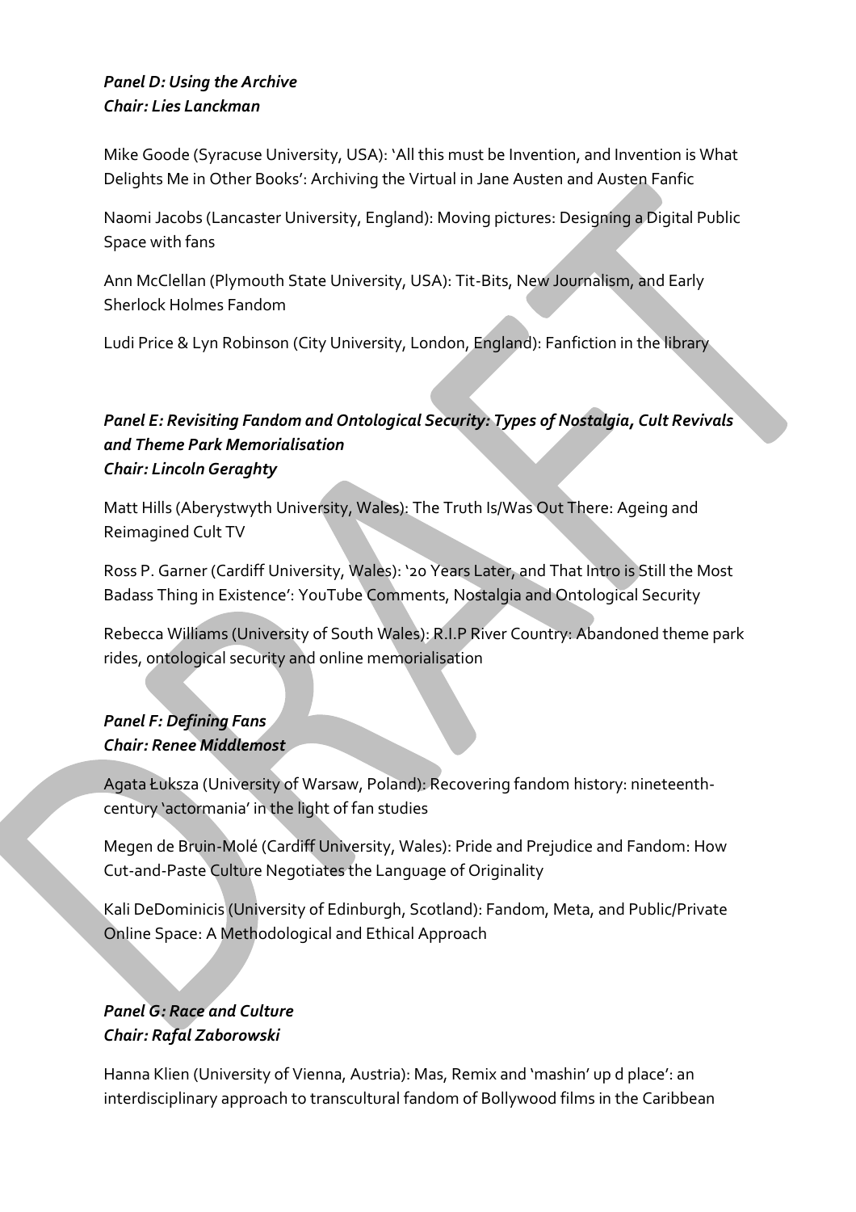***Panel D: Using the Archive***
***Chair: Lies Lanckman***

Mike Goode (Syracuse University, USA): 'All this must be Invention, and Invention is What Delights Me in Other Books': Archiving the Virtual in Jane Austen and Austen Fanfic

Naomi Jacobs (Lancaster University, England): Moving pictures: Designing a Digital Public Space with fans

Ann McClellan (Plymouth State University, USA): Tit-Bits, New Journalism, and Early Sherlock Holmes Fandom

Ludi Price & Lyn Robinson (City University, London, England): Fanfiction in the library

***Panel E: Revisiting Fandom and Ontological Security: Types of Nostalgia, Cult Revivals and Theme Park Memorialisation***
***Chair: Lincoln Geraghty***

Matt Hills (Aberystwyth University, Wales): The Truth Is/Was Out There: Ageing and Reimagined Cult TV

Ross P. Garner (Cardiff University, Wales): '20 Years Later, and That Intro is Still the Most Badass Thing in Existence': YouTube Comments, Nostalgia and Ontological Security

Rebecca Williams (University of South Wales): R.I.P River Country: Abandoned theme park rides, ontological security and online memorialisation

***Panel F: Defining Fans***
***Chair: Renee Middlemost***

Agata Łuksza (University of Warsaw, Poland): Recovering fandom history: nineteenth-century 'actormania' in the light of fan studies

Megen de Bruin-Molé (Cardiff University, Wales): Pride and Prejudice and Fandom: How Cut-and-Paste Culture Negotiates the Language of Originality

Kali DeDominicis (University of Edinburgh, Scotland): Fandom, Meta, and Public/Private Online Space: A Methodological and Ethical Approach

***Panel G: Race and Culture***
***Chair: Rafal Zaborowski***

Hanna Klien (University of Vienna, Austria): Mas, Remix and 'mashin' up d place': an interdisciplinary approach to transcultural fandom of Bollywood films in the Caribbean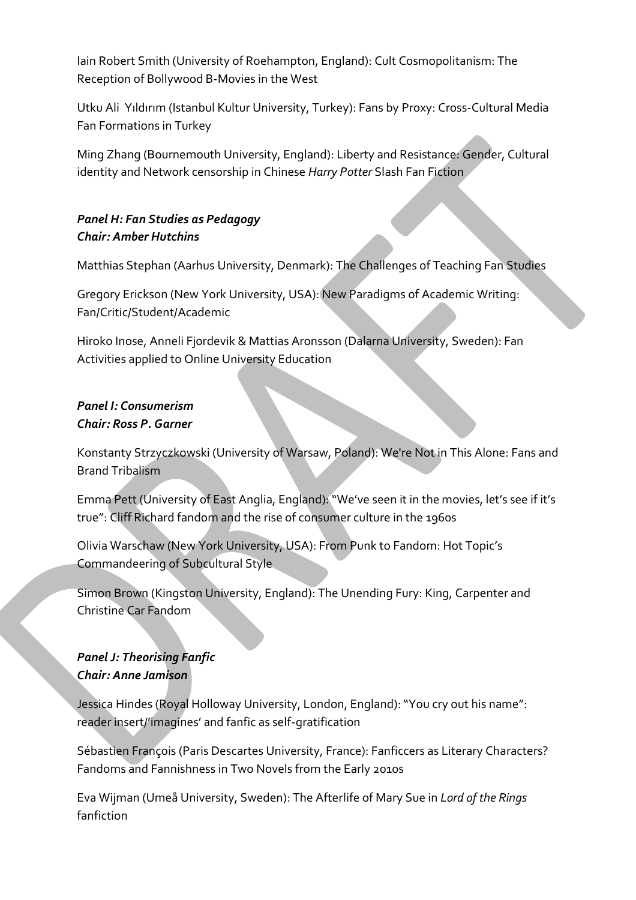Iain Robert Smith (University of Roehampton, England): Cult Cosmopolitanism: The Reception of Bollywood B-Movies in the West

Utku Ali Yıldırım (Istanbul Kultur University, Turkey): Fans by Proxy: Cross-Cultural Media Fan Formations in Turkey

Ming Zhang (Bournemouth University, England): Liberty and Resistance: Gender, Cultural identity and Network censorship in Chinese *Harry Potter* Slash Fan Fiction

***Panel H: Fan Studies as Pedagogy***
***Chair: Amber Hutchins***

Matthias Stephan (Aarhus University, Denmark): The Challenges of Teaching Fan Studies

Gregory Erickson (New York University, USA): New Paradigms of Academic Writing: Fan/Critic/Student/Academic

Hiroko Inose, Anneli Fjordevik & Mattias Aronsson (Dalarna University, Sweden): Fan Activities applied to Online University Education

***Panel I: Consumerism***
***Chair: Ross P. Garner***

Konstanty Strzyczkowski (University of Warsaw, Poland): We're Not in This Alone: Fans and Brand Tribalism

Emma Pett (University of East Anglia, England): "We've seen it in the movies, let's see if it's true": Cliff Richard fandom and the rise of consumer culture in the 1960s

Olivia Warschaw (New York University, USA): From Punk to Fandom: Hot Topic's Commandeering of Subcultural Style

Simon Brown (Kingston University, England): The Unending Fury: King, Carpenter and Christine Car Fandom

***Panel J: Theorising Fanfic***
***Chair: Anne Jamison***

Jessica Hindes (Royal Holloway University, London, England): "You cry out his name": reader insert/'imagines' and fanfic as self-gratification

Sébastien François (Paris Descartes University, France): Fanficcers as Literary Characters? Fandoms and Fannishness in Two Novels from the Early 2010s

Eva Wijman (Umeå University, Sweden): The Afterlife of Mary Sue in *Lord of the Rings* fanfiction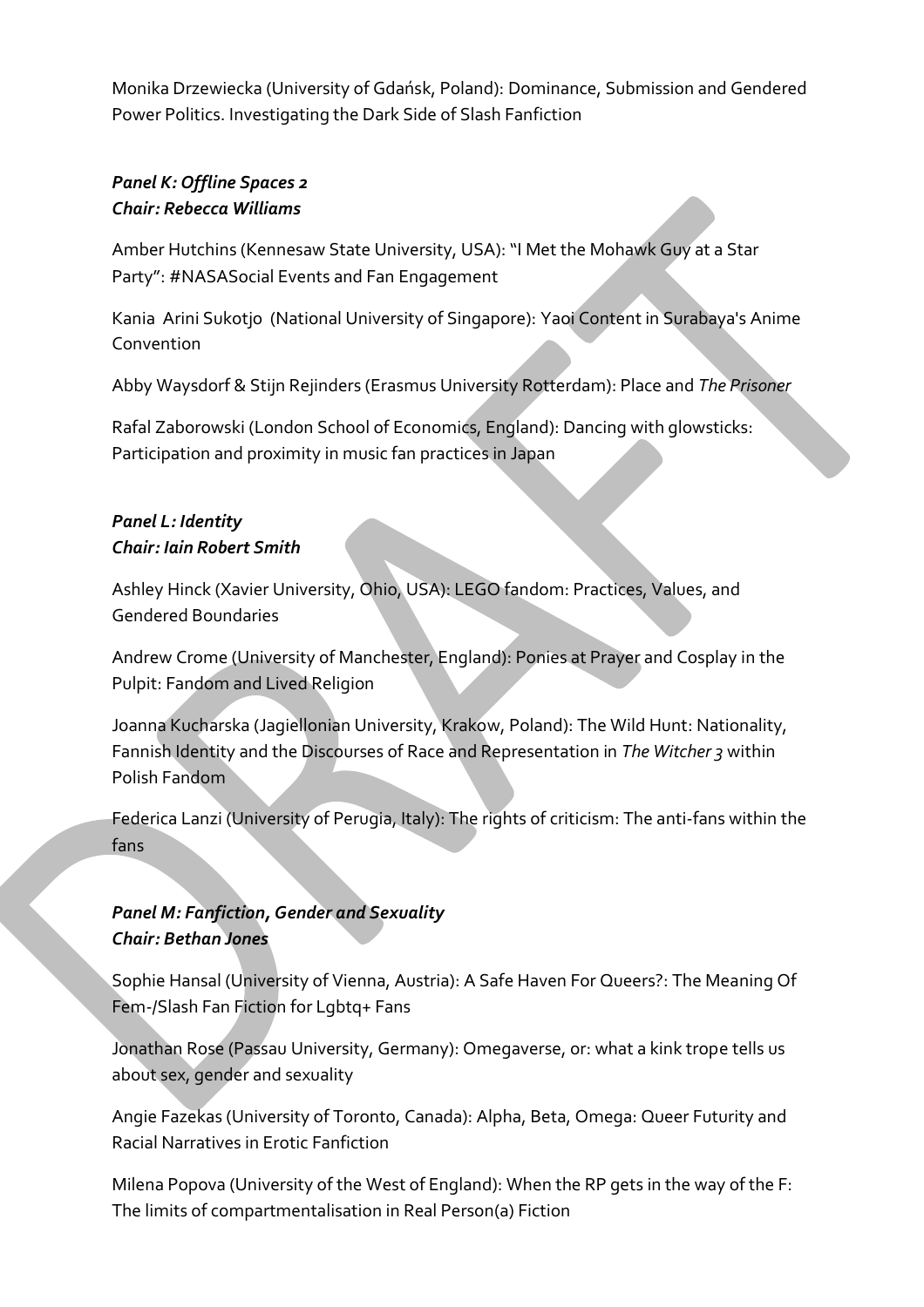Monika Drzewiecka (University of Gdańsk, Poland): Dominance, Submission and Gendered Power Politics. Investigating the Dark Side of Slash Fanfiction

***Panel K: Offline Spaces 2***
***Chair: Rebecca Williams***

Amber Hutchins (Kennesaw State University, USA): "I Met the Mohawk Guy at a Star Party": #NASASocial Events and Fan Engagement

Kania Arini Sukotjo (National University of Singapore): Yaoi Content in Surabaya's Anime Convention

Abby Waysdorf & Stijn Rejinders (Erasmus University Rotterdam): Place and *The Prisoner*

Rafal Zaborowski (London School of Economics, England): Dancing with glowsticks: Participation and proximity in music fan practices in Japan

***Panel L: Identity***
***Chair: Iain Robert Smith***

Ashley Hinck (Xavier University, Ohio, USA): LEGO fandom: Practices, Values, and Gendered Boundaries

Andrew Crome (University of Manchester, England): Ponies at Prayer and Cosplay in the Pulpit: Fandom and Lived Religion

Joanna Kucharska (Jagiellonian University, Krakow, Poland): The Wild Hunt: Nationality, Fannish Identity and the Discourses of Race and Representation in *The Witcher 3* within Polish Fandom

Federica Lanzi (University of Perugia, Italy): The rights of criticism: The anti-fans within the fans

***Panel M: Fanfiction, Gender and Sexuality***
***Chair: Bethan Jones***

Sophie Hansal (University of Vienna, Austria): A Safe Haven For Queers?: The Meaning Of Fem-/Slash Fan Fiction for Lgbtq+ Fans

Jonathan Rose (Passau University, Germany): Omegaverse, or: what a kink trope tells us about sex, gender and sexuality

Angie Fazekas (University of Toronto, Canada): Alpha, Beta, Omega: Queer Futurity and Racial Narratives in Erotic Fanfiction

Milena Popova (University of the West of England): When the RP gets in the way of the F: The limits of compartmentalisation in Real Person(a) Fiction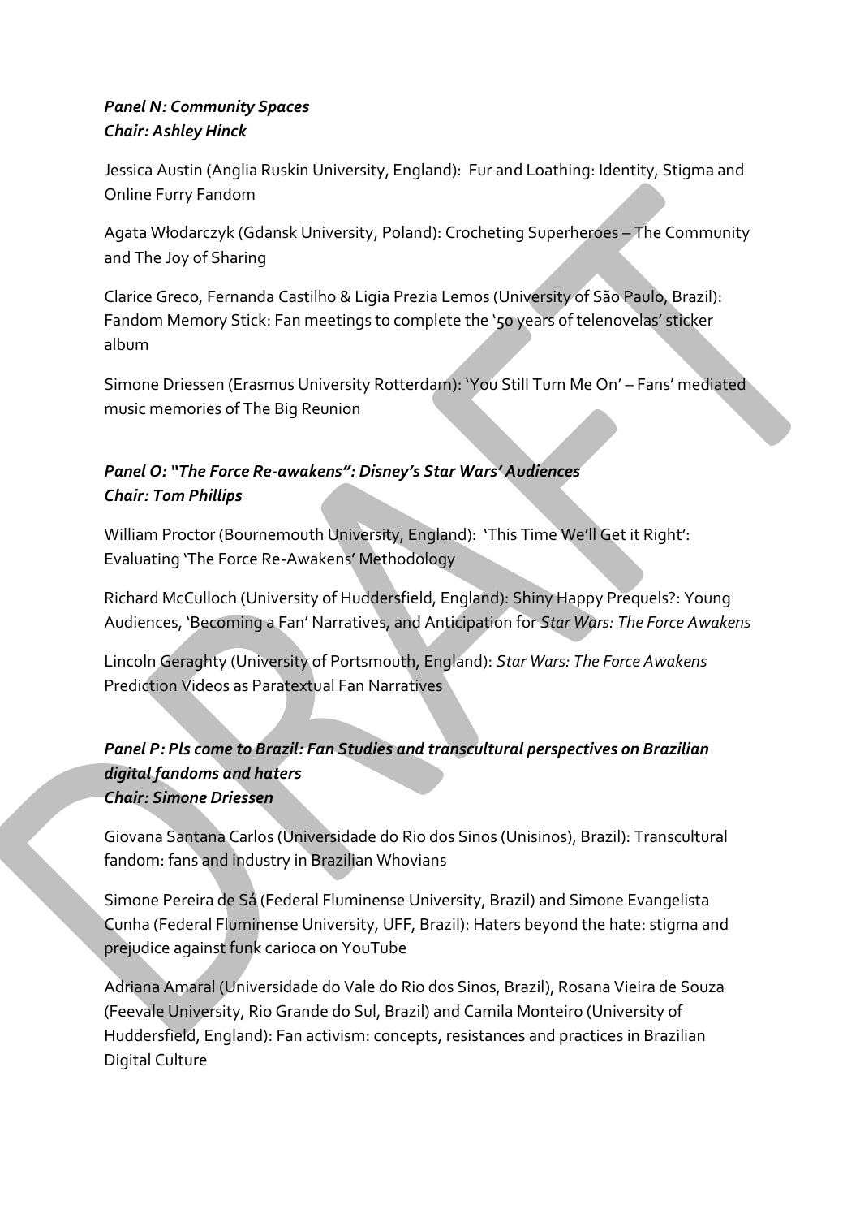***Panel N: Community Spaces***
***Chair: Ashley Hinck***

Jessica Austin (Anglia Ruskin University, England): Fur and Loathing: Identity, Stigma and Online Furry Fandom

Agata Włodarczyk (Gdansk University, Poland): Crocheting Superheroes – The Community and The Joy of Sharing

Clarice Greco, Fernanda Castilho & Ligia Prezia Lemos (University of São Paulo, Brazil): Fandom Memory Stick: Fan meetings to complete the '50 years of telenovelas' sticker album

Simone Driessen (Erasmus University Rotterdam): 'You Still Turn Me On' – Fans' mediated music memories of The Big Reunion

***Panel O: "The Force Re-awakens": Disney's Star Wars' Audiences***
***Chair: Tom Phillips***

William Proctor (Bournemouth University, England): 'This Time We'll Get it Right': Evaluating 'The Force Re-Awakens' Methodology

Richard McCulloch (University of Huddersfield, England): Shiny Happy Prequels?: Young Audiences, 'Becoming a Fan' Narratives, and Anticipation for *Star Wars: The Force Awakens*

Lincoln Geraghty (University of Portsmouth, England): *Star Wars: The Force Awakens* Prediction Videos as Paratextual Fan Narratives

***Panel P: Pls come to Brazil: Fan Studies and transcultural perspectives on Brazilian digital fandoms and haters***
***Chair: Simone Driessen***

Giovana Santana Carlos (Universidade do Rio dos Sinos (Unisinos), Brazil): Transcultural fandom: fans and industry in Brazilian Whovians

Simone Pereira de Sá (Federal Fluminense University, Brazil) and Simone Evangelista Cunha (Federal Fluminense University, UFF, Brazil): Haters beyond the hate: stigma and prejudice against funk carioca on YouTube

Adriana Amaral (Universidade do Vale do Rio dos Sinos, Brazil), Rosana Vieira de Souza (Feevale University, Rio Grande do Sul, Brazil) and Camila Monteiro (University of Huddersfield, England): Fan activism: concepts, resistances and practices in Brazilian Digital Culture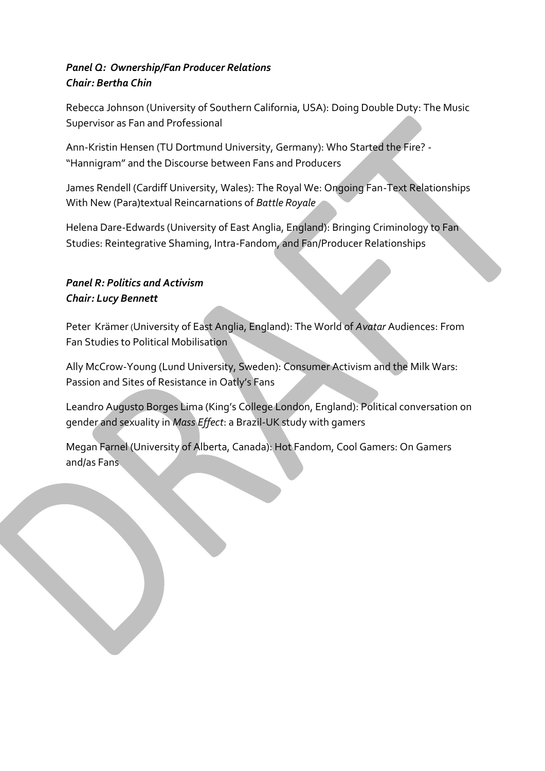***Panel Q: Ownership/Fan Producer Relations***
***Chair: Bertha Chin***

Rebecca Johnson (University of Southern California, USA): Doing Double Duty: The Music Supervisor as Fan and Professional

Ann-Kristin Hensen (TU Dortmund University, Germany): Who Started the Fire? - "Hannigram" and the Discourse between Fans and Producers

James Rendell (Cardiff University, Wales): The Royal We: Ongoing Fan-Text Relationships With New (Para)textual Reincarnations of *Battle Royale*

Helena Dare-Edwards (University of East Anglia, England): Bringing Criminology to Fan Studies: Reintegrative Shaming, Intra-Fandom, and Fan/Producer Relationships

***Panel R: Politics and Activism***
***Chair: Lucy Bennett***

Peter Krämer (University of East Anglia, England): The World of *Avatar* Audiences: From Fan Studies to Political Mobilisation

Ally McCrow-Young (Lund University, Sweden): Consumer Activism and the Milk Wars: Passion and Sites of Resistance in Oatly's Fans

Leandro Augusto Borges Lima (King's College London, England): Political conversation on gender and sexuality in *Mass Effect*: a Brazil-UK study with gamers

Megan Farnel (University of Alberta, Canada): Hot Fandom, Cool Gamers: On Gamers and/as Fans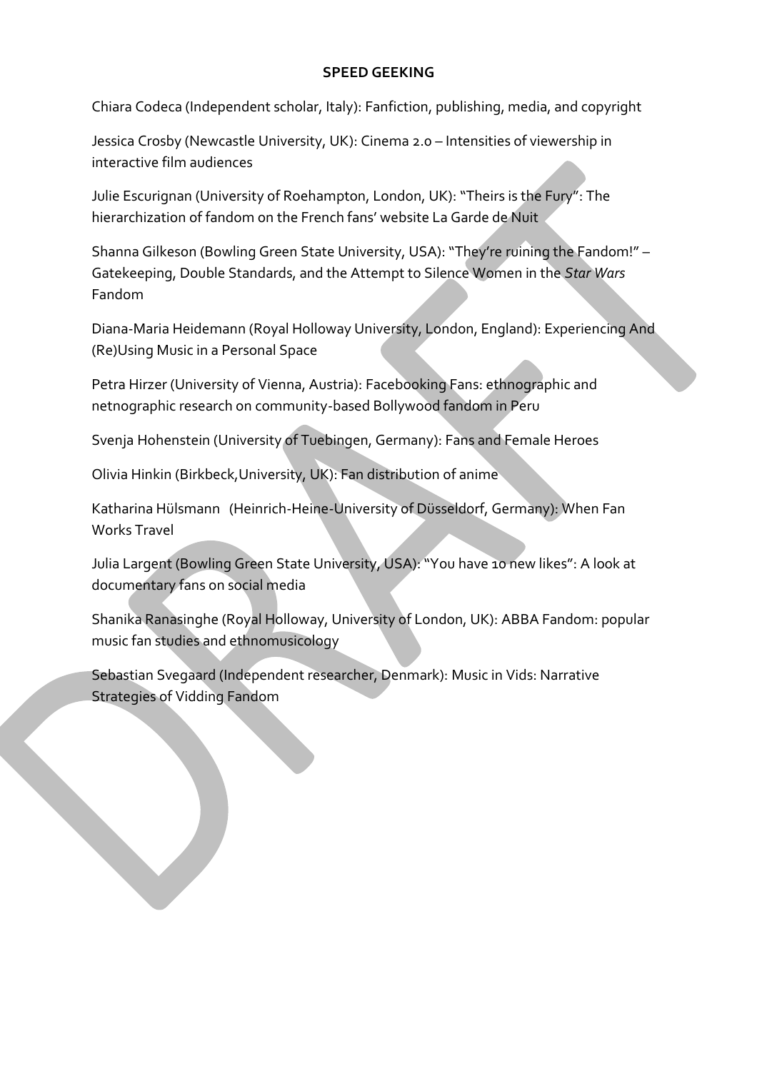## SPEED GEEKING

Chiara Codeca (Independent scholar, Italy): Fanfiction, publishing, media, and copyright

Jessica Crosby (Newcastle University, UK): Cinema 2.0 – Intensities of viewership in interactive film audiences

Julie Escurignan (University of Roehampton, London, UK): "Theirs is the Fury": The hierarchization of fandom on the French fans' website La Garde de Nuit

Shanna Gilkeson (Bowling Green State University, USA): "They're ruining the Fandom!" – Gatekeeping, Double Standards, and the Attempt to Silence Women in the *Star Wars* Fandom

Diana-Maria Heidemann (Royal Holloway University, London, England): Experiencing And (Re)Using Music in a Personal Space

Petra Hirzer (University of Vienna, Austria): Facebooking Fans: ethnographic and netnographic research on community-based Bollywood fandom in Peru

Svenja Hohenstein (University of Tuebingen, Germany): Fans and Female Heroes

Olivia Hinkin (Birkbeck,University, UK): Fan distribution of anime

Katharina Hülsmann (Heinrich-Heine-University of Düsseldorf, Germany): When Fan Works Travel

Julia Largent (Bowling Green State University, USA): "You have 10 new likes": A look at documentary fans on social media

Shanika Ranasinghe (Royal Holloway, University of London, UK): ABBA Fandom: popular music fan studies and ethnomusicology

Sebastian Svegaard (Independent researcher, Denmark): Music in Vids: Narrative Strategies of Vidding Fandom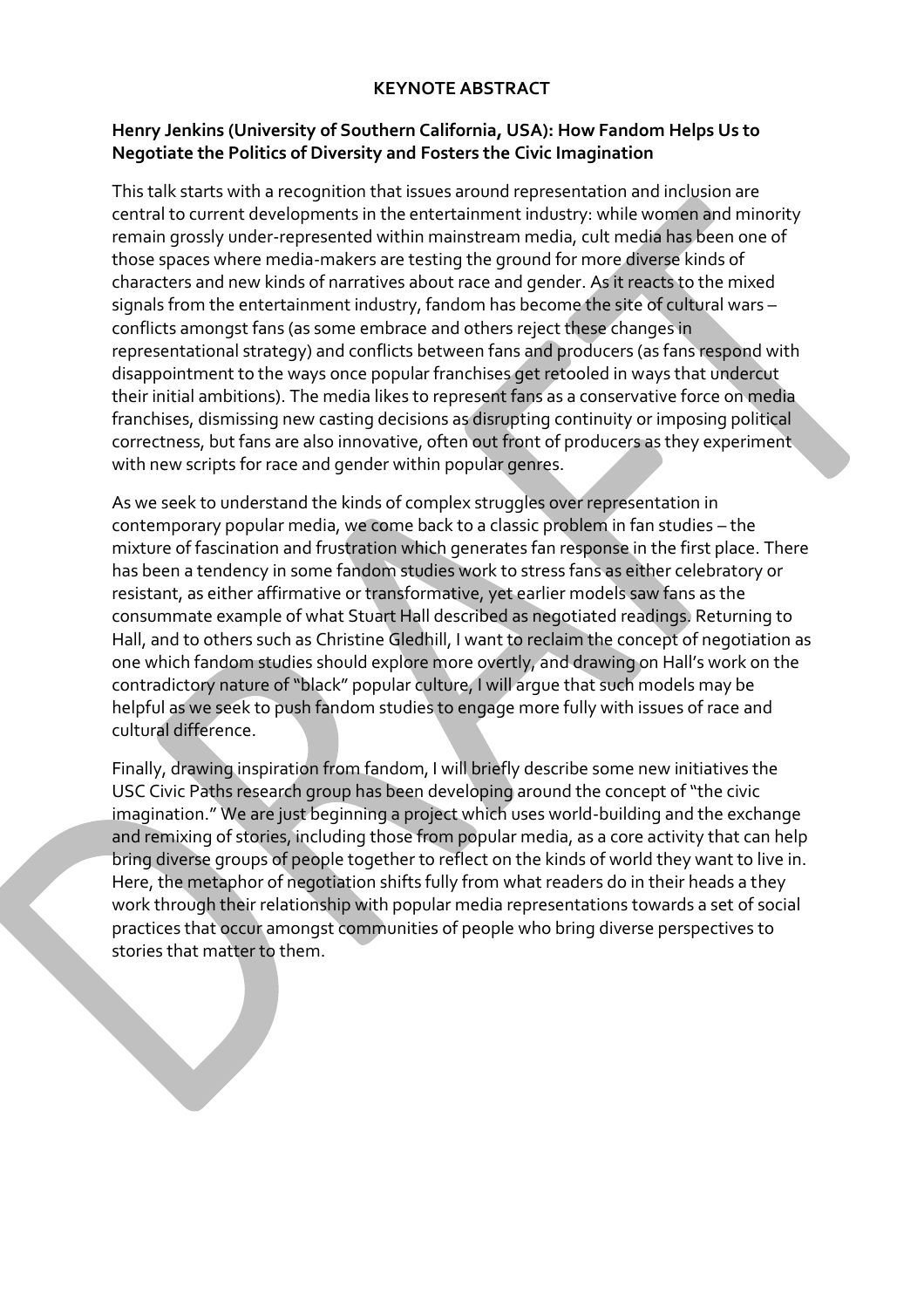**KEYNOTE ABSTRACT**

**Henry Jenkins (University of Southern California, USA): How Fandom Helps Us to Negotiate the Politics of Diversity and Fosters the Civic Imagination**

This talk starts with a recognition that issues around representation and inclusion are central to current developments in the entertainment industry: while women and minority remain grossly under-represented within mainstream media, cult media has been one of those spaces where media-makers are testing the ground for more diverse kinds of characters and new kinds of narratives about race and gender. As it reacts to the mixed signals from the entertainment industry, fandom has become the site of cultural wars – conflicts amongst fans (as some embrace and others reject these changes in representational strategy) and conflicts between fans and producers (as fans respond with disappointment to the ways once popular franchises get retooled in ways that undercut their initial ambitions). The media likes to represent fans as a conservative force on media franchises, dismissing new casting decisions as disrupting continuity or imposing political correctness, but fans are also innovative, often out front of producers as they experiment with new scripts for race and gender within popular genres.

As we seek to understand the kinds of complex struggles over representation in contemporary popular media, we come back to a classic problem in fan studies – the mixture of fascination and frustration which generates fan response in the first place. There has been a tendency in some fandom studies work to stress fans as either celebratory or resistant, as either affirmative or transformative, yet earlier models saw fans as the consummate example of what Stuart Hall described as negotiated readings. Returning to Hall, and to others such as Christine Gledhill, I want to reclaim the concept of negotiation as one which fandom studies should explore more overtly, and drawing on Hall's work on the contradictory nature of "black" popular culture, I will argue that such models may be helpful as we seek to push fandom studies to engage more fully with issues of race and cultural difference.

Finally, drawing inspiration from fandom, I will briefly describe some new initiatives the USC Civic Paths research group has been developing around the concept of "the civic imagination." We are just beginning a project which uses world-building and the exchange and remixing of stories, including those from popular media, as a core activity that can help bring diverse groups of people together to reflect on the kinds of world they want to live in. Here, the metaphor of negotiation shifts fully from what readers do in their heads a they work through their relationship with popular media representations towards a set of social practices that occur amongst communities of people who bring diverse perspectives to stories that matter to them.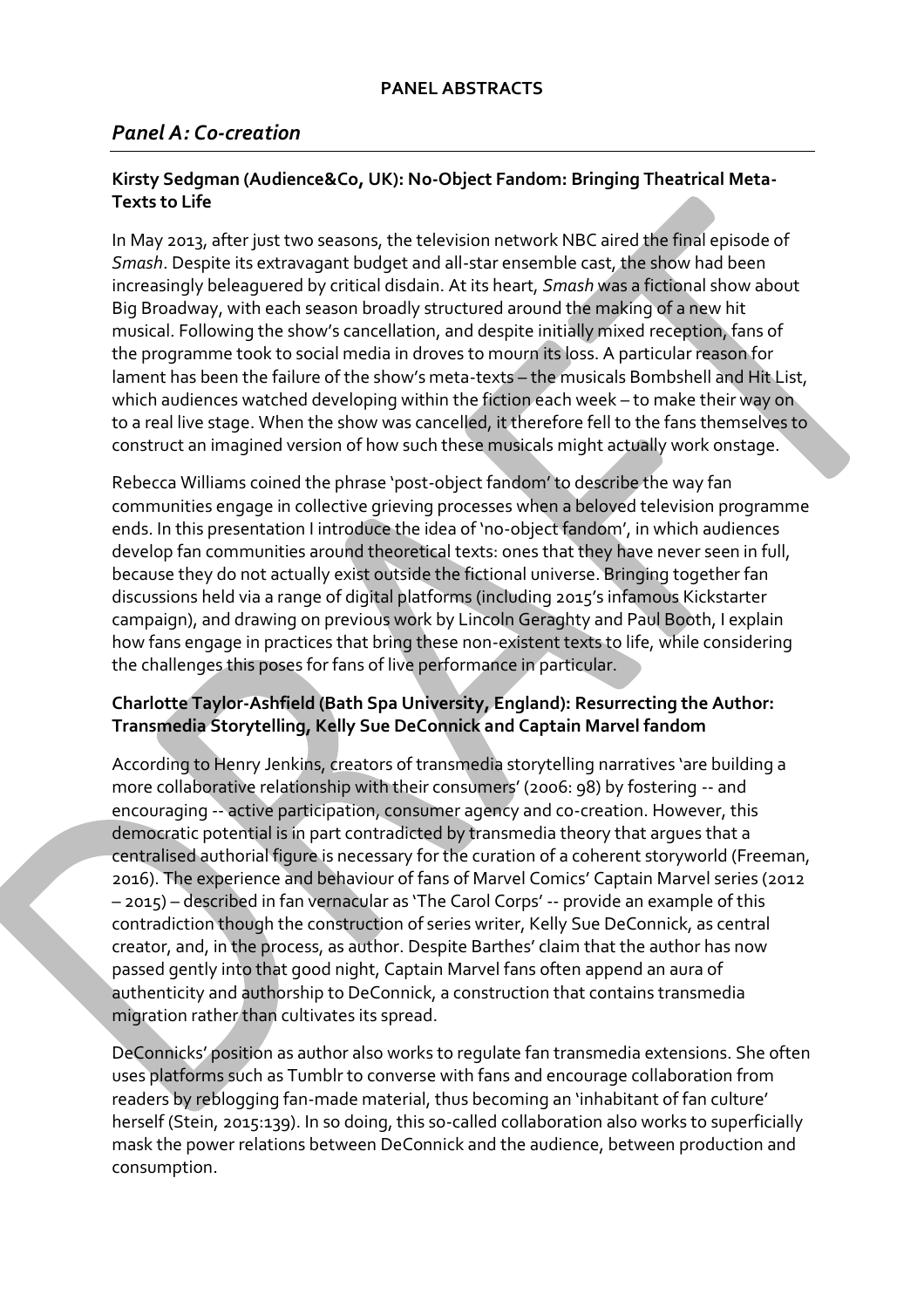**PANEL ABSTRACTS**

## *Panel A: Co-creation*

### Kirsty Sedgman (Audience&Co, UK): No-Object Fandom: Bringing Theatrical Meta-Texts to Life

In May 2013, after just two seasons, the television network NBC aired the final episode of *Smash*. Despite its extravagant budget and all-star ensemble cast, the show had been increasingly beleaguered by critical disdain. At its heart, *Smash* was a fictional show about Big Broadway, with each season broadly structured around the making of a new hit musical. Following the show's cancellation, and despite initially mixed reception, fans of the programme took to social media in droves to mourn its loss. A particular reason for lament has been the failure of the show's meta-texts – the musicals Bombshell and Hit List, which audiences watched developing within the fiction each week – to make their way on to a real live stage. When the show was cancelled, it therefore fell to the fans themselves to construct an imagined version of how such these musicals might actually work onstage.

Rebecca Williams coined the phrase 'post-object fandom' to describe the way fan communities engage in collective grieving processes when a beloved television programme ends. In this presentation I introduce the idea of 'no-object fandom', in which audiences develop fan communities around theoretical texts: ones that they have never seen in full, because they do not actually exist outside the fictional universe. Bringing together fan discussions held via a range of digital platforms (including 2015's infamous Kickstarter campaign), and drawing on previous work by Lincoln Geraghty and Paul Booth, I explain how fans engage in practices that bring these non-existent texts to life, while considering the challenges this poses for fans of live performance in particular.

### Charlotte Taylor-Ashfield (Bath Spa University, England): Resurrecting the Author: Transmedia Storytelling, Kelly Sue DeConnick and Captain Marvel fandom

According to Henry Jenkins, creators of transmedia storytelling narratives 'are building a more collaborative relationship with their consumers' (2006: 98) by fostering -- and encouraging -- active participation, consumer agency and co-creation. However, this democratic potential is in part contradicted by transmedia theory that argues that a centralised authorial figure is necessary for the curation of a coherent storyworld (Freeman, 2016). The experience and behaviour of fans of Marvel Comics' Captain Marvel series (2012 – 2015) – described in fan vernacular as 'The Carol Corps' -- provide an example of this contradiction though the construction of series writer, Kelly Sue DeConnick, as central creator, and, in the process, as author. Despite Barthes' claim that the author has now passed gently into that good night, Captain Marvel fans often append an aura of authenticity and authorship to DeConnick, a construction that contains transmedia migration rather than cultivates its spread.

DeConnicks' position as author also works to regulate fan transmedia extensions. She often uses platforms such as Tumblr to converse with fans and encourage collaboration from readers by reblogging fan-made material, thus becoming an 'inhabitant of fan culture' herself (Stein, 2015:139). In so doing, this so-called collaboration also works to superficially mask the power relations between DeConnick and the audience, between production and consumption.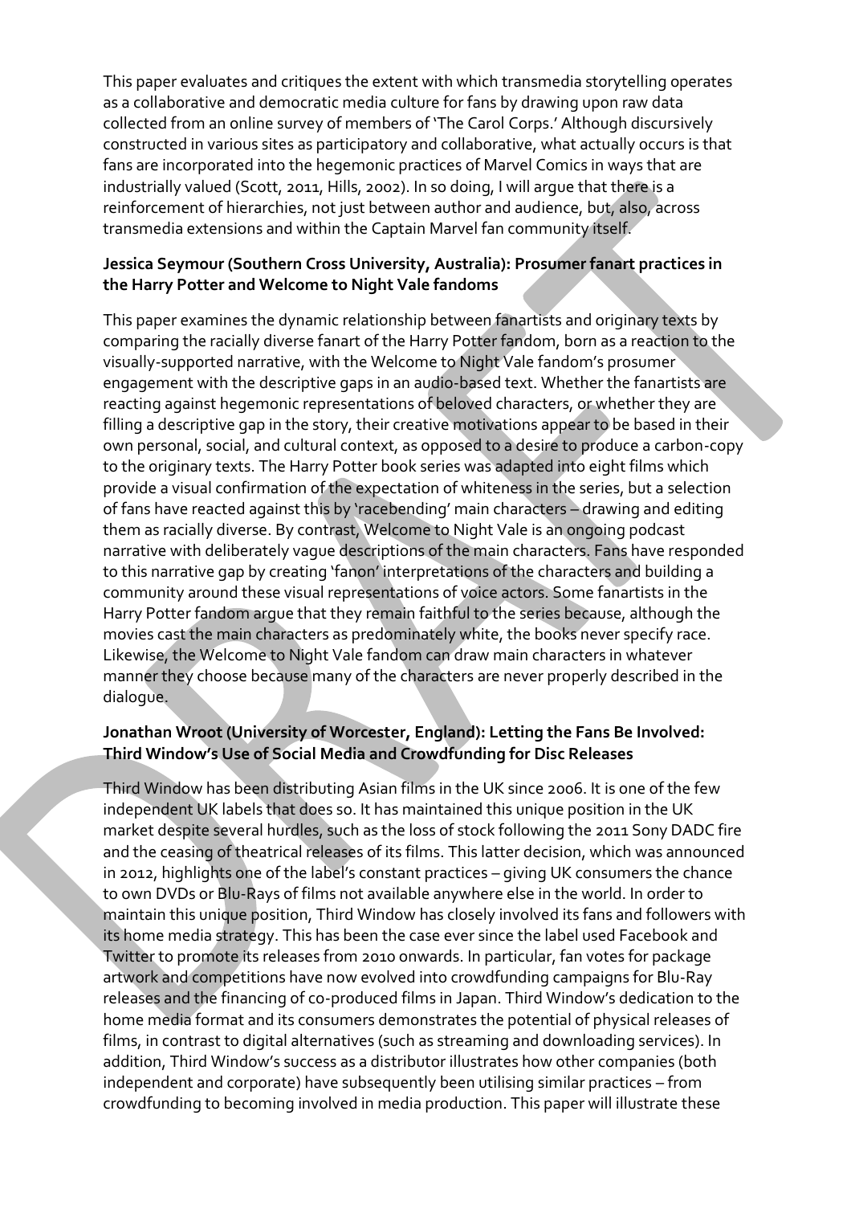This paper evaluates and critiques the extent with which transmedia storytelling operates as a collaborative and democratic media culture for fans by drawing upon raw data collected from an online survey of members of 'The Carol Corps.' Although discursively constructed in various sites as participatory and collaborative, what actually occurs is that fans are incorporated into the hegemonic practices of Marvel Comics in ways that are industrially valued (Scott, 2011, Hills, 2002). In so doing, I will argue that there is a reinforcement of hierarchies, not just between author and audience, but, also, across transmedia extensions and within the Captain Marvel fan community itself.

**Jessica Seymour (Southern Cross University, Australia): Prosumer fanart practices in the Harry Potter and Welcome to Night Vale fandoms**

This paper examines the dynamic relationship between fanartists and originary texts by comparing the racially diverse fanart of the Harry Potter fandom, born as a reaction to the visually-supported narrative, with the Welcome to Night Vale fandom's prosumer engagement with the descriptive gaps in an audio-based text. Whether the fanartists are reacting against hegemonic representations of beloved characters, or whether they are filling a descriptive gap in the story, their creative motivations appear to be based in their own personal, social, and cultural context, as opposed to a desire to produce a carbon-copy to the originary texts. The Harry Potter book series was adapted into eight films which provide a visual confirmation of the expectation of whiteness in the series, but a selection of fans have reacted against this by 'racebending' main characters – drawing and editing them as racially diverse. By contrast, Welcome to Night Vale is an ongoing podcast narrative with deliberately vague descriptions of the main characters. Fans have responded to this narrative gap by creating 'fanon' interpretations of the characters and building a community around these visual representations of voice actors. Some fanartists in the Harry Potter fandom argue that they remain faithful to the series because, although the movies cast the main characters as predominately white, the books never specify race. Likewise, the Welcome to Night Vale fandom can draw main characters in whatever manner they choose because many of the characters are never properly described in the dialogue.

**Jonathan Wroot (University of Worcester, England): Letting the Fans Be Involved: Third Window's Use of Social Media and Crowdfunding for Disc Releases**

Third Window has been distributing Asian films in the UK since 2006. It is one of the few independent UK labels that does so. It has maintained this unique position in the UK market despite several hurdles, such as the loss of stock following the 2011 Sony DADC fire and the ceasing of theatrical releases of its films. This latter decision, which was announced in 2012, highlights one of the label's constant practices – giving UK consumers the chance to own DVDs or Blu-Rays of films not available anywhere else in the world. In order to maintain this unique position, Third Window has closely involved its fans and followers with its home media strategy. This has been the case ever since the label used Facebook and Twitter to promote its releases from 2010 onwards. In particular, fan votes for package artwork and competitions have now evolved into crowdfunding campaigns for Blu-Ray releases and the financing of co-produced films in Japan. Third Window's dedication to the home media format and its consumers demonstrates the potential of physical releases of films, in contrast to digital alternatives (such as streaming and downloading services). In addition, Third Window's success as a distributor illustrates how other companies (both independent and corporate) have subsequently been utilising similar practices – from crowdfunding to becoming involved in media production. This paper will illustrate these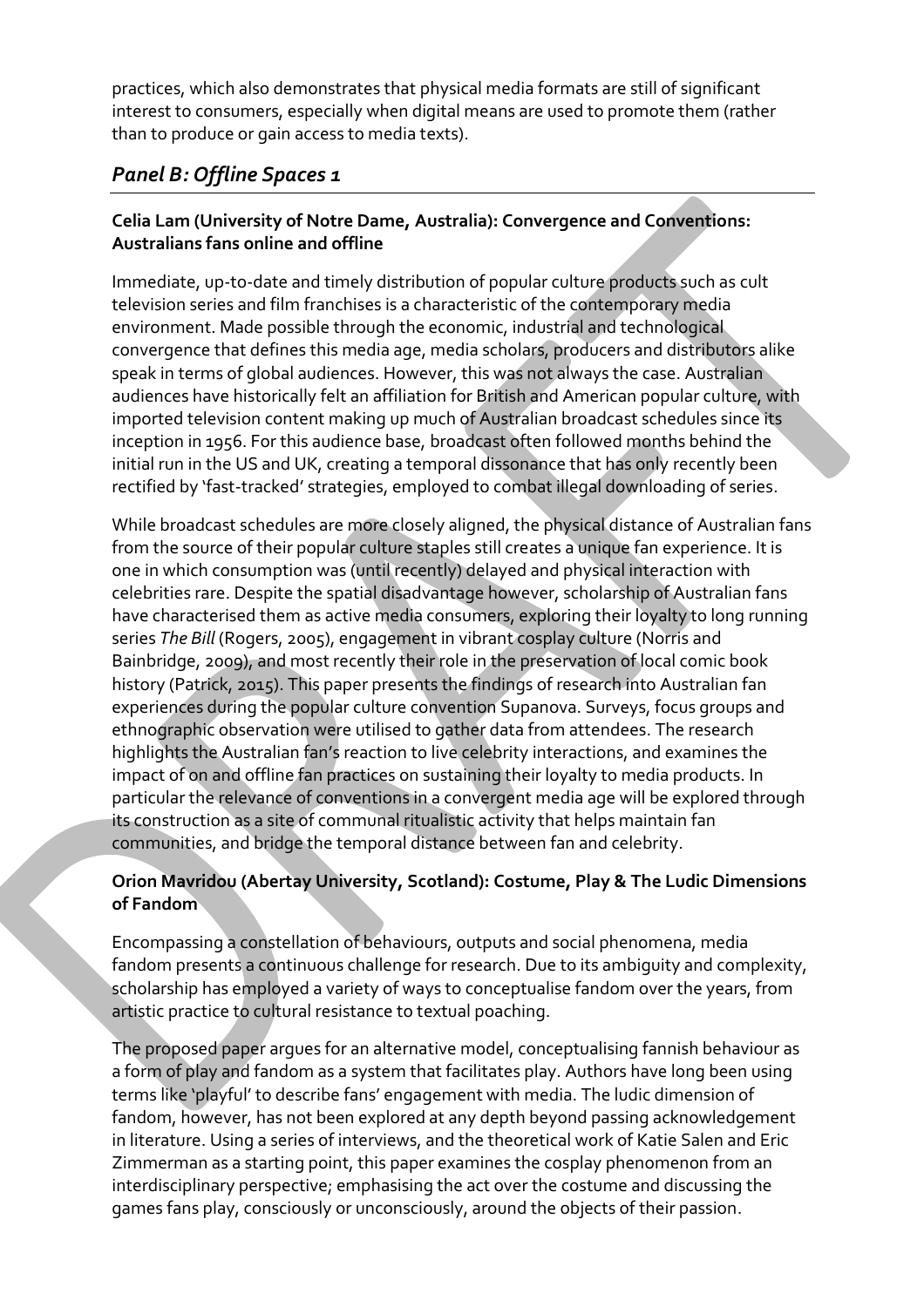practices, which also demonstrates that physical media formats are still of significant interest to consumers, especially when digital means are used to promote them (rather than to produce or gain access to media texts).

## *Panel B: Offline Spaces 1*

**Celia Lam (University of Notre Dame, Australia): Convergence and Conventions: Australians fans online and offline**

Immediate, up-to-date and timely distribution of popular culture products such as cult television series and film franchises is a characteristic of the contemporary media environment. Made possible through the economic, industrial and technological convergence that defines this media age, media scholars, producers and distributors alike speak in terms of global audiences. However, this was not always the case. Australian audiences have historically felt an affiliation for British and American popular culture, with imported television content making up much of Australian broadcast schedules since its inception in 1956. For this audience base, broadcast often followed months behind the initial run in the US and UK, creating a temporal dissonance that has only recently been rectified by 'fast-tracked' strategies, employed to combat illegal downloading of series.

While broadcast schedules are more closely aligned, the physical distance of Australian fans from the source of their popular culture staples still creates a unique fan experience. It is one in which consumption was (until recently) delayed and physical interaction with celebrities rare. Despite the spatial disadvantage however, scholarship of Australian fans have characterised them as active media consumers, exploring their loyalty to long running series *The Bill* (Rogers, 2005), engagement in vibrant cosplay culture (Norris and Bainbridge, 2009), and most recently their role in the preservation of local comic book history (Patrick, 2015). This paper presents the findings of research into Australian fan experiences during the popular culture convention Supanova. Surveys, focus groups and ethnographic observation were utilised to gather data from attendees. The research highlights the Australian fan's reaction to live celebrity interactions, and examines the impact of on and offline fan practices on sustaining their loyalty to media products. In particular the relevance of conventions in a convergent media age will be explored through its construction as a site of communal ritualistic activity that helps maintain fan communities, and bridge the temporal distance between fan and celebrity.

**Orion Mavridou (Abertay University, Scotland): Costume, Play & The Ludic Dimensions of Fandom**

Encompassing a constellation of behaviours, outputs and social phenomena, media fandom presents a continuous challenge for research. Due to its ambiguity and complexity, scholarship has employed a variety of ways to conceptualise fandom over the years, from artistic practice to cultural resistance to textual poaching.

The proposed paper argues for an alternative model, conceptualising fannish behaviour as a form of play and fandom as a system that facilitates play. Authors have long been using terms like 'playful' to describe fans' engagement with media. The ludic dimension of fandom, however, has not been explored at any depth beyond passing acknowledgement in literature. Using a series of interviews, and the theoretical work of Katie Salen and Eric Zimmerman as a starting point, this paper examines the cosplay phenomenon from an interdisciplinary perspective; emphasising the act over the costume and discussing the games fans play, consciously or unconsciously, around the objects of their passion.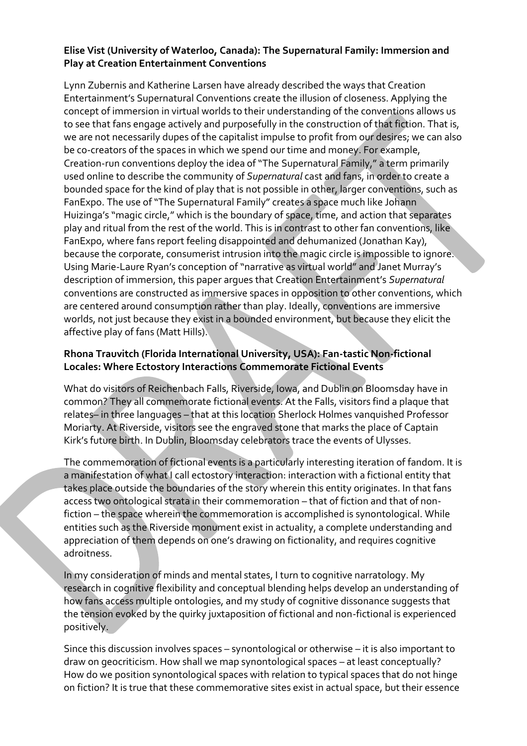**Elise Vist (University of Waterloo, Canada): The Supernatural Family: Immersion and Play at Creation Entertainment Conventions**

Lynn Zubernis and Katherine Larsen have already described the ways that Creation Entertainment's Supernatural Conventions create the illusion of closeness. Applying the concept of immersion in virtual worlds to their understanding of the conventions allows us to see that fans engage actively and purposefully in the construction of that fiction. That is, we are not necessarily dupes of the capitalist impulse to profit from our desires; we can also be co-creators of the spaces in which we spend our time and money. For example, Creation-run conventions deploy the idea of "The Supernatural Family," a term primarily used online to describe the community of *Supernatural* cast and fans, in order to create a bounded space for the kind of play that is not possible in other, larger conventions, such as FanExpo. The use of "The Supernatural Family" creates a space much like Johann Huizinga's "magic circle," which is the boundary of space, time, and action that separates play and ritual from the rest of the world. This is in contrast to other fan conventions, like FanExpo, where fans report feeling disappointed and dehumanized (Jonathan Kay), because the corporate, consumerist intrusion into the magic circle is impossible to ignore. Using Marie-Laure Ryan's conception of "narrative as virtual world" and Janet Murray's description of immersion, this paper argues that Creation Entertainment's *Supernatural* conventions are constructed as immersive spaces in opposition to other conventions, which are centered around consumption rather than play. Ideally, conventions are immersive worlds, not just because they exist in a bounded environment, but because they elicit the affective play of fans (Matt Hills).

**Rhona Trauvitch (Florida International University, USA): Fan-tastic Non-fictional Locales: Where Ectostory Interactions Commemorate Fictional Events**

What do visitors of Reichenbach Falls, Riverside, Iowa, and Dublin on Bloomsday have in common? They all commemorate fictional events. At the Falls, visitors find a plaque that relates– in three languages – that at this location Sherlock Holmes vanquished Professor Moriarty. At Riverside, visitors see the engraved stone that marks the place of Captain Kirk's future birth. In Dublin, Bloomsday celebrators trace the events of Ulysses.

The commemoration of fictional events is a particularly interesting iteration of fandom. It is a manifestation of what I call ectostory interaction: interaction with a fictional entity that takes place outside the boundaries of the story wherein this entity originates. In that fans access two ontological strata in their commemoration – that of fiction and that of non-fiction – the space wherein the commemoration is accomplished is synontological. While entities such as the Riverside monument exist in actuality, a complete understanding and appreciation of them depends on one's drawing on fictionality, and requires cognitive adroitness.

In my consideration of minds and mental states, I turn to cognitive narratology. My research in cognitive flexibility and conceptual blending helps develop an understanding of how fans access multiple ontologies, and my study of cognitive dissonance suggests that the tension evoked by the quirky juxtaposition of fictional and non-fictional is experienced positively.

Since this discussion involves spaces – synontological or otherwise – it is also important to draw on geocriticism. How shall we map synontological spaces – at least conceptually? How do we position synontological spaces with relation to typical spaces that do not hinge on fiction? It is true that these commemorative sites exist in actual space, but their essence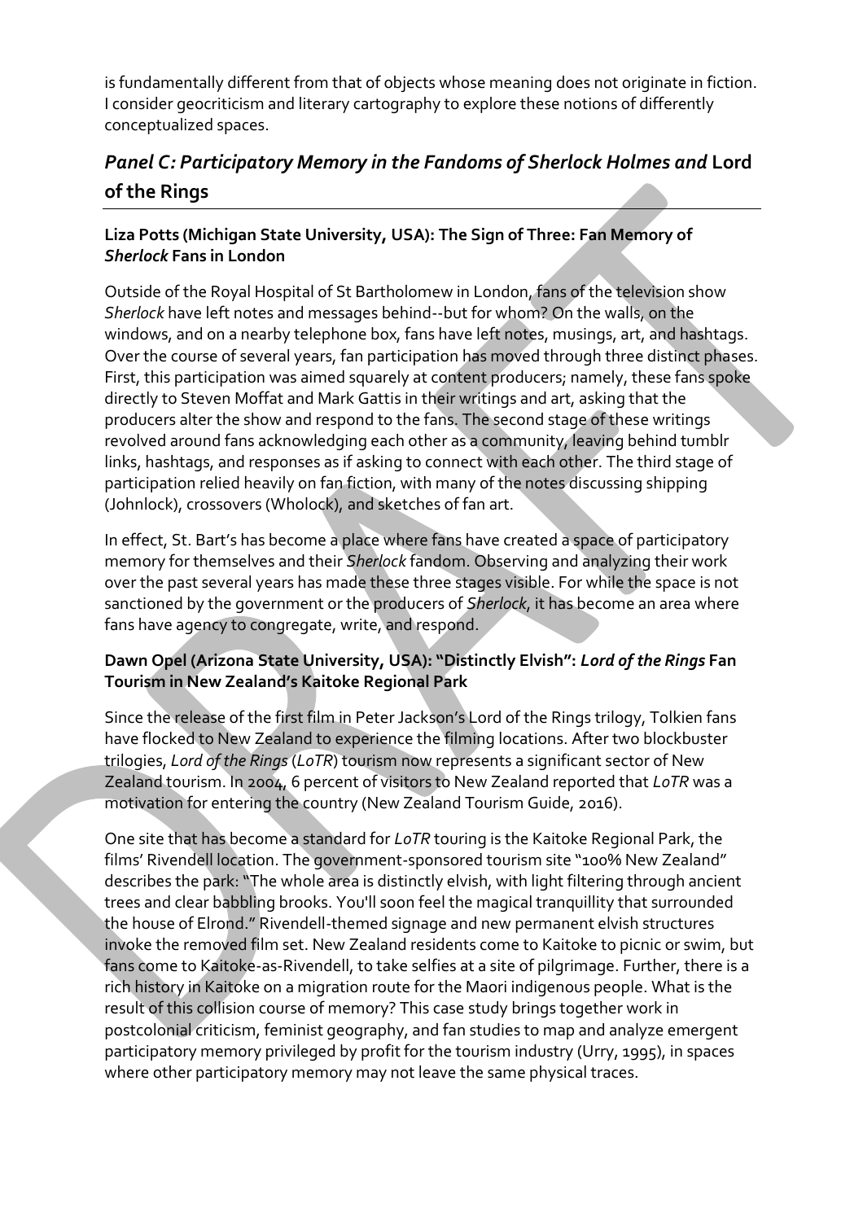is fundamentally different from that of objects whose meaning does not originate in fiction. I consider geocriticism and literary cartography to explore these notions of differently conceptualized spaces.

## *Panel C: Participatory Memory in the Fandoms of Sherlock Holmes and* Lord of the Rings

### Liza Potts (Michigan State University, USA): The Sign of Three: Fan Memory of *Sherlock* Fans in London

Outside of the Royal Hospital of St Bartholomew in London, fans of the television show *Sherlock* have left notes and messages behind--but for whom? On the walls, on the windows, and on a nearby telephone box, fans have left notes, musings, art, and hashtags. Over the course of several years, fan participation has moved through three distinct phases. First, this participation was aimed squarely at content producers; namely, these fans spoke directly to Steven Moffat and Mark Gattis in their writings and art, asking that the producers alter the show and respond to the fans. The second stage of these writings revolved around fans acknowledging each other as a community, leaving behind tumblr links, hashtags, and responses as if asking to connect with each other. The third stage of participation relied heavily on fan fiction, with many of the notes discussing shipping (Johnlock), crossovers (Wholock), and sketches of fan art.

In effect, St. Bart's has become a place where fans have created a space of participatory memory for themselves and their *Sherlock* fandom. Observing and analyzing their work over the past several years has made these three stages visible. For while the space is not sanctioned by the government or the producers of *Sherlock*, it has become an area where fans have agency to congregate, write, and respond.

### Dawn Opel (Arizona State University, USA): "Distinctly Elvish": *Lord of the Rings* Fan Tourism in New Zealand's Kaitoke Regional Park

Since the release of the first film in Peter Jackson's Lord of the Rings trilogy, Tolkien fans have flocked to New Zealand to experience the filming locations. After two blockbuster trilogies, *Lord of the Rings* (*LoTR*) tourism now represents a significant sector of New Zealand tourism. In 2004, 6 percent of visitors to New Zealand reported that *LoTR* was a motivation for entering the country (New Zealand Tourism Guide, 2016).

One site that has become a standard for *LoTR* touring is the Kaitoke Regional Park, the films' Rivendell location. The government-sponsored tourism site "100% New Zealand" describes the park: "The whole area is distinctly elvish, with light filtering through ancient trees and clear babbling brooks. You'll soon feel the magical tranquillity that surrounded the house of Elrond." Rivendell-themed signage and new permanent elvish structures invoke the removed film set. New Zealand residents come to Kaitoke to picnic or swim, but fans come to Kaitoke-as-Rivendell, to take selfies at a site of pilgrimage. Further, there is a rich history in Kaitoke on a migration route for the Maori indigenous people. What is the result of this collision course of memory? This case study brings together work in postcolonial criticism, feminist geography, and fan studies to map and analyze emergent participatory memory privileged by profit for the tourism industry (Urry, 1995), in spaces where other participatory memory may not leave the same physical traces.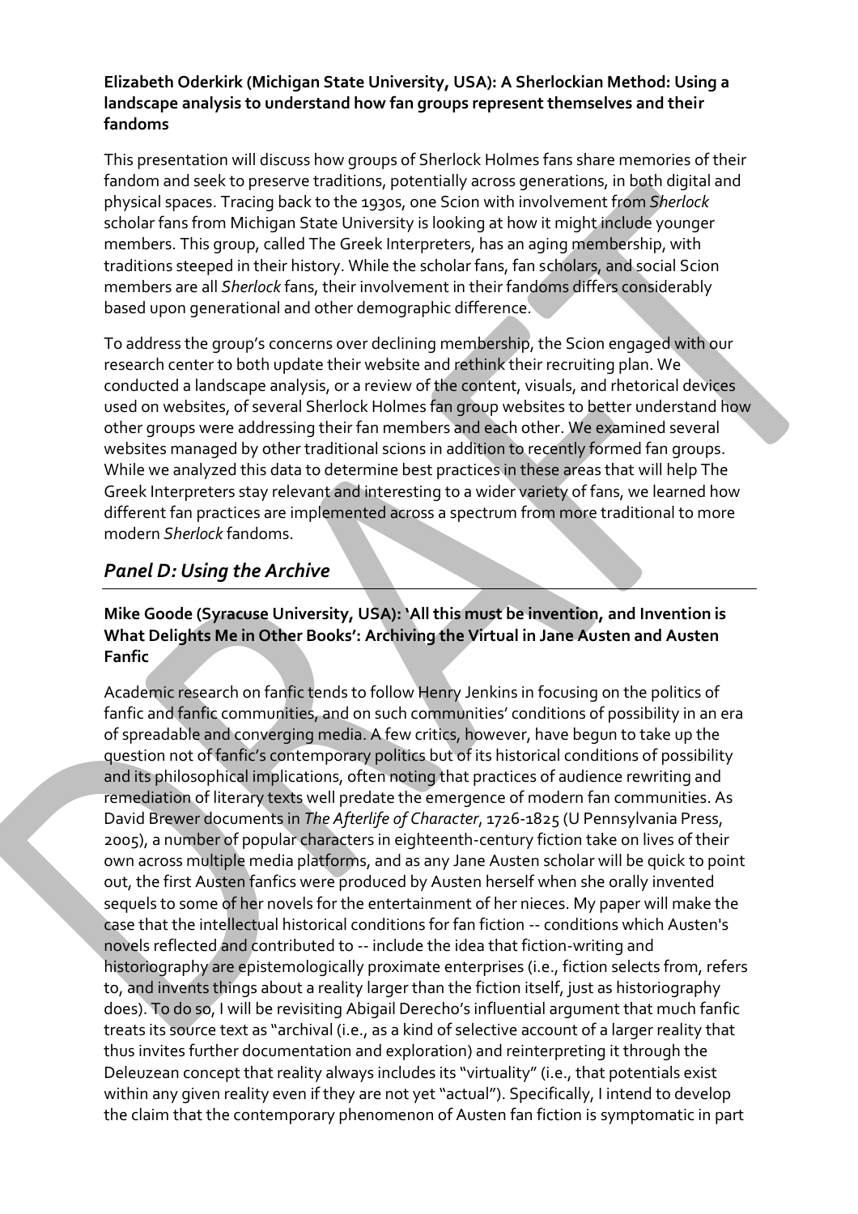**Elizabeth Oderkirk (Michigan State University, USA): A Sherlockian Method: Using a landscape analysis to understand how fan groups represent themselves and their fandoms**

This presentation will discuss how groups of Sherlock Holmes fans share memories of their fandom and seek to preserve traditions, potentially across generations, in both digital and physical spaces. Tracing back to the 1930s, one Scion with involvement from *Sherlock* scholar fans from Michigan State University is looking at how it might include younger members. This group, called The Greek Interpreters, has an aging membership, with traditions steeped in their history. While the scholar fans, fan scholars, and social Scion members are all *Sherlock* fans, their involvement in their fandoms differs considerably based upon generational and other demographic difference.

To address the group's concerns over declining membership, the Scion engaged with our research center to both update their website and rethink their recruiting plan. We conducted a landscape analysis, or a review of the content, visuals, and rhetorical devices used on websites, of several Sherlock Holmes fan group websites to better understand how other groups were addressing their fan members and each other. We examined several websites managed by other traditional scions in addition to recently formed fan groups. While we analyzed this data to determine best practices in these areas that will help The Greek Interpreters stay relevant and interesting to a wider variety of fans, we learned how different fan practices are implemented across a spectrum from more traditional to more modern *Sherlock* fandoms.

## *Panel D: Using the Archive*

**Mike Goode (Syracuse University, USA): 'All this must be invention, and Invention is What Delights Me in Other Books': Archiving the Virtual in Jane Austen and Austen Fanfic**

Academic research on fanfic tends to follow Henry Jenkins in focusing on the politics of fanfic and fanfic communities, and on such communities' conditions of possibility in an era of spreadable and converging media. A few critics, however, have begun to take up the question not of fanfic's contemporary politics but of its historical conditions of possibility and its philosophical implications, often noting that practices of audience rewriting and remediation of literary texts well predate the emergence of modern fan communities. As David Brewer documents in *The Afterlife of Character*, 1726-1825 (U Pennsylvania Press, 2005), a number of popular characters in eighteenth-century fiction take on lives of their own across multiple media platforms, and as any Jane Austen scholar will be quick to point out, the first Austen fanfics were produced by Austen herself when she orally invented sequels to some of her novels for the entertainment of her nieces. My paper will make the case that the intellectual historical conditions for fan fiction -- conditions which Austen's novels reflected and contributed to -- include the idea that fiction-writing and historiography are epistemologically proximate enterprises (i.e., fiction selects from, refers to, and invents things about a reality larger than the fiction itself, just as historiography does). To do so, I will be revisiting Abigail Derecho's influential argument that much fanfic treats its source text as "archival (i.e., as a kind of selective account of a larger reality that thus invites further documentation and exploration) and reinterpreting it through the Deleuzean concept that reality always includes its "virtuality" (i.e., that potentials exist within any given reality even if they are not yet "actual"). Specifically, I intend to develop the claim that the contemporary phenomenon of Austen fan fiction is symptomatic in part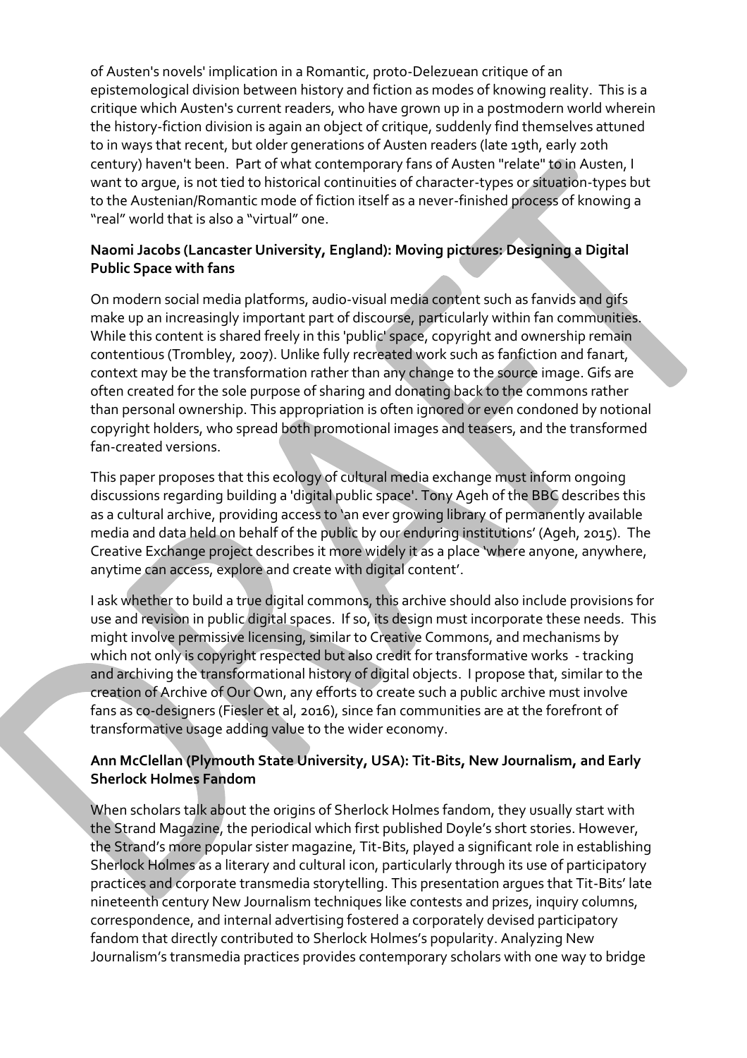of Austen's novels' implication in a Romantic, proto-Delezuean critique of an epistemological division between history and fiction as modes of knowing reality. This is a critique which Austen's current readers, who have grown up in a postmodern world wherein the history-fiction division is again an object of critique, suddenly find themselves attuned to in ways that recent, but older generations of Austen readers (late 19th, early 20th century) haven't been. Part of what contemporary fans of Austen "relate" to in Austen, I want to argue, is not tied to historical continuities of character-types or situation-types but to the Austenian/Romantic mode of fiction itself as a never-finished process of knowing a "real" world that is also a "virtual" one.

**Naomi Jacobs (Lancaster University, England): Moving pictures: Designing a Digital Public Space with fans**

On modern social media platforms, audio-visual media content such as fanvids and gifs make up an increasingly important part of discourse, particularly within fan communities. While this content is shared freely in this 'public' space, copyright and ownership remain contentious (Trombley, 2007). Unlike fully recreated work such as fanfiction and fanart, context may be the transformation rather than any change to the source image. Gifs are often created for the sole purpose of sharing and donating back to the commons rather than personal ownership. This appropriation is often ignored or even condoned by notional copyright holders, who spread both promotional images and teasers, and the transformed fan-created versions.

This paper proposes that this ecology of cultural media exchange must inform ongoing discussions regarding building a 'digital public space'. Tony Ageh of the BBC describes this as a cultural archive, providing access to 'an ever growing library of permanently available media and data held on behalf of the public by our enduring institutions' (Ageh, 2015). The Creative Exchange project describes it more widely it as a place 'where anyone, anywhere, anytime can access, explore and create with digital content'.

I ask whether to build a true digital commons, this archive should also include provisions for use and revision in public digital spaces. If so, its design must incorporate these needs. This might involve permissive licensing, similar to Creative Commons, and mechanisms by which not only is copyright respected but also credit for transformative works - tracking and archiving the transformational history of digital objects. I propose that, similar to the creation of Archive of Our Own, any efforts to create such a public archive must involve fans as co-designers (Fiesler et al, 2016), since fan communities are at the forefront of transformative usage adding value to the wider economy.

**Ann McClellan (Plymouth State University, USA): Tit-Bits, New Journalism, and Early Sherlock Holmes Fandom**

When scholars talk about the origins of Sherlock Holmes fandom, they usually start with the Strand Magazine, the periodical which first published Doyle's short stories. However, the Strand's more popular sister magazine, Tit-Bits, played a significant role in establishing Sherlock Holmes as a literary and cultural icon, particularly through its use of participatory practices and corporate transmedia storytelling. This presentation argues that Tit-Bits' late nineteenth century New Journalism techniques like contests and prizes, inquiry columns, correspondence, and internal advertising fostered a corporately devised participatory fandom that directly contributed to Sherlock Holmes's popularity. Analyzing New Journalism's transmedia practices provides contemporary scholars with one way to bridge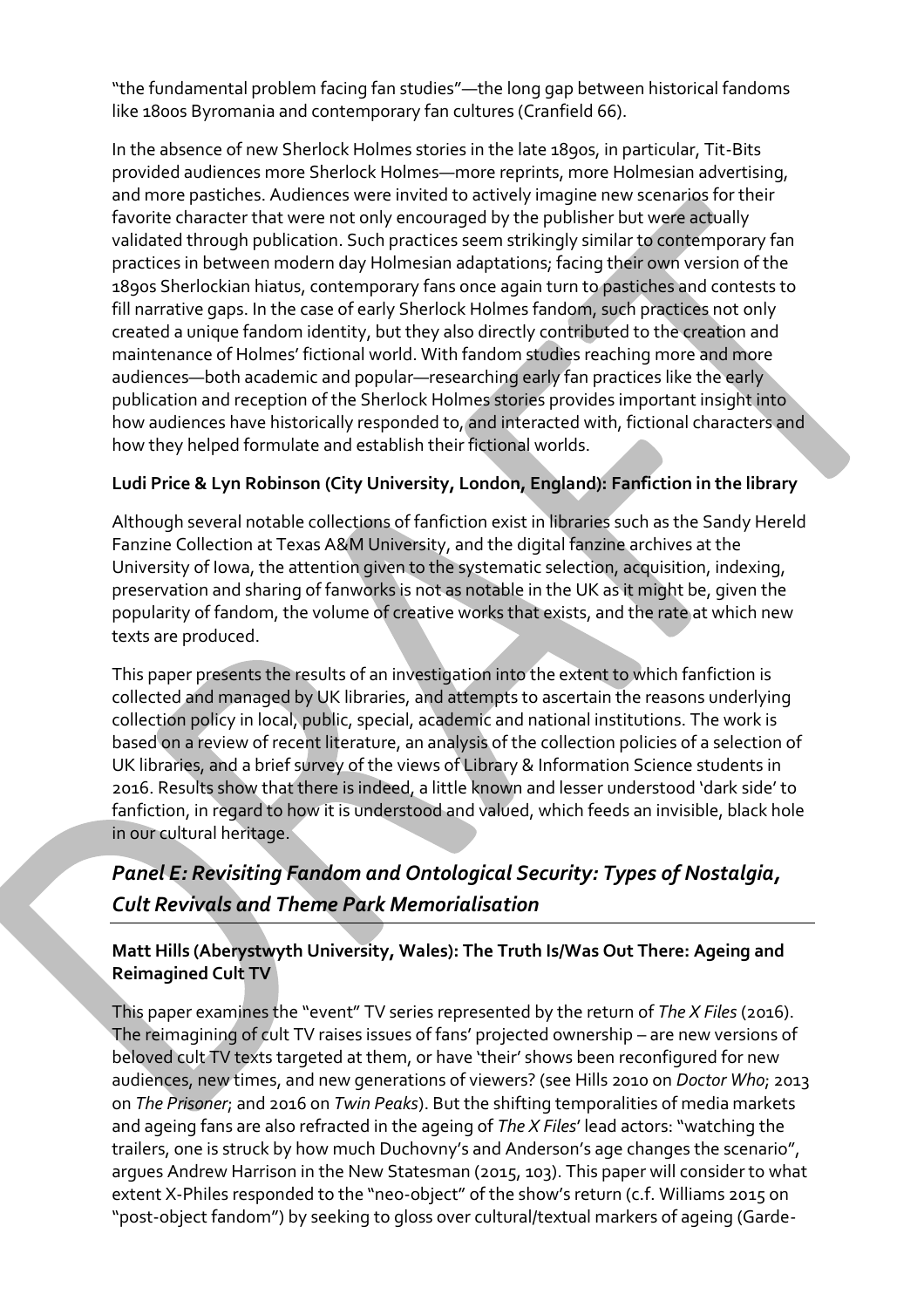"the fundamental problem facing fan studies"—the long gap between historical fandoms like 1800s Byromania and contemporary fan cultures (Cranfield 66).

In the absence of new Sherlock Holmes stories in the late 1890s, in particular, Tit-Bits provided audiences more Sherlock Holmes—more reprints, more Holmesian advertising, and more pastiches. Audiences were invited to actively imagine new scenarios for their favorite character that were not only encouraged by the publisher but were actually validated through publication. Such practices seem strikingly similar to contemporary fan practices in between modern day Holmesian adaptations; facing their own version of the 1890s Sherlockian hiatus, contemporary fans once again turn to pastiches and contests to fill narrative gaps. In the case of early Sherlock Holmes fandom, such practices not only created a unique fandom identity, but they also directly contributed to the creation and maintenance of Holmes' fictional world. With fandom studies reaching more and more audiences—both academic and popular—researching early fan practices like the early publication and reception of the Sherlock Holmes stories provides important insight into how audiences have historically responded to, and interacted with, fictional characters and how they helped formulate and establish their fictional worlds.

**Ludi Price & Lyn Robinson (City University, London, England): Fanfiction in the library**

Although several notable collections of fanfiction exist in libraries such as the Sandy Hereld Fanzine Collection at Texas A&M University, and the digital fanzine archives at the University of Iowa, the attention given to the systematic selection, acquisition, indexing, preservation and sharing of fanworks is not as notable in the UK as it might be, given the popularity of fandom, the volume of creative works that exists, and the rate at which new texts are produced.

This paper presents the results of an investigation into the extent to which fanfiction is collected and managed by UK libraries, and attempts to ascertain the reasons underlying collection policy in local, public, special, academic and national institutions. The work is based on a review of recent literature, an analysis of the collection policies of a selection of UK libraries, and a brief survey of the views of Library & Information Science students in 2016. Results show that there is indeed, a little known and lesser understood 'dark side' to fanfiction, in regard to how it is understood and valued, which feeds an invisible, black hole in our cultural heritage.

## *Panel E: Revisiting Fandom and Ontological Security: Types of Nostalgia, Cult Revivals and Theme Park Memorialisation*

**Matt Hills (Aberystwyth University, Wales): The Truth Is/Was Out There: Ageing and Reimagined Cult TV**

This paper examines the "event" TV series represented by the return of *The X Files* (2016). The reimagining of cult TV raises issues of fans' projected ownership – are new versions of beloved cult TV texts targeted at them, or have 'their' shows been reconfigured for new audiences, new times, and new generations of viewers? (see Hills 2010 on *Doctor Who*; 2013 on *The Prisoner*; and 2016 on *Twin Peaks*). But the shifting temporalities of media markets and ageing fans are also refracted in the ageing of *The X Files*' lead actors: "watching the trailers, one is struck by how much Duchovny's and Anderson's age changes the scenario", argues Andrew Harrison in the New Statesman (2015, 103). This paper will consider to what extent X-Philes responded to the "neo-object" of the show's return (c.f. Williams 2015 on "post-object fandom") by seeking to gloss over cultural/textual markers of ageing (Garde-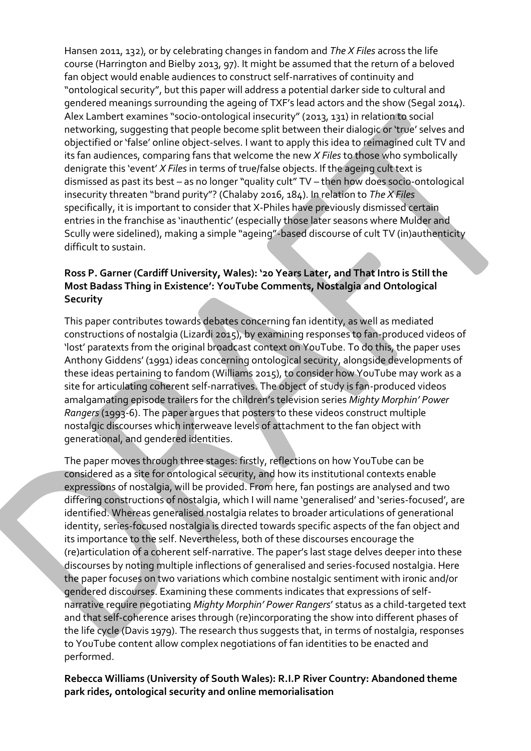Hansen 2011, 132), or by celebrating changes in fandom and *The X Files* across the life course (Harrington and Bielby 2013, 97). It might be assumed that the return of a beloved fan object would enable audiences to construct self-narratives of continuity and "ontological security", but this paper will address a potential darker side to cultural and gendered meanings surrounding the ageing of TXF's lead actors and the show (Segal 2014). Alex Lambert examines "socio-ontological insecurity" (2013, 131) in relation to social networking, suggesting that people become split between their dialogic or 'true' selves and objectified or 'false' online object-selves. I want to apply this idea to reimagined cult TV and its fan audiences, comparing fans that welcome the new *X Files* to those who symbolically denigrate this 'event' *X Files* in terms of true/false objects. If the ageing cult text is dismissed as past its best – as no longer "quality cult" TV – then how does socio-ontological insecurity threaten "brand purity"? (Chalaby 2016, 184). In relation to *The X Files* specifically, it is important to consider that X-Philes have previously dismissed certain entries in the franchise as 'inauthentic' (especially those later seasons where Mulder and Scully were sidelined), making a simple "ageing"-based discourse of cult TV (in)authenticity difficult to sustain.

**Ross P. Garner (Cardiff University, Wales): '20 Years Later, and That Intro is Still the Most Badass Thing in Existence': YouTube Comments, Nostalgia and Ontological Security**

This paper contributes towards debates concerning fan identity, as well as mediated constructions of nostalgia (Lizardi 2015), by examining responses to fan-produced videos of 'lost' paratexts from the original broadcast context on YouTube. To do this, the paper uses Anthony Giddens' (1991) ideas concerning ontological security, alongside developments of these ideas pertaining to fandom (Williams 2015), to consider how YouTube may work as a site for articulating coherent self-narratives. The object of study is fan-produced videos amalgamating episode trailers for the children's television series *Mighty Morphin' Power Rangers* (1993-6). The paper argues that posters to these videos construct multiple nostalgic discourses which interweave levels of attachment to the fan object with generational, and gendered identities.

The paper moves through three stages: firstly, reflections on how YouTube can be considered as a site for ontological security, and how its institutional contexts enable expressions of nostalgia, will be provided. From here, fan postings are analysed and two differing constructions of nostalgia, which I will name 'generalised' and 'series-focused', are identified. Whereas generalised nostalgia relates to broader articulations of generational identity, series-focused nostalgia is directed towards specific aspects of the fan object and its importance to the self. Nevertheless, both of these discourses encourage the (re)articulation of a coherent self-narrative. The paper's last stage delves deeper into these discourses by noting multiple inflections of generalised and series-focused nostalgia. Here the paper focuses on two variations which combine nostalgic sentiment with ironic and/or gendered discourses. Examining these comments indicates that expressions of self-narrative require negotiating *Mighty Morphin' Power Rangers*' status as a child-targeted text and that self-coherence arises through (re)incorporating the show into different phases of the life cycle (Davis 1979). The research thus suggests that, in terms of nostalgia, responses to YouTube content allow complex negotiations of fan identities to be enacted and performed.

**Rebecca Williams (University of South Wales): R.I.P River Country: Abandoned theme park rides, ontological security and online memorialisation**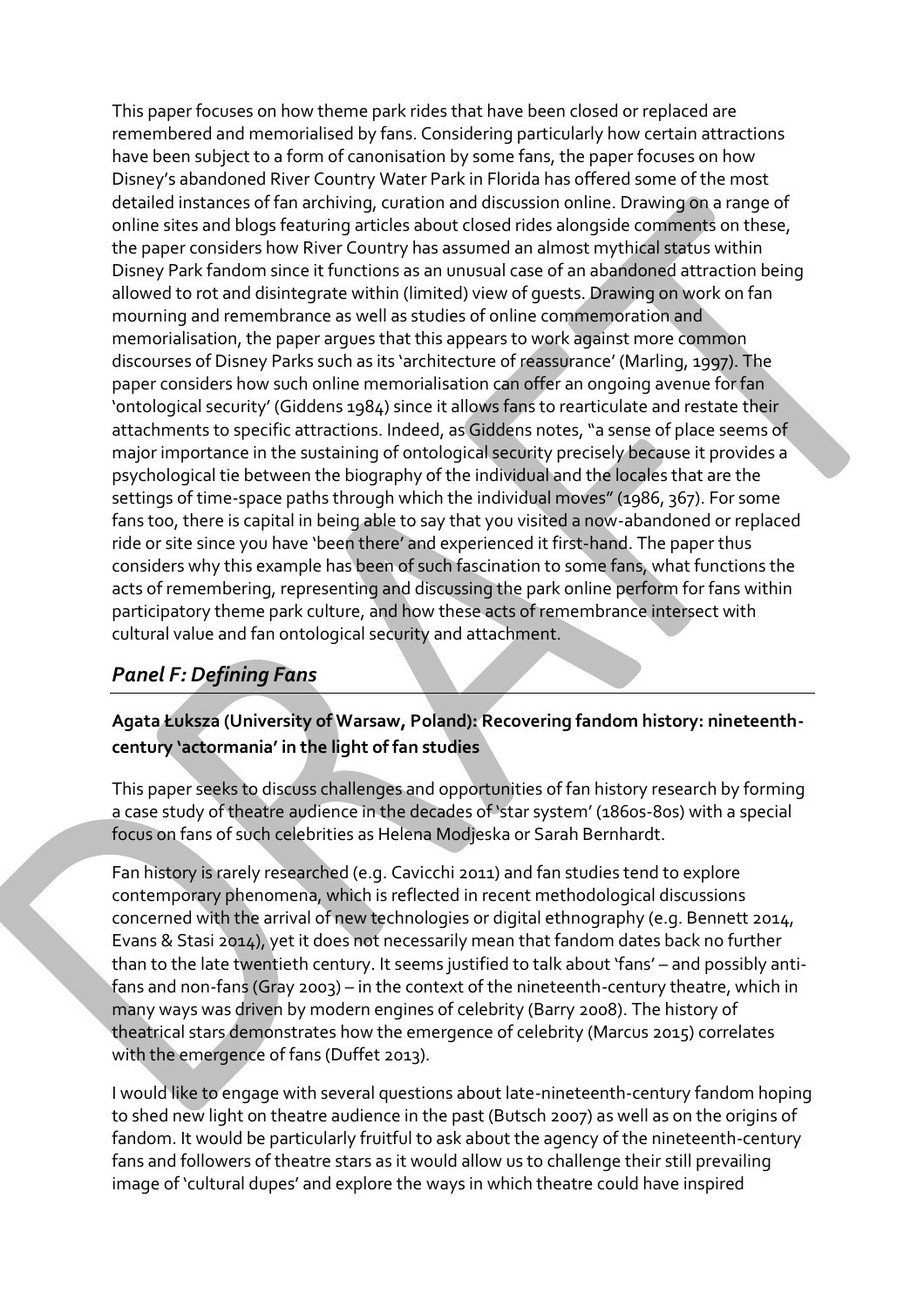This paper focuses on how theme park rides that have been closed or replaced are remembered and memorialised by fans. Considering particularly how certain attractions have been subject to a form of canonisation by some fans, the paper focuses on how Disney's abandoned River Country Water Park in Florida has offered some of the most detailed instances of fan archiving, curation and discussion online. Drawing on a range of online sites and blogs featuring articles about closed rides alongside comments on these, the paper considers how River Country has assumed an almost mythical status within Disney Park fandom since it functions as an unusual case of an abandoned attraction being allowed to rot and disintegrate within (limited) view of guests. Drawing on work on fan mourning and remembrance as well as studies of online commemoration and memorialisation, the paper argues that this appears to work against more common discourses of Disney Parks such as its 'architecture of reassurance' (Marling, 1997). The paper considers how such online memorialisation can offer an ongoing avenue for fan 'ontological security' (Giddens 1984) since it allows fans to rearticulate and restate their attachments to specific attractions. Indeed, as Giddens notes, "a sense of place seems of major importance in the sustaining of ontological security precisely because it provides a psychological tie between the biography of the individual and the locales that are the settings of time-space paths through which the individual moves" (1986, 367). For some fans too, there is capital in being able to say that you visited a now-abandoned or replaced ride or site since you have 'been there' and experienced it first-hand. The paper thus considers why this example has been of such fascination to some fans, what functions the acts of remembering, representing and discussing the park online perform for fans within participatory theme park culture, and how these acts of remembrance intersect with cultural value and fan ontological security and attachment.

## *Panel F: Defining Fans*

**Agata Łuksza (University of Warsaw, Poland): Recovering fandom history: nineteenth-century 'actormania' in the light of fan studies**

This paper seeks to discuss challenges and opportunities of fan history research by forming a case study of theatre audience in the decades of 'star system' (1860s-80s) with a special focus on fans of such celebrities as Helena Modjeska or Sarah Bernhardt.

Fan history is rarely researched (e.g. Cavicchi 2011) and fan studies tend to explore contemporary phenomena, which is reflected in recent methodological discussions concerned with the arrival of new technologies or digital ethnography (e.g. Bennett 2014, Evans & Stasi 2014), yet it does not necessarily mean that fandom dates back no further than to the late twentieth century. It seems justified to talk about 'fans' – and possibly anti-fans and non-fans (Gray 2003) – in the context of the nineteenth-century theatre, which in many ways was driven by modern engines of celebrity (Barry 2008). The history of theatrical stars demonstrates how the emergence of celebrity (Marcus 2015) correlates with the emergence of fans (Duffet 2013).

I would like to engage with several questions about late-nineteenth-century fandom hoping to shed new light on theatre audience in the past (Butsch 2007) as well as on the origins of fandom. It would be particularly fruitful to ask about the agency of the nineteenth-century fans and followers of theatre stars as it would allow us to challenge their still prevailing image of 'cultural dupes' and explore the ways in which theatre could have inspired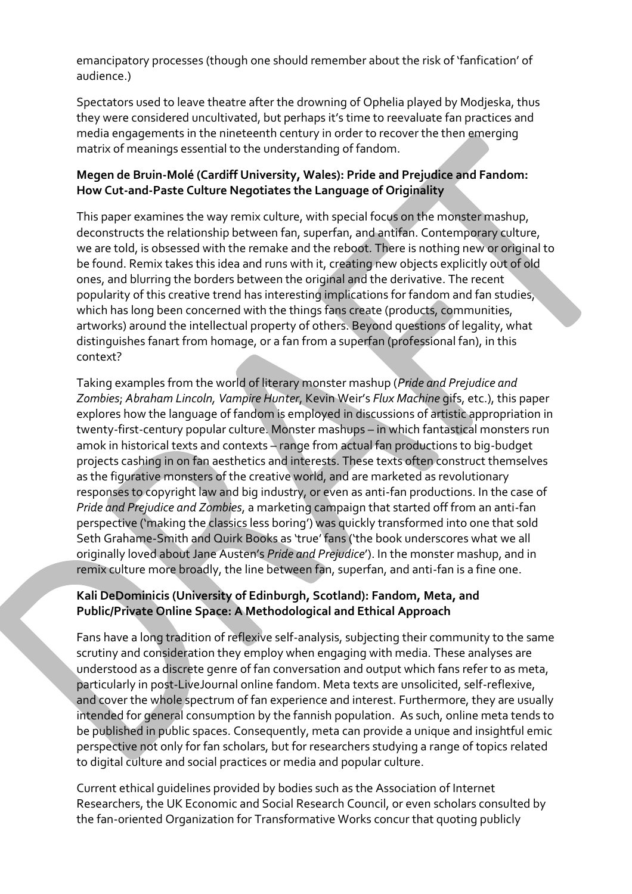emancipatory processes (though one should remember about the risk of 'fanfication' of audience.)

Spectators used to leave theatre after the drowning of Ophelia played by Modjeska, thus they were considered uncultivated, but perhaps it's time to reevaluate fan practices and media engagements in the nineteenth century in order to recover the then emerging matrix of meanings essential to the understanding of fandom.

**Megen de Bruin-Molé (Cardiff University, Wales): Pride and Prejudice and Fandom: How Cut-and-Paste Culture Negotiates the Language of Originality**

This paper examines the way remix culture, with special focus on the monster mashup, deconstructs the relationship between fan, superfan, and antifan. Contemporary culture, we are told, is obsessed with the remake and the reboot. There is nothing new or original to be found. Remix takes this idea and runs with it, creating new objects explicitly out of old ones, and blurring the borders between the original and the derivative. The recent popularity of this creative trend has interesting implications for fandom and fan studies, which has long been concerned with the things fans create (products, communities, artworks) around the intellectual property of others. Beyond questions of legality, what distinguishes fanart from homage, or a fan from a superfan (professional fan), in this context?

Taking examples from the world of literary monster mashup (*Pride and Prejudice and Zombies*; *Abraham Lincoln, Vampire Hunter*, Kevin Weir's *Flux Machine* gifs, etc.), this paper explores how the language of fandom is employed in discussions of artistic appropriation in twenty-first-century popular culture. Monster mashups – in which fantastical monsters run amok in historical texts and contexts – range from actual fan productions to big-budget projects cashing in on fan aesthetics and interests. These texts often construct themselves as the figurative monsters of the creative world, and are marketed as revolutionary responses to copyright law and big industry, or even as anti-fan productions. In the case of *Pride and Prejudice and Zombies*, a marketing campaign that started off from an anti-fan perspective ('making the classics less boring') was quickly transformed into one that sold Seth Grahame-Smith and Quirk Books as 'true' fans ('the book underscores what we all originally loved about Jane Austen's *Pride and Prejudice*'). In the monster mashup, and in remix culture more broadly, the line between fan, superfan, and anti-fan is a fine one.

**Kali DeDominicis (University of Edinburgh, Scotland): Fandom, Meta, and Public/Private Online Space: A Methodological and Ethical Approach**

Fans have a long tradition of reflexive self-analysis, subjecting their community to the same scrutiny and consideration they employ when engaging with media. These analyses are understood as a discrete genre of fan conversation and output which fans refer to as meta, particularly in post-LiveJournal online fandom. Meta texts are unsolicited, self-reflexive, and cover the whole spectrum of fan experience and interest. Furthermore, they are usually intended for general consumption by the fannish population. As such, online meta tends to be published in public spaces. Consequently, meta can provide a unique and insightful emic perspective not only for fan scholars, but for researchers studying a range of topics related to digital culture and social practices or media and popular culture.

Current ethical guidelines provided by bodies such as the Association of Internet Researchers, the UK Economic and Social Research Council, or even scholars consulted by the fan-oriented Organization for Transformative Works concur that quoting publicly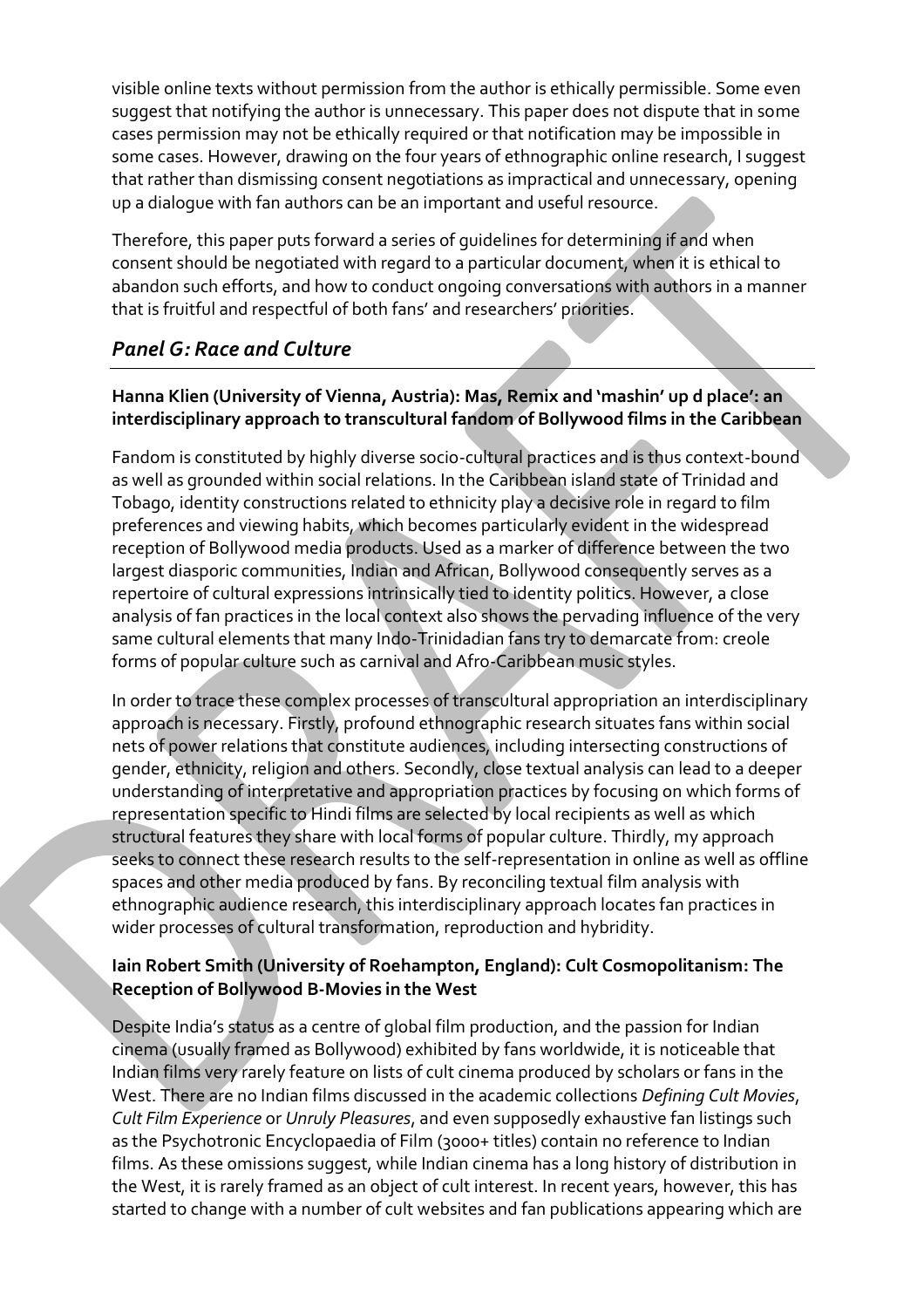visible online texts without permission from the author is ethically permissible. Some even suggest that notifying the author is unnecessary. This paper does not dispute that in some cases permission may not be ethically required or that notification may be impossible in some cases. However, drawing on the four years of ethnographic online research, I suggest that rather than dismissing consent negotiations as impractical and unnecessary, opening up a dialogue with fan authors can be an important and useful resource.

Therefore, this paper puts forward a series of guidelines for determining if and when consent should be negotiated with regard to a particular document, when it is ethical to abandon such efforts, and how to conduct ongoing conversations with authors in a manner that is fruitful and respectful of both fans' and researchers' priorities.

## *Panel G: Race and Culture*

**Hanna Klien (University of Vienna, Austria): Mas, Remix and 'mashin' up d place': an interdisciplinary approach to transcultural fandom of Bollywood films in the Caribbean**

Fandom is constituted by highly diverse socio-cultural practices and is thus context-bound as well as grounded within social relations. In the Caribbean island state of Trinidad and Tobago, identity constructions related to ethnicity play a decisive role in regard to film preferences and viewing habits, which becomes particularly evident in the widespread reception of Bollywood media products. Used as a marker of difference between the two largest diasporic communities, Indian and African, Bollywood consequently serves as a repertoire of cultural expressions intrinsically tied to identity politics. However, a close analysis of fan practices in the local context also shows the pervading influence of the very same cultural elements that many Indo-Trinidadian fans try to demarcate from: creole forms of popular culture such as carnival and Afro-Caribbean music styles.

In order to trace these complex processes of transcultural appropriation an interdisciplinary approach is necessary. Firstly, profound ethnographic research situates fans within social nets of power relations that constitute audiences, including intersecting constructions of gender, ethnicity, religion and others. Secondly, close textual analysis can lead to a deeper understanding of interpretative and appropriation practices by focusing on which forms of representation specific to Hindi films are selected by local recipients as well as which structural features they share with local forms of popular culture. Thirdly, my approach seeks to connect these research results to the self-representation in online as well as offline spaces and other media produced by fans. By reconciling textual film analysis with ethnographic audience research, this interdisciplinary approach locates fan practices in wider processes of cultural transformation, reproduction and hybridity.

**Iain Robert Smith (University of Roehampton, England): Cult Cosmopolitanism: The Reception of Bollywood B-Movies in the West**

Despite India's status as a centre of global film production, and the passion for Indian cinema (usually framed as Bollywood) exhibited by fans worldwide, it is noticeable that Indian films very rarely feature on lists of cult cinema produced by scholars or fans in the West. There are no Indian films discussed in the academic collections *Defining Cult Movies*, *Cult Film Experience* or *Unruly Pleasures*, and even supposedly exhaustive fan listings such as the Psychotronic Encyclopaedia of Film (3000+ titles) contain no reference to Indian films. As these omissions suggest, while Indian cinema has a long history of distribution in the West, it is rarely framed as an object of cult interest. In recent years, however, this has started to change with a number of cult websites and fan publications appearing which are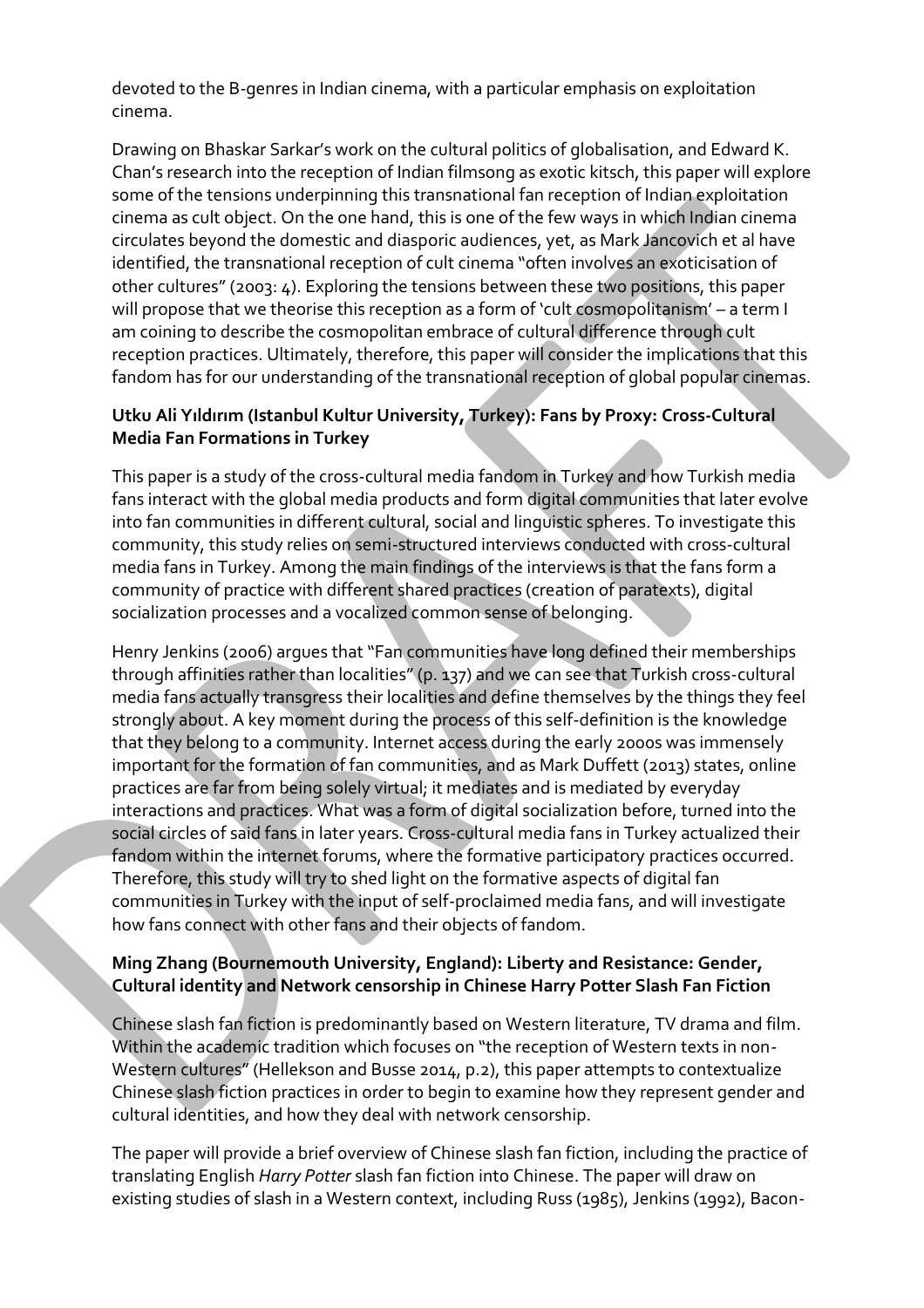devoted to the B-genres in Indian cinema, with a particular emphasis on exploitation cinema.

Drawing on Bhaskar Sarkar's work on the cultural politics of globalisation, and Edward K. Chan's research into the reception of Indian filmsong as exotic kitsch, this paper will explore some of the tensions underpinning this transnational fan reception of Indian exploitation cinema as cult object. On the one hand, this is one of the few ways in which Indian cinema circulates beyond the domestic and diasporic audiences, yet, as Mark Jancovich et al have identified, the transnational reception of cult cinema "often involves an exoticisation of other cultures" (2003: 4). Exploring the tensions between these two positions, this paper will propose that we theorise this reception as a form of 'cult cosmopolitanism' – a term I am coining to describe the cosmopolitan embrace of cultural difference through cult reception practices. Ultimately, therefore, this paper will consider the implications that this fandom has for our understanding of the transnational reception of global popular cinemas.

**Utku Ali Yıldırım (Istanbul Kultur University, Turkey): Fans by Proxy: Cross-Cultural Media Fan Formations in Turkey**

This paper is a study of the cross-cultural media fandom in Turkey and how Turkish media fans interact with the global media products and form digital communities that later evolve into fan communities in different cultural, social and linguistic spheres. To investigate this community, this study relies on semi-structured interviews conducted with cross-cultural media fans in Turkey. Among the main findings of the interviews is that the fans form a community of practice with different shared practices (creation of paratexts), digital socialization processes and a vocalized common sense of belonging.

Henry Jenkins (2006) argues that "Fan communities have long defined their memberships through affinities rather than localities" (p. 137) and we can see that Turkish cross-cultural media fans actually transgress their localities and define themselves by the things they feel strongly about. A key moment during the process of this self-definition is the knowledge that they belong to a community. Internet access during the early 2000s was immensely important for the formation of fan communities, and as Mark Duffett (2013) states, online practices are far from being solely virtual; it mediates and is mediated by everyday interactions and practices. What was a form of digital socialization before, turned into the social circles of said fans in later years. Cross-cultural media fans in Turkey actualized their fandom within the internet forums, where the formative participatory practices occurred. Therefore, this study will try to shed light on the formative aspects of digital fan communities in Turkey with the input of self-proclaimed media fans, and will investigate how fans connect with other fans and their objects of fandom.

**Ming Zhang (Bournemouth University, England): Liberty and Resistance: Gender, Cultural identity and Network censorship in Chinese Harry Potter Slash Fan Fiction**

Chinese slash fan fiction is predominantly based on Western literature, TV drama and film. Within the academic tradition which focuses on "the reception of Western texts in non-Western cultures" (Hellekson and Busse 2014, p.2), this paper attempts to contextualize Chinese slash fiction practices in order to begin to examine how they represent gender and cultural identities, and how they deal with network censorship.

The paper will provide a brief overview of Chinese slash fan fiction, including the practice of translating English *Harry Potter* slash fan fiction into Chinese. The paper will draw on existing studies of slash in a Western context, including Russ (1985), Jenkins (1992), Bacon-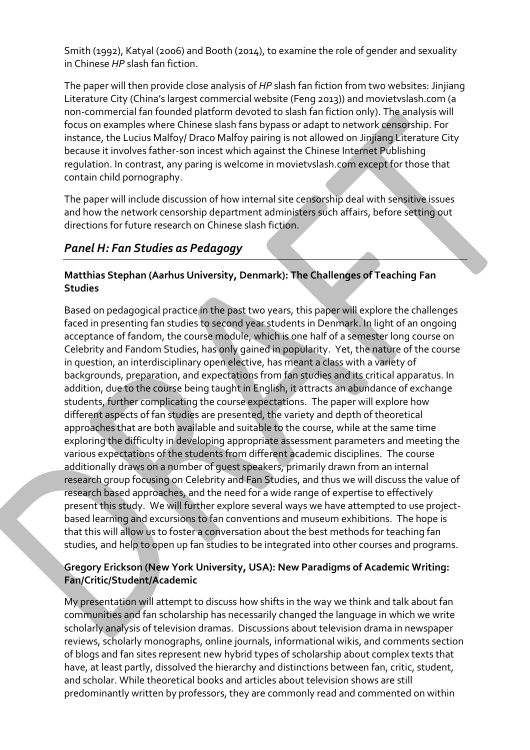Smith (1992), Katyal (2006) and Booth (2014), to examine the role of gender and sexuality in Chinese *HP* slash fan fiction.

The paper will then provide close analysis of *HP* slash fan fiction from two websites: Jinjiang Literature City (China's largest commercial website (Feng 2013)) and movietvslash.com (a non-commercial fan founded platform devoted to slash fan fiction only). The analysis will focus on examples where Chinese slash fans bypass or adapt to network censorship. For instance, the Lucius Malfoy/ Draco Malfoy pairing is not allowed on Jinjiang Literature City because it involves father-son incest which against the Chinese Internet Publishing regulation. In contrast, any paring is welcome in movietvslash.com except for those that contain child pornography.

The paper will include discussion of how internal site censorship deal with sensitive issues and how the network censorship department administers such affairs, before setting out directions for future research on Chinese slash fiction.

## *Panel H: Fan Studies as Pedagogy*

### Matthias Stephan (Aarhus University, Denmark): The Challenges of Teaching Fan Studies

Based on pedagogical practice in the past two years, this paper will explore the challenges faced in presenting fan studies to second year students in Denmark. In light of an ongoing acceptance of fandom, the course module, which is one half of a semester long course on Celebrity and Fandom Studies, has only gained in popularity. Yet, the nature of the course in question, an interdisciplinary open elective, has meant a class with a variety of backgrounds, preparation, and expectations from fan studies and its critical apparatus. In addition, due to the course being taught in English, it attracts an abundance of exchange students, further complicating the course expectations. The paper will explore how different aspects of fan studies are presented, the variety and depth of theoretical approaches that are both available and suitable to the course, while at the same time exploring the difficulty in developing appropriate assessment parameters and meeting the various expectations of the students from different academic disciplines. The course additionally draws on a number of guest speakers, primarily drawn from an internal research group focusing on Celebrity and Fan Studies, and thus we will discuss the value of research based approaches, and the need for a wide range of expertise to effectively present this study. We will further explore several ways we have attempted to use project-based learning and excursions to fan conventions and museum exhibitions. The hope is that this will allow us to foster a conversation about the best methods for teaching fan studies, and help to open up fan studies to be integrated into other courses and programs.

### Gregory Erickson (New York University, USA): New Paradigms of Academic Writing: Fan/Critic/Student/Academic

My presentation will attempt to discuss how shifts in the way we think and talk about fan communities and fan scholarship has necessarily changed the language in which we write scholarly analysis of television dramas. Discussions about television drama in newspaper reviews, scholarly monographs, online journals, informational wikis, and comments section of blogs and fan sites represent new hybrid types of scholarship about complex texts that have, at least partly, dissolved the hierarchy and distinctions between fan, critic, student, and scholar. While theoretical books and articles about television shows are still predominantly written by professors, they are commonly read and commented on within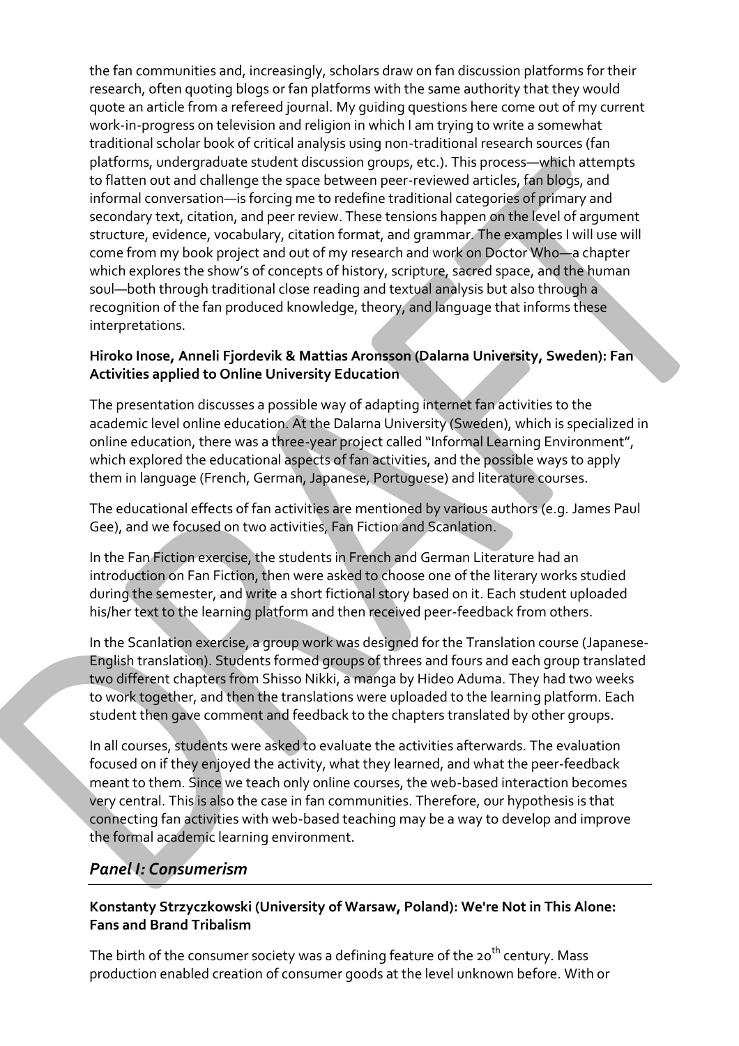the fan communities and, increasingly, scholars draw on fan discussion platforms for their research, often quoting blogs or fan platforms with the same authority that they would quote an article from a refereed journal. My guiding questions here come out of my current work-in-progress on television and religion in which I am trying to write a somewhat traditional scholar book of critical analysis using non-traditional research sources (fan platforms, undergraduate student discussion groups, etc.). This process—which attempts to flatten out and challenge the space between peer-reviewed articles, fan blogs, and informal conversation—is forcing me to redefine traditional categories of primary and secondary text, citation, and peer review. These tensions happen on the level of argument structure, evidence, vocabulary, citation format, and grammar. The examples I will use will come from my book project and out of my research and work on Doctor Who—a chapter which explores the show's of concepts of history, scripture, sacred space, and the human soul—both through traditional close reading and textual analysis but also through a recognition of the fan produced knowledge, theory, and language that informs these interpretations.

**Hiroko Inose, Anneli Fjordevik & Mattias Aronsson (Dalarna University, Sweden): Fan Activities applied to Online University Education**

The presentation discusses a possible way of adapting internet fan activities to the academic level online education. At the Dalarna University (Sweden), which is specialized in online education, there was a three-year project called "Informal Learning Environment", which explored the educational aspects of fan activities, and the possible ways to apply them in language (French, German, Japanese, Portuguese) and literature courses.

The educational effects of fan activities are mentioned by various authors (e.g. James Paul Gee), and we focused on two activities, Fan Fiction and Scanlation.

In the Fan Fiction exercise, the students in French and German Literature had an introduction on Fan Fiction, then were asked to choose one of the literary works studied during the semester, and write a short fictional story based on it. Each student uploaded his/her text to the learning platform and then received peer-feedback from others.

In the Scanlation exercise, a group work was designed for the Translation course (Japanese-English translation). Students formed groups of threes and fours and each group translated two different chapters from Shisso Nikki, a manga by Hideo Aduma. They had two weeks to work together, and then the translations were uploaded to the learning platform. Each student then gave comment and feedback to the chapters translated by other groups.

In all courses, students were asked to evaluate the activities afterwards. The evaluation focused on if they enjoyed the activity, what they learned, and what the peer-feedback meant to them. Since we teach only online courses, the web-based interaction becomes very central. This is also the case in fan communities. Therefore, our hypothesis is that connecting fan activities with web-based teaching may be a way to develop and improve the formal academic learning environment.

## *Panel I: Consumerism*

**Konstanty Strzyczkowski (University of Warsaw, Poland): We're Not in This Alone: Fans and Brand Tribalism**

The birth of the consumer society was a defining feature of the 20th century. Mass production enabled creation of consumer goods at the level unknown before. With or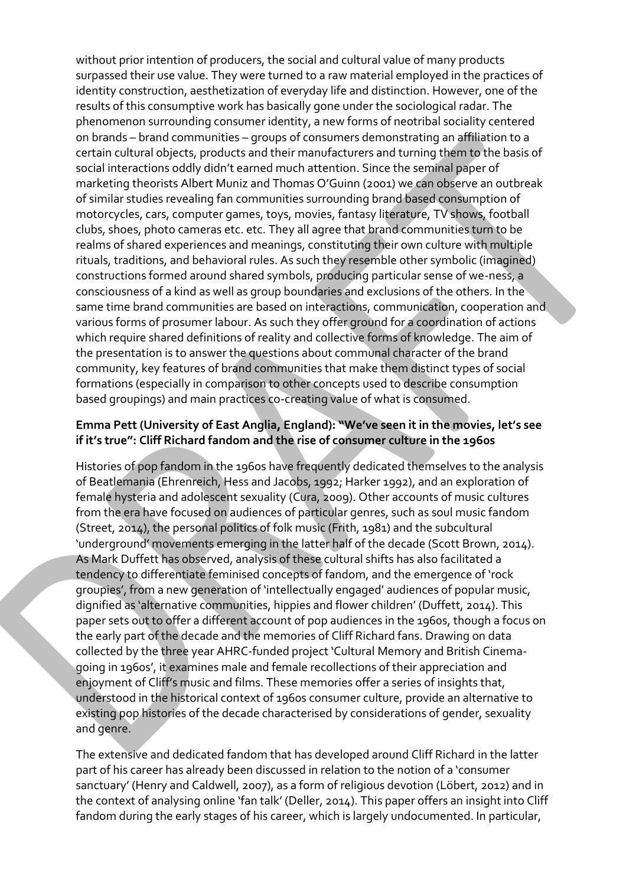without prior intention of producers, the social and cultural value of many products surpassed their use value. They were turned to a raw material employed in the practices of identity construction, aesthetization of everyday life and distinction. However, one of the results of this consumptive work has basically gone under the sociological radar. The phenomenon surrounding consumer identity, a new forms of neotribal sociality centered on brands – brand communities – groups of consumers demonstrating an affiliation to a certain cultural objects, products and their manufacturers and turning them to the basis of social interactions oddly didn't earned much attention. Since the seminal paper of marketing theorists Albert Muniz and Thomas O'Guinn (2001) we can observe an outbreak of similar studies revealing fan communities surrounding brand based consumption of motorcycles, cars, computer games, toys, movies, fantasy literature, TV shows, football clubs, shoes, photo cameras etc. etc. They all agree that brand communities turn to be realms of shared experiences and meanings, constituting their own culture with multiple rituals, traditions, and behavioral rules. As such they resemble other symbolic (imagined) constructions formed around shared symbols, producing particular sense of we-ness, a consciousness of a kind as well as group boundaries and exclusions of the others. In the same time brand communities are based on interactions, communication, cooperation and various forms of prosumer labour. As such they offer ground for a coordination of actions which require shared definitions of reality and collective forms of knowledge. The aim of the presentation is to answer the questions about communal character of the brand community, key features of brand communities that make them distinct types of social formations (especially in comparison to other concepts used to describe consumption based groupings) and main practices co-creating value of what is consumed.

**Emma Pett (University of East Anglia, England): "We've seen it in the movies, let's see if it's true": Cliff Richard fandom and the rise of consumer culture in the 1960s**

Histories of pop fandom in the 1960s have frequently dedicated themselves to the analysis of Beatlemania (Ehrenreich, Hess and Jacobs, 1992; Harker 1992), and an exploration of female hysteria and adolescent sexuality (Cura, 2009). Other accounts of music cultures from the era have focused on audiences of particular genres, such as soul music fandom (Street, 2014), the personal politics of folk music (Frith, 1981) and the subcultural 'underground' movements emerging in the latter half of the decade (Scott Brown, 2014). As Mark Duffett has observed, analysis of these cultural shifts has also facilitated a tendency to differentiate feminised concepts of fandom, and the emergence of 'rock groupies', from a new generation of 'intellectually engaged' audiences of popular music, dignified as 'alternative communities, hippies and flower children' (Duffett, 2014). This paper sets out to offer a different account of pop audiences in the 1960s, though a focus on the early part of the decade and the memories of Cliff Richard fans. Drawing on data collected by the three year AHRC-funded project 'Cultural Memory and British Cinema-going in 1960s', it examines male and female recollections of their appreciation and enjoyment of Cliff's music and films. These memories offer a series of insights that, understood in the historical context of 1960s consumer culture, provide an alternative to existing pop histories of the decade characterised by considerations of gender, sexuality and genre.

The extensive and dedicated fandom that has developed around Cliff Richard in the latter part of his career has already been discussed in relation to the notion of a 'consumer sanctuary' (Henry and Caldwell, 2007), as a form of religious devotion (Löbert, 2012) and in the context of analysing online 'fan talk' (Deller, 2014). This paper offers an insight into Cliff fandom during the early stages of his career, which is largely undocumented. In particular,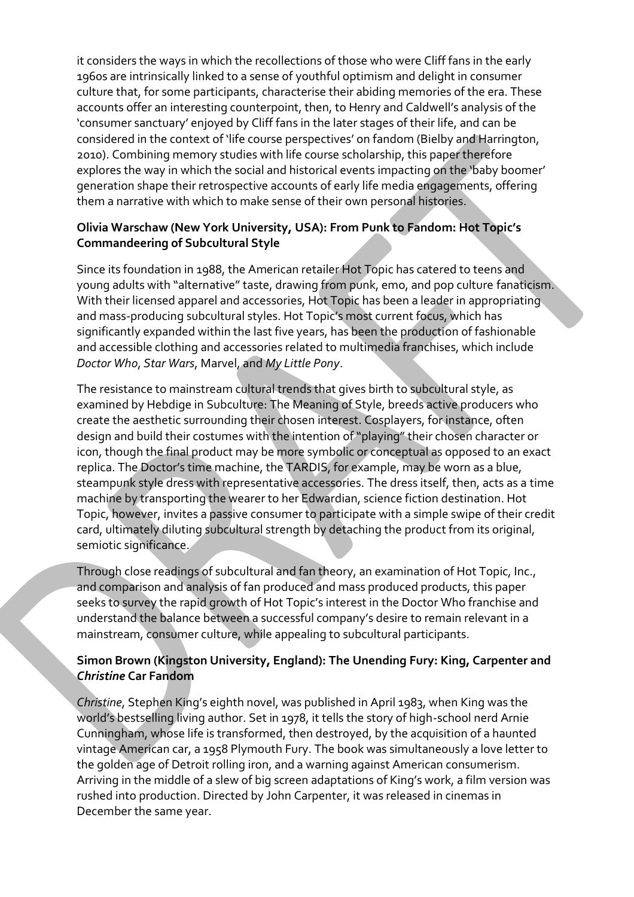it considers the ways in which the recollections of those who were Cliff fans in the early 1960s are intrinsically linked to a sense of youthful optimism and delight in consumer culture that, for some participants, characterise their abiding memories of the era. These accounts offer an interesting counterpoint, then, to Henry and Caldwell's analysis of the 'consumer sanctuary' enjoyed by Cliff fans in the later stages of their life, and can be considered in the context of 'life course perspectives' on fandom (Bielby and Harrington, 2010). Combining memory studies with life course scholarship, this paper therefore explores the way in which the social and historical events impacting on the 'baby boomer' generation shape their retrospective accounts of early life media engagements, offering them a narrative with which to make sense of their own personal histories.

**Olivia Warschaw (New York University, USA): From Punk to Fandom: Hot Topic's Commandeering of Subcultural Style**

Since its foundation in 1988, the American retailer Hot Topic has catered to teens and young adults with "alternative" taste, drawing from punk, emo, and pop culture fanaticism. With their licensed apparel and accessories, Hot Topic has been a leader in appropriating and mass-producing subcultural styles. Hot Topic's most current focus, which has significantly expanded within the last five years, has been the production of fashionable and accessible clothing and accessories related to multimedia franchises, which include *Doctor Who*, *Star Wars*, Marvel, and *My Little Pony*.

The resistance to mainstream cultural trends that gives birth to subcultural style, as examined by Hebdige in Subculture: The Meaning of Style, breeds active producers who create the aesthetic surrounding their chosen interest. Cosplayers, for instance, often design and build their costumes with the intention of "playing" their chosen character or icon, though the final product may be more symbolic or conceptual as opposed to an exact replica. The Doctor's time machine, the TARDIS, for example, may be worn as a blue, steampunk style dress with representative accessories. The dress itself, then, acts as a time machine by transporting the wearer to her Edwardian, science fiction destination. Hot Topic, however, invites a passive consumer to participate with a simple swipe of their credit card, ultimately diluting subcultural strength by detaching the product from its original, semiotic significance.

Through close readings of subcultural and fan theory, an examination of Hot Topic, Inc., and comparison and analysis of fan produced and mass produced products, this paper seeks to survey the rapid growth of Hot Topic's interest in the Doctor Who franchise and understand the balance between a successful company's desire to remain relevant in a mainstream, consumer culture, while appealing to subcultural participants.

**Simon Brown (Kingston University, England): The Unending Fury: King, Carpenter and *Christine* Car Fandom**

*Christine*, Stephen King's eighth novel, was published in April 1983, when King was the world's bestselling living author. Set in 1978, it tells the story of high-school nerd Arnie Cunningham, whose life is transformed, then destroyed, by the acquisition of a haunted vintage American car, a 1958 Plymouth Fury. The book was simultaneously a love letter to the golden age of Detroit rolling iron, and a warning against American consumerism. Arriving in the middle of a slew of big screen adaptations of King's work, a film version was rushed into production. Directed by John Carpenter, it was released in cinemas in December the same year.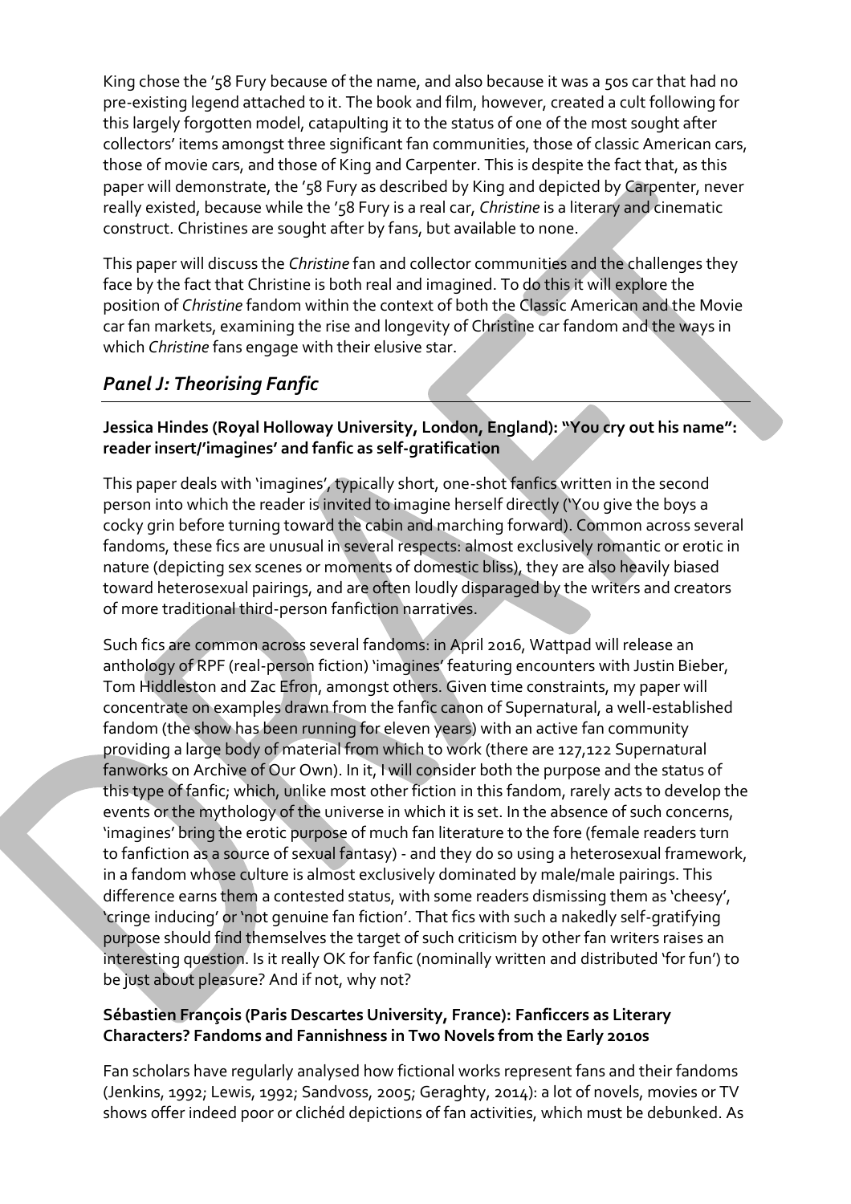King chose the '58 Fury because of the name, and also because it was a 50s car that had no pre-existing legend attached to it. The book and film, however, created a cult following for this largely forgotten model, catapulting it to the status of one of the most sought after collectors' items amongst three significant fan communities, those of classic American cars, those of movie cars, and those of King and Carpenter. This is despite the fact that, as this paper will demonstrate, the '58 Fury as described by King and depicted by Carpenter, never really existed, because while the '58 Fury is a real car, *Christine* is a literary and cinematic construct. Christines are sought after by fans, but available to none.

This paper will discuss the *Christine* fan and collector communities and the challenges they face by the fact that Christine is both real and imagined. To do this it will explore the position of *Christine* fandom within the context of both the Classic American and the Movie car fan markets, examining the rise and longevity of Christine car fandom and the ways in which *Christine* fans engage with their elusive star.

## *Panel J: Theorising Fanfic*

**Jessica Hindes (Royal Holloway University, London, England): "You cry out his name": reader insert/'imagines' and fanfic as self-gratification**

This paper deals with 'imagines', typically short, one-shot fanfics written in the second person into which the reader is invited to imagine herself directly ('You give the boys a cocky grin before turning toward the cabin and marching forward). Common across several fandoms, these fics are unusual in several respects: almost exclusively romantic or erotic in nature (depicting sex scenes or moments of domestic bliss), they are also heavily biased toward heterosexual pairings, and are often loudly disparaged by the writers and creators of more traditional third-person fanfiction narratives.

Such fics are common across several fandoms: in April 2016, Wattpad will release an anthology of RPF (real-person fiction) 'imagines' featuring encounters with Justin Bieber, Tom Hiddleston and Zac Efron, amongst others. Given time constraints, my paper will concentrate on examples drawn from the fanfic canon of Supernatural, a well-established fandom (the show has been running for eleven years) with an active fan community providing a large body of material from which to work (there are 127,122 Supernatural fanworks on Archive of Our Own). In it, I will consider both the purpose and the status of this type of fanfic; which, unlike most other fiction in this fandom, rarely acts to develop the events or the mythology of the universe in which it is set. In the absence of such concerns, 'imagines' bring the erotic purpose of much fan literature to the fore (female readers turn to fanfiction as a source of sexual fantasy) - and they do so using a heterosexual framework, in a fandom whose culture is almost exclusively dominated by male/male pairings. This difference earns them a contested status, with some readers dismissing them as 'cheesy', 'cringe inducing' or 'not genuine fan fiction'. That fics with such a nakedly self-gratifying purpose should find themselves the target of such criticism by other fan writers raises an interesting question. Is it really OK for fanfic (nominally written and distributed 'for fun') to be just about pleasure? And if not, why not?

**Sébastien François (Paris Descartes University, France): Fanficcers as Literary Characters? Fandoms and Fannishness in Two Novels from the Early 2010s**

Fan scholars have regularly analysed how fictional works represent fans and their fandoms (Jenkins, 1992; Lewis, 1992; Sandvoss, 2005; Geraghty, 2014): a lot of novels, movies or TV shows offer indeed poor or clichéd depictions of fan activities, which must be debunked. As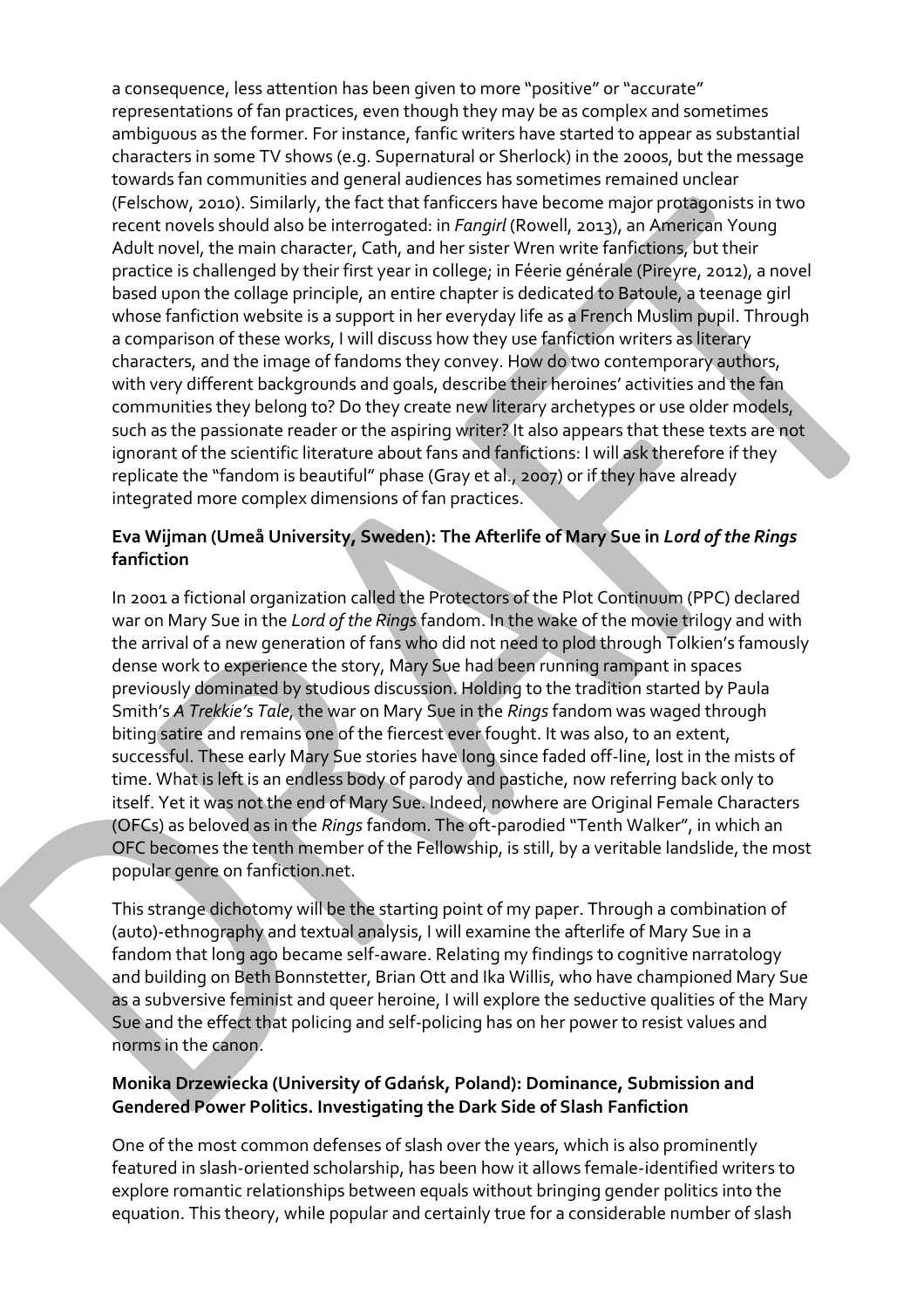a consequence, less attention has been given to more "positive" or "accurate" representations of fan practices, even though they may be as complex and sometimes ambiguous as the former. For instance, fanfic writers have started to appear as substantial characters in some TV shows (e.g. Supernatural or Sherlock) in the 2000s, but the message towards fan communities and general audiences has sometimes remained unclear (Felschow, 2010). Similarly, the fact that fanficcers have become major protagonists in two recent novels should also be interrogated: in *Fangirl* (Rowell, 2013), an American Young Adult novel, the main character, Cath, and her sister Wren write fanfictions, but their practice is challenged by their first year in college; in Féerie générale (Pireyre, 2012), a novel based upon the collage principle, an entire chapter is dedicated to Batoule, a teenage girl whose fanfiction website is a support in her everyday life as a French Muslim pupil. Through a comparison of these works, I will discuss how they use fanfiction writers as literary characters, and the image of fandoms they convey. How do two contemporary authors, with very different backgrounds and goals, describe their heroines' activities and the fan communities they belong to? Do they create new literary archetypes or use older models, such as the passionate reader or the aspiring writer? It also appears that these texts are not ignorant of the scientific literature about fans and fanfictions: I will ask therefore if they replicate the "fandom is beautiful" phase (Gray et al., 2007) or if they have already integrated more complex dimensions of fan practices.

### Eva Wijman (Umeå University, Sweden): The Afterlife of Mary Sue in *Lord of the Rings* fanfiction

In 2001 a fictional organization called the Protectors of the Plot Continuum (PPC) declared war on Mary Sue in the *Lord of the Rings* fandom. In the wake of the movie trilogy and with the arrival of a new generation of fans who did not need to plod through Tolkien's famously dense work to experience the story, Mary Sue had been running rampant in spaces previously dominated by studious discussion. Holding to the tradition started by Paula Smith's *A Trekkie's Tale*, the war on Mary Sue in the *Rings* fandom was waged through biting satire and remains one of the fiercest ever fought. It was also, to an extent, successful. These early Mary Sue stories have long since faded off-line, lost in the mists of time. What is left is an endless body of parody and pastiche, now referring back only to itself. Yet it was not the end of Mary Sue. Indeed, nowhere are Original Female Characters (OFCs) as beloved as in the *Rings* fandom. The oft-parodied "Tenth Walker", in which an OFC becomes the tenth member of the Fellowship, is still, by a veritable landslide, the most popular genre on fanfiction.net.

This strange dichotomy will be the starting point of my paper. Through a combination of (auto)-ethnography and textual analysis, I will examine the afterlife of Mary Sue in a fandom that long ago became self-aware. Relating my findings to cognitive narratology and building on Beth Bonnstetter, Brian Ott and Ika Willis, who have championed Mary Sue as a subversive feminist and queer heroine, I will explore the seductive qualities of the Mary Sue and the effect that policing and self-policing has on her power to resist values and norms in the canon.

### Monika Drzewiecka (University of Gdańsk, Poland): Dominance, Submission and Gendered Power Politics. Investigating the Dark Side of Slash Fanfiction

One of the most common defenses of slash over the years, which is also prominently featured in slash-oriented scholarship, has been how it allows female-identified writers to explore romantic relationships between equals without bringing gender politics into the equation. This theory, while popular and certainly true for a considerable number of slash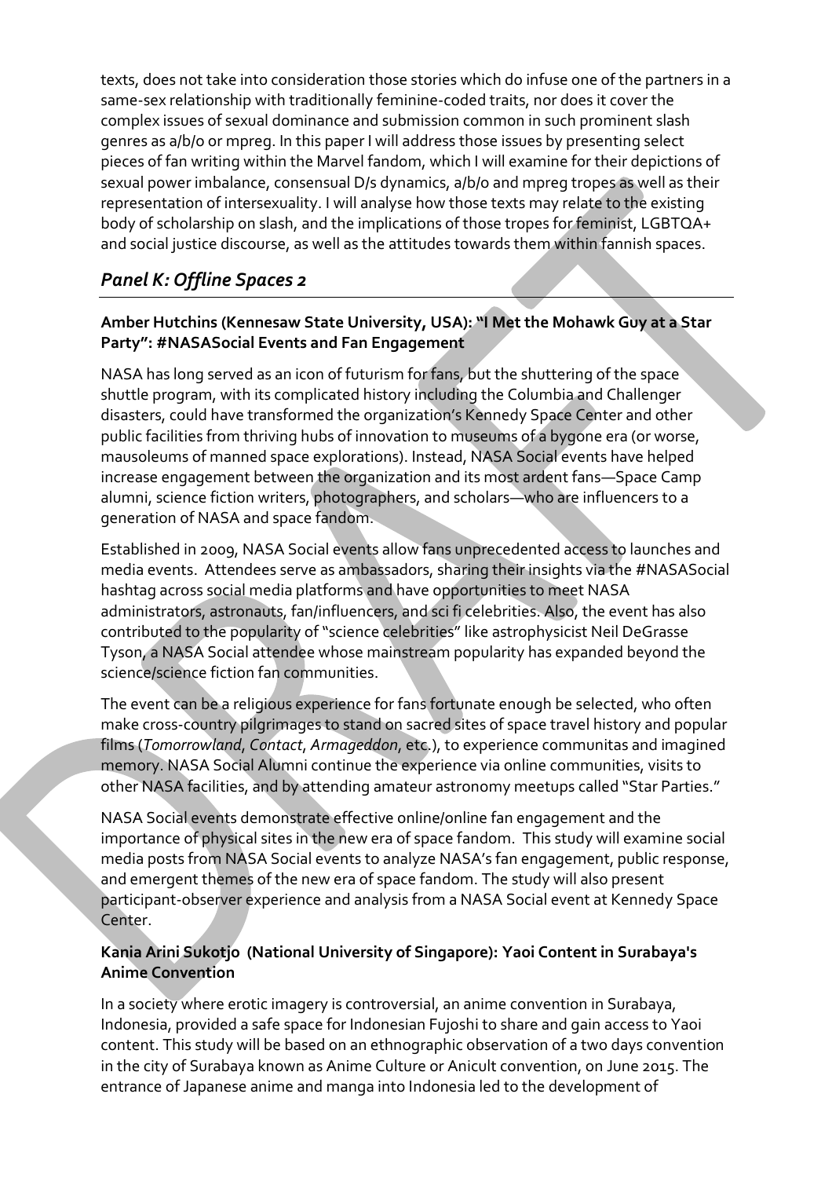texts, does not take into consideration those stories which do infuse one of the partners in a same-sex relationship with traditionally feminine-coded traits, nor does it cover the complex issues of sexual dominance and submission common in such prominent slash genres as a/b/o or mpreg. In this paper I will address those issues by presenting select pieces of fan writing within the Marvel fandom, which I will examine for their depictions of sexual power imbalance, consensual D/s dynamics, a/b/o and mpreg tropes as well as their representation of intersexuality. I will analyse how those texts may relate to the existing body of scholarship on slash, and the implications of those tropes for feminist, LGBTQA+ and social justice discourse, as well as the attitudes towards them within fannish spaces.

## *Panel K: Offline Spaces 2*

**Amber Hutchins (Kennesaw State University, USA): "I Met the Mohawk Guy at a Star Party": #NASASocial Events and Fan Engagement**

NASA has long served as an icon of futurism for fans, but the shuttering of the space shuttle program, with its complicated history including the Columbia and Challenger disasters, could have transformed the organization's Kennedy Space Center and other public facilities from thriving hubs of innovation to museums of a bygone era (or worse, mausoleums of manned space explorations). Instead, NASA Social events have helped increase engagement between the organization and its most ardent fans—Space Camp alumni, science fiction writers, photographers, and scholars—who are influencers to a generation of NASA and space fandom.

Established in 2009, NASA Social events allow fans unprecedented access to launches and media events. Attendees serve as ambassadors, sharing their insights via the #NASASocial hashtag across social media platforms and have opportunities to meet NASA administrators, astronauts, fan/influencers, and sci fi celebrities. Also, the event has also contributed to the popularity of "science celebrities" like astrophysicist Neil DeGrasse Tyson, a NASA Social attendee whose mainstream popularity has expanded beyond the science/science fiction fan communities.

The event can be a religious experience for fans fortunate enough be selected, who often make cross-country pilgrimages to stand on sacred sites of space travel history and popular films (*Tomorrowland*, *Contact*, *Armageddon*, etc.), to experience communitas and imagined memory. NASA Social Alumni continue the experience via online communities, visits to other NASA facilities, and by attending amateur astronomy meetups called "Star Parties."

NASA Social events demonstrate effective online/online fan engagement and the importance of physical sites in the new era of space fandom. This study will examine social media posts from NASA Social events to analyze NASA's fan engagement, public response, and emergent themes of the new era of space fandom. The study will also present participant-observer experience and analysis from a NASA Social event at Kennedy Space Center.

**Kania Arini Sukotjo (National University of Singapore): Yaoi Content in Surabaya's Anime Convention**

In a society where erotic imagery is controversial, an anime convention in Surabaya, Indonesia, provided a safe space for Indonesian Fujoshi to share and gain access to Yaoi content. This study will be based on an ethnographic observation of a two days convention in the city of Surabaya known as Anime Culture or Anicult convention, on June 2015. The entrance of Japanese anime and manga into Indonesia led to the development of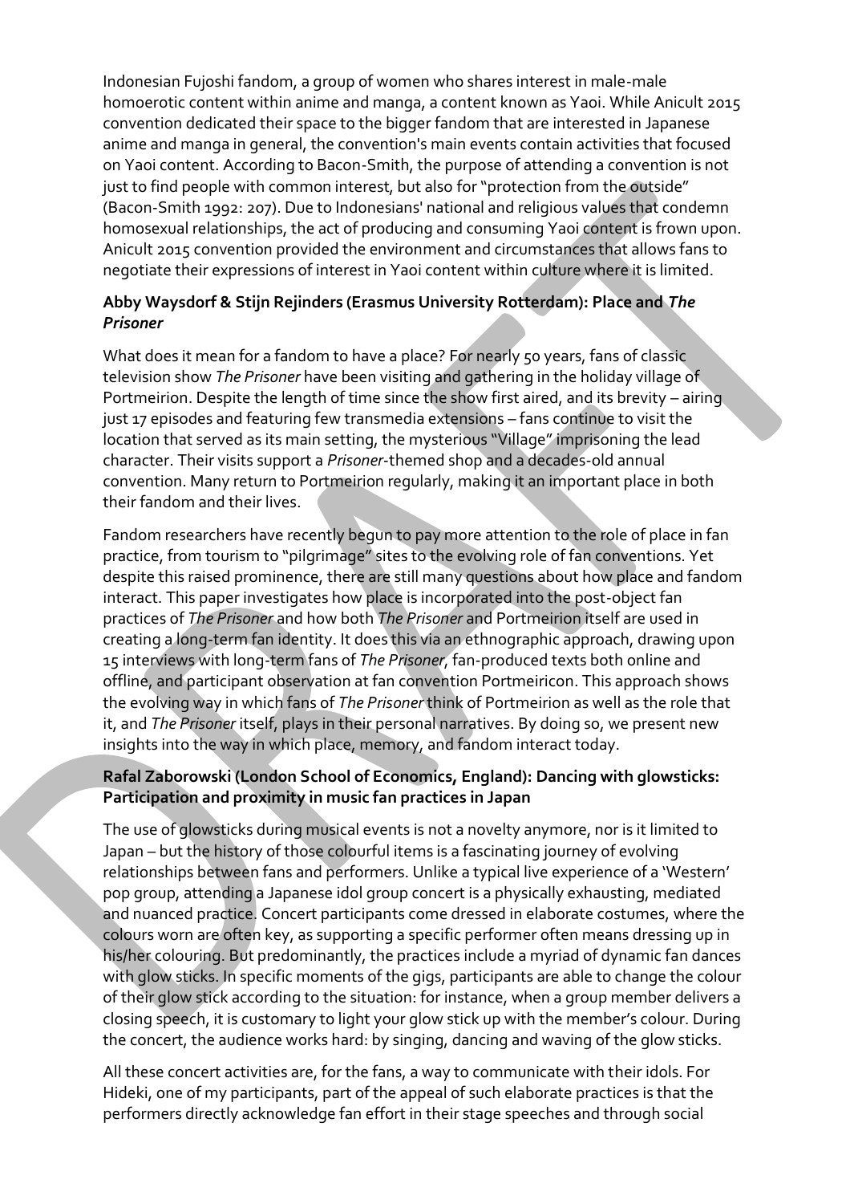Indonesian Fujoshi fandom, a group of women who shares interest in male-male homoerotic content within anime and manga, a content known as Yaoi. While Anicult 2015 convention dedicated their space to the bigger fandom that are interested in Japanese anime and manga in general, the convention's main events contain activities that focused on Yaoi content. According to Bacon-Smith, the purpose of attending a convention is not just to find people with common interest, but also for "protection from the outside" (Bacon-Smith 1992: 207). Due to Indonesians' national and religious values that condemn homosexual relationships, the act of producing and consuming Yaoi content is frown upon. Anicult 2015 convention provided the environment and circumstances that allows fans to negotiate their expressions of interest in Yaoi content within culture where it is limited.

### Abby Waysdorf & Stijn Rejinders (Erasmus University Rotterdam): Place and *The Prisoner*

What does it mean for a fandom to have a place? For nearly 50 years, fans of classic television show *The Prisoner* have been visiting and gathering in the holiday village of Portmeirion. Despite the length of time since the show first aired, and its brevity – airing just 17 episodes and featuring few transmedia extensions – fans continue to visit the location that served as its main setting, the mysterious "Village" imprisoning the lead character. Their visits support a *Prisoner*-themed shop and a decades-old annual convention. Many return to Portmeirion regularly, making it an important place in both their fandom and their lives.

Fandom researchers have recently begun to pay more attention to the role of place in fan practice, from tourism to "pilgrimage" sites to the evolving role of fan conventions. Yet despite this raised prominence, there are still many questions about how place and fandom interact. This paper investigates how place is incorporated into the post-object fan practices of *The Prisoner* and how both *The Prisoner* and Portmeirion itself are used in creating a long-term fan identity. It does this via an ethnographic approach, drawing upon 15 interviews with long-term fans of *The Prisoner*, fan-produced texts both online and offline, and participant observation at fan convention Portmeiricon. This approach shows the evolving way in which fans of *The Prisoner* think of Portmeirion as well as the role that it, and *The Prisoner* itself, plays in their personal narratives. By doing so, we present new insights into the way in which place, memory, and fandom interact today.

### Rafal Zaborowski (London School of Economics, England): Dancing with glowsticks: Participation and proximity in music fan practices in Japan

The use of glowsticks during musical events is not a novelty anymore, nor is it limited to Japan – but the history of those colourful items is a fascinating journey of evolving relationships between fans and performers. Unlike a typical live experience of a 'Western' pop group, attending a Japanese idol group concert is a physically exhausting, mediated and nuanced practice. Concert participants come dressed in elaborate costumes, where the colours worn are often key, as supporting a specific performer often means dressing up in his/her colouring. But predominantly, the practices include a myriad of dynamic fan dances with glow sticks. In specific moments of the gigs, participants are able to change the colour of their glow stick according to the situation: for instance, when a group member delivers a closing speech, it is customary to light your glow stick up with the member's colour. During the concert, the audience works hard: by singing, dancing and waving of the glow sticks.

All these concert activities are, for the fans, a way to communicate with their idols. For Hideki, one of my participants, part of the appeal of such elaborate practices is that the performers directly acknowledge fan effort in their stage speeches and through social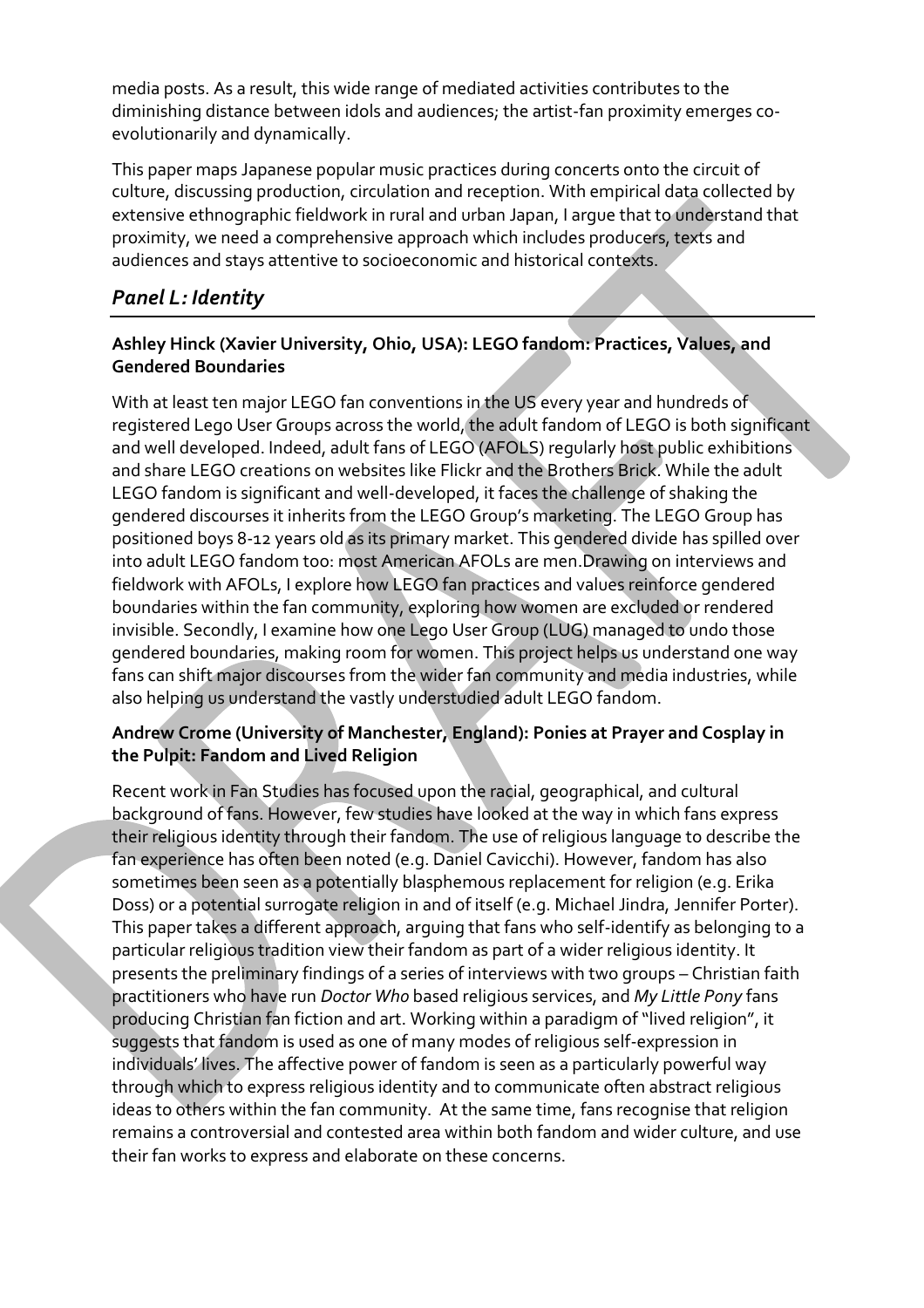media posts. As a result, this wide range of mediated activities contributes to the diminishing distance between idols and audiences; the artist-fan proximity emerges co-evolutionarily and dynamically.

This paper maps Japanese popular music practices during concerts onto the circuit of culture, discussing production, circulation and reception. With empirical data collected by extensive ethnographic fieldwork in rural and urban Japan, I argue that to understand that proximity, we need a comprehensive approach which includes producers, texts and audiences and stays attentive to socioeconomic and historical contexts.

## *Panel L: Identity*

### Ashley Hinck (Xavier University, Ohio, USA): LEGO fandom: Practices, Values, and Gendered Boundaries

With at least ten major LEGO fan conventions in the US every year and hundreds of registered Lego User Groups across the world, the adult fandom of LEGO is both significant and well developed. Indeed, adult fans of LEGO (AFOLS) regularly host public exhibitions and share LEGO creations on websites like Flickr and the Brothers Brick. While the adult LEGO fandom is significant and well-developed, it faces the challenge of shaking the gendered discourses it inherits from the LEGO Group's marketing. The LEGO Group has positioned boys 8-12 years old as its primary market. This gendered divide has spilled over into adult LEGO fandom too: most American AFOLs are men.Drawing on interviews and fieldwork with AFOLs, I explore how LEGO fan practices and values reinforce gendered boundaries within the fan community, exploring how women are excluded or rendered invisible. Secondly, I examine how one Lego User Group (LUG) managed to undo those gendered boundaries, making room for women. This project helps us understand one way fans can shift major discourses from the wider fan community and media industries, while also helping us understand the vastly understudied adult LEGO fandom.

### Andrew Crome (University of Manchester, England): Ponies at Prayer and Cosplay in the Pulpit: Fandom and Lived Religion

Recent work in Fan Studies has focused upon the racial, geographical, and cultural background of fans. However, few studies have looked at the way in which fans express their religious identity through their fandom. The use of religious language to describe the fan experience has often been noted (e.g. Daniel Cavicchi). However, fandom has also sometimes been seen as a potentially blasphemous replacement for religion (e.g. Erika Doss) or a potential surrogate religion in and of itself (e.g. Michael Jindra, Jennifer Porter). This paper takes a different approach, arguing that fans who self-identify as belonging to a particular religious tradition view their fandom as part of a wider religious identity. It presents the preliminary findings of a series of interviews with two groups – Christian faith practitioners who have run *Doctor Who* based religious services, and *My Little Pony* fans producing Christian fan fiction and art. Working within a paradigm of "lived religion", it suggests that fandom is used as one of many modes of religious self-expression in individuals' lives. The affective power of fandom is seen as a particularly powerful way through which to express religious identity and to communicate often abstract religious ideas to others within the fan community. At the same time, fans recognise that religion remains a controversial and contested area within both fandom and wider culture, and use their fan works to express and elaborate on these concerns.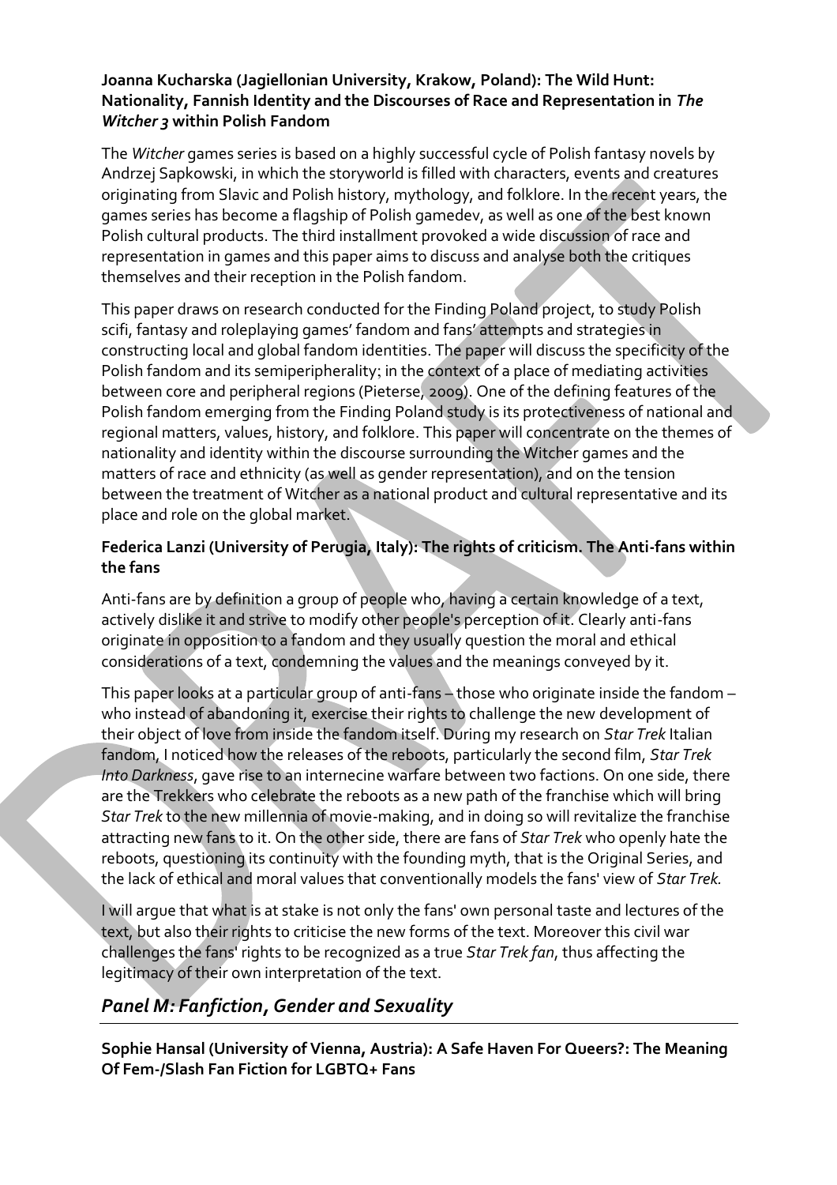**Joanna Kucharska (Jagiellonian University, Krakow, Poland): The Wild Hunt: Nationality, Fannish Identity and the Discourses of Race and Representation in *The Witcher 3* within Polish Fandom**

The *Witcher* games series is based on a highly successful cycle of Polish fantasy novels by Andrzej Sapkowski, in which the storyworld is filled with characters, events and creatures originating from Slavic and Polish history, mythology, and folklore. In the recent years, the games series has become a flagship of Polish gamedev, as well as one of the best known Polish cultural products. The third installment provoked a wide discussion of race and representation in games and this paper aims to discuss and analyse both the critiques themselves and their reception in the Polish fandom.

This paper draws on research conducted for the Finding Poland project, to study Polish scifi, fantasy and roleplaying games' fandom and fans' attempts and strategies in constructing local and global fandom identities. The paper will discuss the specificity of the Polish fandom and its semiperipherality; in the context of a place of mediating activities between core and peripheral regions (Pieterse, 2009). One of the defining features of the Polish fandom emerging from the Finding Poland study is its protectiveness of national and regional matters, values, history, and folklore. This paper will concentrate on the themes of nationality and identity within the discourse surrounding the Witcher games and the matters of race and ethnicity (as well as gender representation), and on the tension between the treatment of Witcher as a national product and cultural representative and its place and role on the global market.

**Federica Lanzi (University of Perugia, Italy): The rights of criticism. The Anti-fans within the fans**

Anti-fans are by definition a group of people who, having a certain knowledge of a text, actively dislike it and strive to modify other people's perception of it. Clearly anti-fans originate in opposition to a fandom and they usually question the moral and ethical considerations of a text, condemning the values and the meanings conveyed by it.

This paper looks at a particular group of anti-fans – those who originate inside the fandom – who instead of abandoning it, exercise their rights to challenge the new development of their object of love from inside the fandom itself. During my research on *Star Trek* Italian fandom, I noticed how the releases of the reboots, particularly the second film, *Star Trek Into Darkness*, gave rise to an internecine warfare between two factions. On one side, there are the Trekkers who celebrate the reboots as a new path of the franchise which will bring *Star Trek* to the new millennia of movie-making, and in doing so will revitalize the franchise attracting new fans to it. On the other side, there are fans of *Star Trek* who openly hate the reboots, questioning its continuity with the founding myth, that is the Original Series, and the lack of ethical and moral values that conventionally models the fans' view of *Star Trek*.

I will argue that what is at stake is not only the fans' own personal taste and lectures of the text, but also their rights to criticise the new forms of the text. Moreover this civil war challenges the fans' rights to be recognized as a true *Star Trek fan*, thus affecting the legitimacy of their own interpretation of the text.

## *Panel M: Fanfiction, Gender and Sexuality*

**Sophie Hansal (University of Vienna, Austria): A Safe Haven For Queers?: The Meaning Of Fem-/Slash Fan Fiction for LGBTQ+ Fans**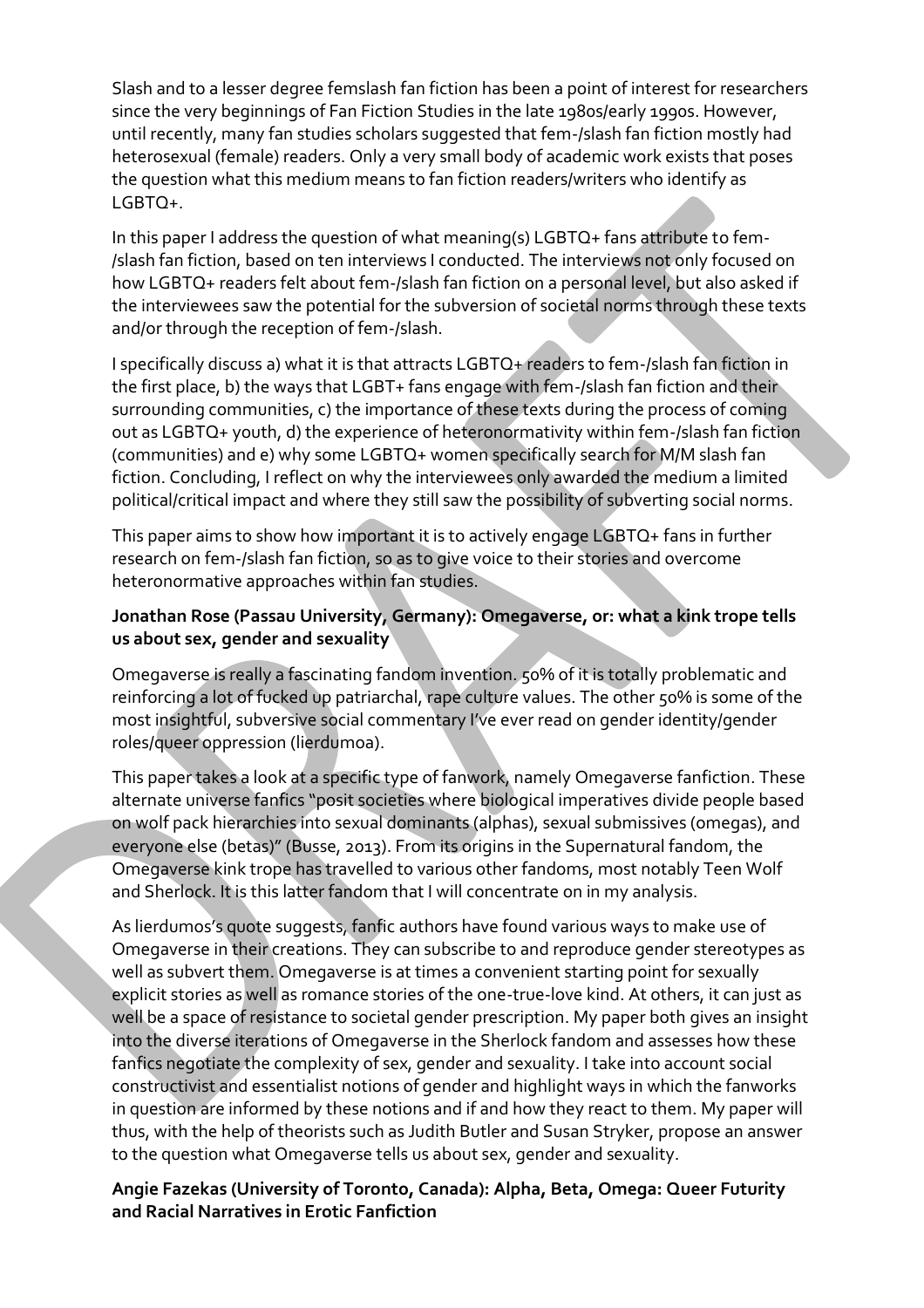Slash and to a lesser degree femslash fan fiction has been a point of interest for researchers since the very beginnings of Fan Fiction Studies in the late 1980s/early 1990s. However, until recently, many fan studies scholars suggested that fem-/slash fan fiction mostly had heterosexual (female) readers. Only a very small body of academic work exists that poses the question what this medium means to fan fiction readers/writers who identify as LGBTQ+.

In this paper I address the question of what meaning(s) LGBTQ+ fans attribute to fem-/slash fan fiction, based on ten interviews I conducted. The interviews not only focused on how LGBTQ+ readers felt about fem-/slash fan fiction on a personal level, but also asked if the interviewees saw the potential for the subversion of societal norms through these texts and/or through the reception of fem-/slash.

I specifically discuss a) what it is that attracts LGBTQ+ readers to fem-/slash fan fiction in the first place, b) the ways that LGBT+ fans engage with fem-/slash fan fiction and their surrounding communities, c) the importance of these texts during the process of coming out as LGBTQ+ youth, d) the experience of heteronormativity within fem-/slash fan fiction (communities) and e) why some LGBTQ+ women specifically search for M/M slash fan fiction. Concluding, I reflect on why the interviewees only awarded the medium a limited political/critical impact and where they still saw the possibility of subverting social norms.

This paper aims to show how important it is to actively engage LGBTQ+ fans in further research on fem-/slash fan fiction, so as to give voice to their stories and overcome heteronormative approaches within fan studies.

**Jonathan Rose (Passau University, Germany): Omegaverse, or: what a kink trope tells us about sex, gender and sexuality**

Omegaverse is really a fascinating fandom invention. 50% of it is totally problematic and reinforcing a lot of fucked up patriarchal, rape culture values. The other 50% is some of the most insightful, subversive social commentary I've ever read on gender identity/gender roles/queer oppression (lierdumoa).

This paper takes a look at a specific type of fanwork, namely Omegaverse fanfiction. These alternate universe fanfics "posit societies where biological imperatives divide people based on wolf pack hierarchies into sexual dominants (alphas), sexual submissives (omegas), and everyone else (betas)" (Busse, 2013). From its origins in the Supernatural fandom, the Omegaverse kink trope has travelled to various other fandoms, most notably Teen Wolf and Sherlock. It is this latter fandom that I will concentrate on in my analysis.

As lierdumos's quote suggests, fanfic authors have found various ways to make use of Omegaverse in their creations. They can subscribe to and reproduce gender stereotypes as well as subvert them. Omegaverse is at times a convenient starting point for sexually explicit stories as well as romance stories of the one-true-love kind. At others, it can just as well be a space of resistance to societal gender prescription. My paper both gives an insight into the diverse iterations of Omegaverse in the Sherlock fandom and assesses how these fanfics negotiate the complexity of sex, gender and sexuality. I take into account social constructivist and essentialist notions of gender and highlight ways in which the fanworks in question are informed by these notions and if and how they react to them. My paper will thus, with the help of theorists such as Judith Butler and Susan Stryker, propose an answer to the question what Omegaverse tells us about sex, gender and sexuality.

**Angie Fazekas (University of Toronto, Canada): Alpha, Beta, Omega: Queer Futurity and Racial Narratives in Erotic Fanfiction**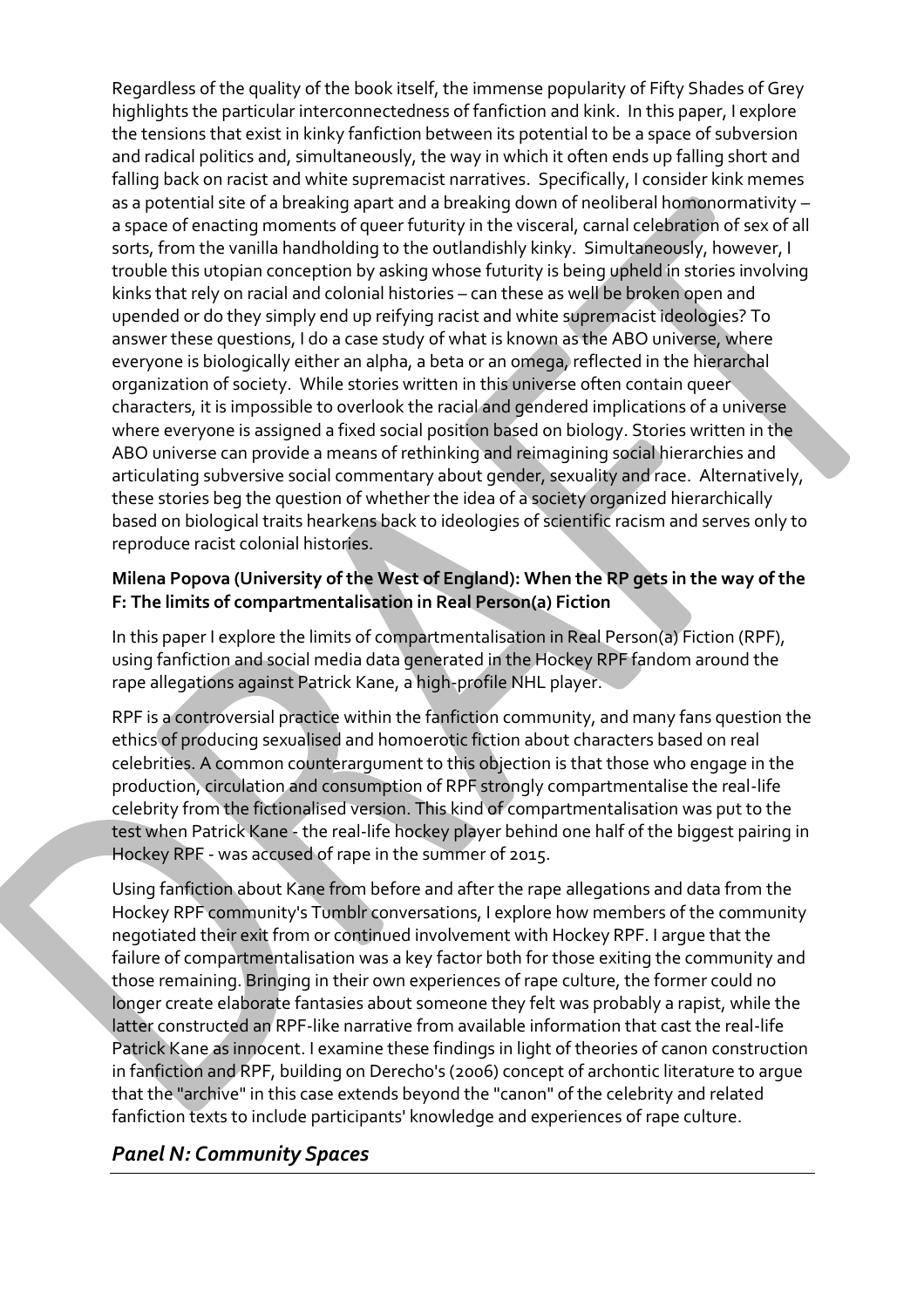Regardless of the quality of the book itself, the immense popularity of Fifty Shades of Grey highlights the particular interconnectedness of fanfiction and kink. In this paper, I explore the tensions that exist in kinky fanfiction between its potential to be a space of subversion and radical politics and, simultaneously, the way in which it often ends up falling short and falling back on racist and white supremacist narratives. Specifically, I consider kink memes as a potential site of a breaking apart and a breaking down of neoliberal homonormativity – a space of enacting moments of queer futurity in the visceral, carnal celebration of sex of all sorts, from the vanilla handholding to the outlandishly kinky. Simultaneously, however, I trouble this utopian conception by asking whose futurity is being upheld in stories involving kinks that rely on racial and colonial histories – can these as well be broken open and upended or do they simply end up reifying racist and white supremacist ideologies? To answer these questions, I do a case study of what is known as the ABO universe, where everyone is biologically either an alpha, a beta or an omega, reflected in the hierarchal organization of society. While stories written in this universe often contain queer characters, it is impossible to overlook the racial and gendered implications of a universe where everyone is assigned a fixed social position based on biology. Stories written in the ABO universe can provide a means of rethinking and reimagining social hierarchies and articulating subversive social commentary about gender, sexuality and race. Alternatively, these stories beg the question of whether the idea of a society organized hierarchically based on biological traits hearkens back to ideologies of scientific racism and serves only to reproduce racist colonial histories.

**Milena Popova (University of the West of England): When the RP gets in the way of the F: The limits of compartmentalisation in Real Person(a) Fiction**

In this paper I explore the limits of compartmentalisation in Real Person(a) Fiction (RPF), using fanfiction and social media data generated in the Hockey RPF fandom around the rape allegations against Patrick Kane, a high-profile NHL player.

RPF is a controversial practice within the fanfiction community, and many fans question the ethics of producing sexualised and homoerotic fiction about characters based on real celebrities. A common counterargument to this objection is that those who engage in the production, circulation and consumption of RPF strongly compartmentalise the real-life celebrity from the fictionalised version. This kind of compartmentalisation was put to the test when Patrick Kane - the real-life hockey player behind one half of the biggest pairing in Hockey RPF - was accused of rape in the summer of 2015.

Using fanfiction about Kane from before and after the rape allegations and data from the Hockey RPF community's Tumblr conversations, I explore how members of the community negotiated their exit from or continued involvement with Hockey RPF. I argue that the failure of compartmentalisation was a key factor both for those exiting the community and those remaining. Bringing in their own experiences of rape culture, the former could no longer create elaborate fantasies about someone they felt was probably a rapist, while the latter constructed an RPF-like narrative from available information that cast the real-life Patrick Kane as innocent. I examine these findings in light of theories of canon construction in fanfiction and RPF, building on Derecho's (2006) concept of archontic literature to argue that the "archive" in this case extends beyond the "canon" of the celebrity and related fanfiction texts to include participants' knowledge and experiences of rape culture.

## *Panel N: Community Spaces*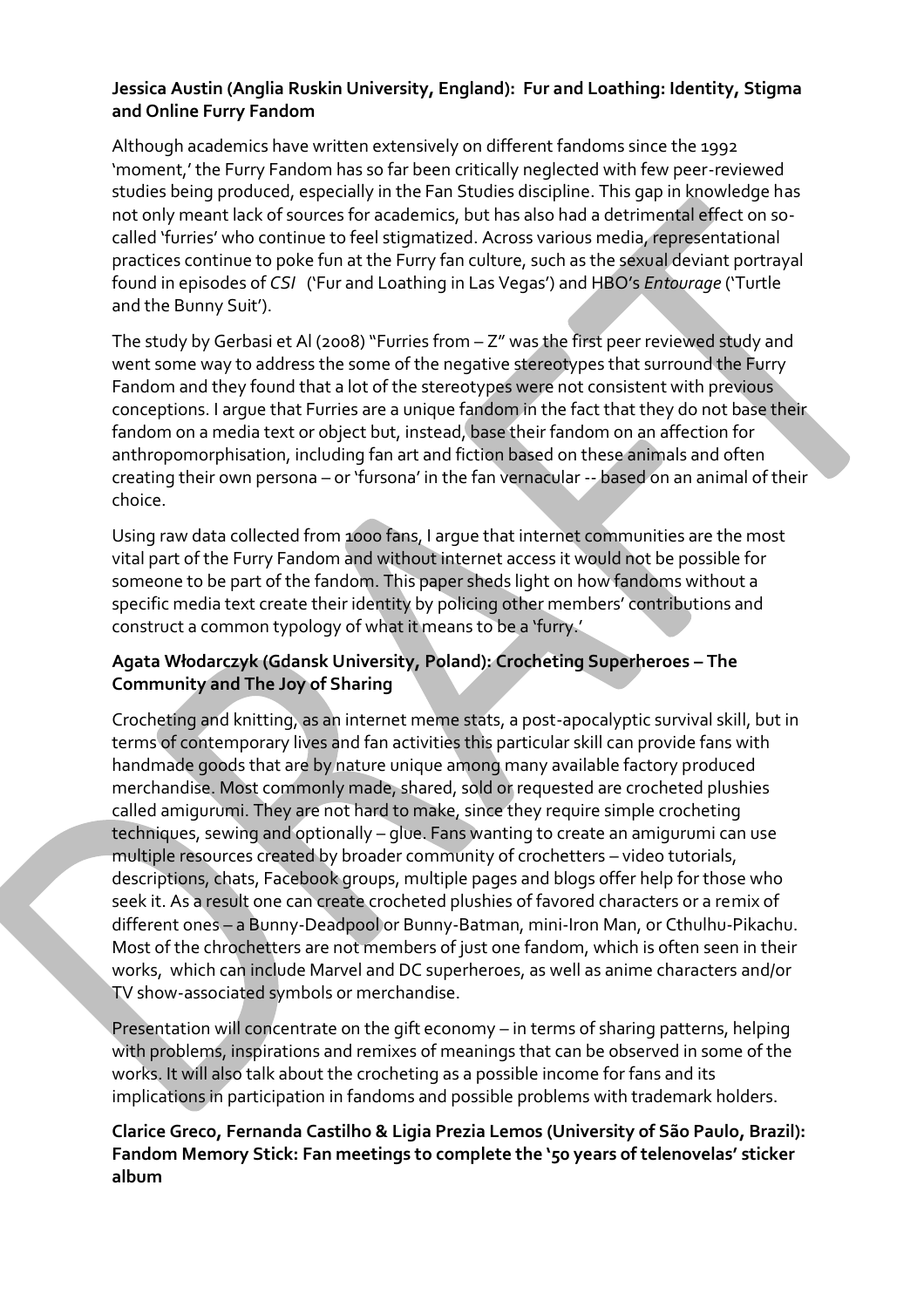**Jessica Austin (Anglia Ruskin University, England): Fur and Loathing: Identity, Stigma and Online Furry Fandom**

Although academics have written extensively on different fandoms since the 1992 'moment,' the Furry Fandom has so far been critically neglected with few peer-reviewed studies being produced, especially in the Fan Studies discipline. This gap in knowledge has not only meant lack of sources for academics, but has also had a detrimental effect on so-called 'furries' who continue to feel stigmatized. Across various media, representational practices continue to poke fun at the Furry fan culture, such as the sexual deviant portrayal found in episodes of *CSI* ('Fur and Loathing in Las Vegas') and HBO's *Entourage* ('Turtle and the Bunny Suit').

The study by Gerbasi et Al (2008) "Furries from – Z" was the first peer reviewed study and went some way to address the some of the negative stereotypes that surround the Furry Fandom and they found that a lot of the stereotypes were not consistent with previous conceptions. I argue that Furries are a unique fandom in the fact that they do not base their fandom on a media text or object but, instead, base their fandom on an affection for anthropomorphisation, including fan art and fiction based on these animals and often creating their own persona – or 'fursona' in the fan vernacular -- based on an animal of their choice.

Using raw data collected from 1000 fans, I argue that internet communities are the most vital part of the Furry Fandom and without internet access it would not be possible for someone to be part of the fandom. This paper sheds light on how fandoms without a specific media text create their identity by policing other members' contributions and construct a common typology of what it means to be a 'furry.'

**Agata Włodarczyk (Gdansk University, Poland): Crocheting Superheroes – The Community and The Joy of Sharing**

Crocheting and knitting, as an internet meme stats, a post-apocalyptic survival skill, but in terms of contemporary lives and fan activities this particular skill can provide fans with handmade goods that are by nature unique among many available factory produced merchandise. Most commonly made, shared, sold or requested are crocheted plushies called amigurumi. They are not hard to make, since they require simple crocheting techniques, sewing and optionally – glue. Fans wanting to create an amigurumi can use multiple resources created by broader community of crochetters – video tutorials, descriptions, chats, Facebook groups, multiple pages and blogs offer help for those who seek it. As a result one can create crocheted plushies of favored characters or a remix of different ones – a Bunny-Deadpool or Bunny-Batman, mini-Iron Man, or Cthulhu-Pikachu. Most of the chrochetters are not members of just one fandom, which is often seen in their works, which can include Marvel and DC superheroes, as well as anime characters and/or TV show-associated symbols or merchandise.

Presentation will concentrate on the gift economy – in terms of sharing patterns, helping with problems, inspirations and remixes of meanings that can be observed in some of the works. It will also talk about the crocheting as a possible income for fans and its implications in participation in fandoms and possible problems with trademark holders.

**Clarice Greco, Fernanda Castilho & Ligia Prezia Lemos (University of São Paulo, Brazil): Fandom Memory Stick: Fan meetings to complete the '50 years of telenovelas' sticker album**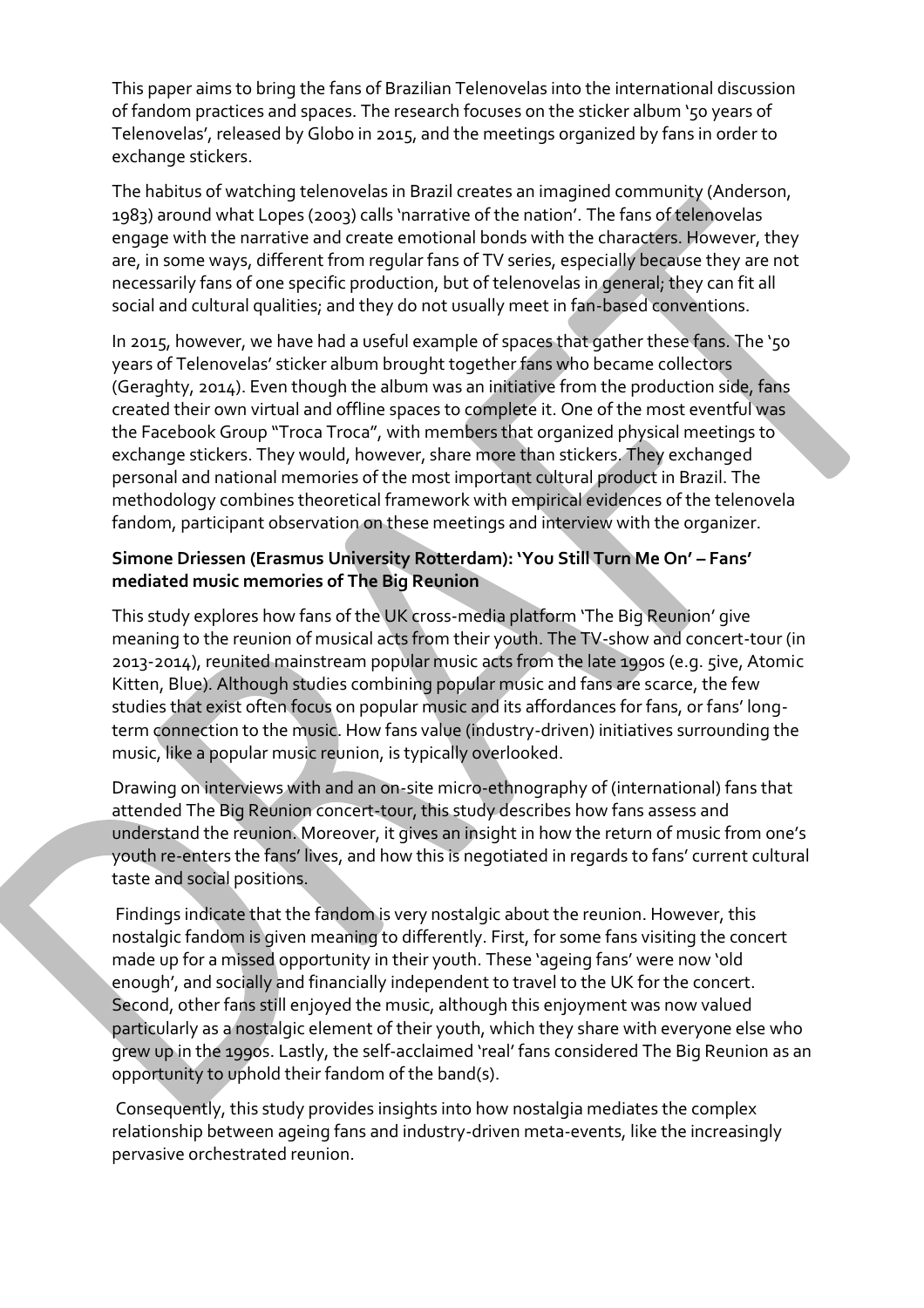This paper aims to bring the fans of Brazilian Telenovelas into the international discussion of fandom practices and spaces. The research focuses on the sticker album '50 years of Telenovelas', released by Globo in 2015, and the meetings organized by fans in order to exchange stickers.

The habitus of watching telenovelas in Brazil creates an imagined community (Anderson, 1983) around what Lopes (2003) calls 'narrative of the nation'. The fans of telenovelas engage with the narrative and create emotional bonds with the characters. However, they are, in some ways, different from regular fans of TV series, especially because they are not necessarily fans of one specific production, but of telenovelas in general; they can fit all social and cultural qualities; and they do not usually meet in fan-based conventions.

In 2015, however, we have had a useful example of spaces that gather these fans. The '50 years of Telenovelas' sticker album brought together fans who became collectors (Geraghty, 2014). Even though the album was an initiative from the production side, fans created their own virtual and offline spaces to complete it. One of the most eventful was the Facebook Group "Troca Troca", with members that organized physical meetings to exchange stickers. They would, however, share more than stickers. They exchanged personal and national memories of the most important cultural product in Brazil. The methodology combines theoretical framework with empirical evidences of the telenovela fandom, participant observation on these meetings and interview with the organizer.

**Simone Driessen (Erasmus University Rotterdam): 'You Still Turn Me On' – Fans' mediated music memories of The Big Reunion**

This study explores how fans of the UK cross-media platform 'The Big Reunion' give meaning to the reunion of musical acts from their youth. The TV-show and concert-tour (in 2013-2014), reunited mainstream popular music acts from the late 1990s (e.g. 5ive, Atomic Kitten, Blue). Although studies combining popular music and fans are scarce, the few studies that exist often focus on popular music and its affordances for fans, or fans' long-term connection to the music. How fans value (industry-driven) initiatives surrounding the music, like a popular music reunion, is typically overlooked.

Drawing on interviews with and an on-site micro-ethnography of (international) fans that attended The Big Reunion concert-tour, this study describes how fans assess and understand the reunion. Moreover, it gives an insight in how the return of music from one's youth re-enters the fans' lives, and how this is negotiated in regards to fans' current cultural taste and social positions.

Findings indicate that the fandom is very nostalgic about the reunion. However, this nostalgic fandom is given meaning to differently. First, for some fans visiting the concert made up for a missed opportunity in their youth. These 'ageing fans' were now 'old enough', and socially and financially independent to travel to the UK for the concert. Second, other fans still enjoyed the music, although this enjoyment was now valued particularly as a nostalgic element of their youth, which they share with everyone else who grew up in the 1990s. Lastly, the self-acclaimed 'real' fans considered The Big Reunion as an opportunity to uphold their fandom of the band(s).

Consequently, this study provides insights into how nostalgia mediates the complex relationship between ageing fans and industry-driven meta-events, like the increasingly pervasive orchestrated reunion.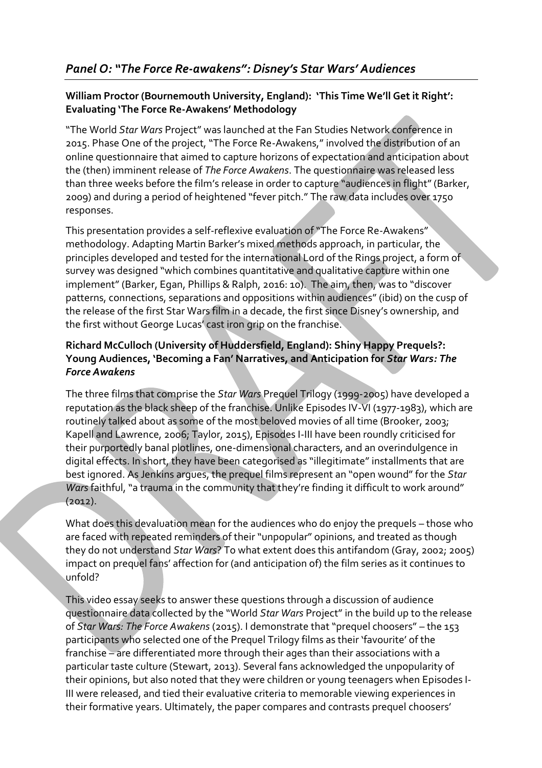## *Panel O: "The Force Re-awakens": Disney's Star Wars' Audiences*

**William Proctor (Bournemouth University, England): 'This Time We'll Get it Right': Evaluating 'The Force Re-Awakens' Methodology**

"The World *Star Wars* Project" was launched at the Fan Studies Network conference in 2015. Phase One of the project, "The Force Re-Awakens," involved the distribution of an online questionnaire that aimed to capture horizons of expectation and anticipation about the (then) imminent release of *The Force Awakens*. The questionnaire was released less than three weeks before the film's release in order to capture "audiences in flight" (Barker, 2009) and during a period of heightened "fever pitch." The raw data includes over 1750 responses.

This presentation provides a self-reflexive evaluation of "The Force Re-Awakens" methodology. Adapting Martin Barker's mixed methods approach, in particular, the principles developed and tested for the international Lord of the Rings project, a form of survey was designed "which combines quantitative and qualitative capture within one implement" (Barker, Egan, Phillips & Ralph, 2016: 10). The aim, then, was to "discover patterns, connections, separations and oppositions within audiences" (ibid) on the cusp of the release of the first Star Wars film in a decade, the first since Disney's ownership, and the first without George Lucas' cast iron grip on the franchise.

**Richard McCulloch (University of Huddersfield, England): Shiny Happy Prequels?: Young Audiences, 'Becoming a Fan' Narratives, and Anticipation for *Star Wars: The Force Awakens***

The three films that comprise the *Star Wars* Prequel Trilogy (1999-2005) have developed a reputation as the black sheep of the franchise. Unlike Episodes IV-VI (1977-1983), which are routinely talked about as some of the most beloved movies of all time (Brooker, 2003; Kapell and Lawrence, 2006; Taylor, 2015), Episodes I-III have been roundly criticised for their purportedly banal plotlines, one-dimensional characters, and an overindulgence in digital effects. In short, they have been categorised as "illegitimate" installments that are best ignored. As Jenkins argues, the prequel films represent an "open wound" for the *Star Wars* faithful, "a trauma in the community that they're finding it difficult to work around" (2012).

What does this devaluation mean for the audiences who do enjoy the prequels – those who are faced with repeated reminders of their "unpopular" opinions, and treated as though they do not understand *Star Wars*? To what extent does this antifandom (Gray, 2002; 2005) impact on prequel fans' affection for (and anticipation of) the film series as it continues to unfold?

This video essay seeks to answer these questions through a discussion of audience questionnaire data collected by the "World *Star Wars* Project" in the build up to the release of *Star Wars: The Force Awakens* (2015). I demonstrate that "prequel choosers" – the 153 participants who selected one of the Prequel Trilogy films as their 'favourite' of the franchise – are differentiated more through their ages than their associations with a particular taste culture (Stewart, 2013). Several fans acknowledged the unpopularity of their opinions, but also noted that they were children or young teenagers when Episodes I-III were released, and tied their evaluative criteria to memorable viewing experiences in their formative years. Ultimately, the paper compares and contrasts prequel choosers'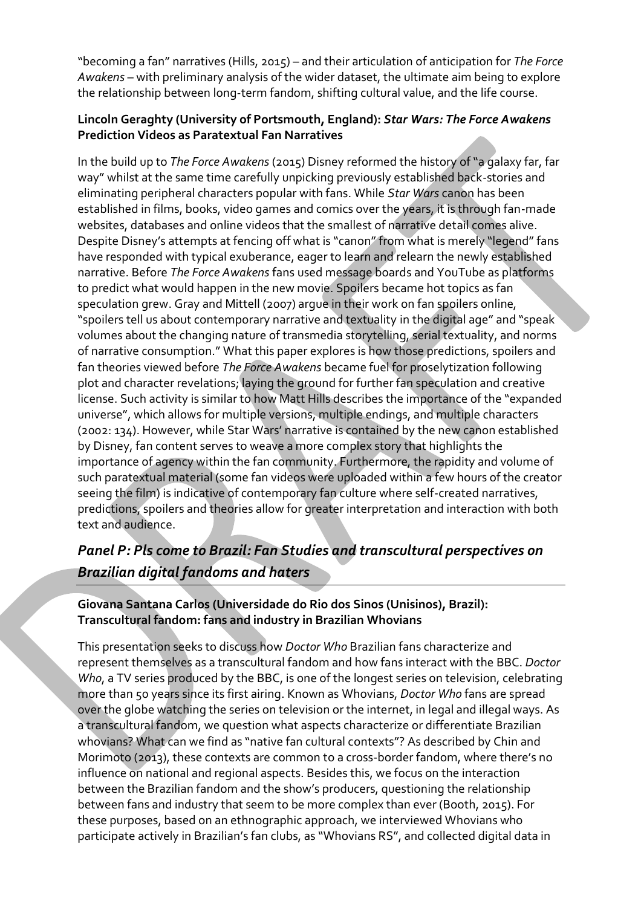"becoming a fan" narratives (Hills, 2015) – and their articulation of anticipation for *The Force Awakens* – with preliminary analysis of the wider dataset, the ultimate aim being to explore the relationship between long-term fandom, shifting cultural value, and the life course.

**Lincoln Geraghty (University of Portsmouth, England): *Star Wars: The Force Awakens* Prediction Videos as Paratextual Fan Narratives**

In the build up to *The Force Awakens* (2015) Disney reformed the history of "a galaxy far, far way" whilst at the same time carefully unpicking previously established back-stories and eliminating peripheral characters popular with fans. While *Star Wars* canon has been established in films, books, video games and comics over the years, it is through fan-made websites, databases and online videos that the smallest of narrative detail comes alive. Despite Disney's attempts at fencing off what is "canon" from what is merely "legend" fans have responded with typical exuberance, eager to learn and relearn the newly established narrative. Before *The Force Awakens* fans used message boards and YouTube as platforms to predict what would happen in the new movie. Spoilers became hot topics as fan speculation grew. Gray and Mittell (2007) argue in their work on fan spoilers online, "spoilers tell us about contemporary narrative and textuality in the digital age" and "speak volumes about the changing nature of transmedia storytelling, serial textuality, and norms of narrative consumption." What this paper explores is how those predictions, spoilers and fan theories viewed before *The Force Awakens* became fuel for proselytization following plot and character revelations; laying the ground for further fan speculation and creative license. Such activity is similar to how Matt Hills describes the importance of the "expanded universe", which allows for multiple versions, multiple endings, and multiple characters (2002: 134). However, while Star Wars' narrative is contained by the new canon established by Disney, fan content serves to weave a more complex story that highlights the importance of agency within the fan community. Furthermore, the rapidity and volume of such paratextual material (some fan videos were uploaded within a few hours of the creator seeing the film) is indicative of contemporary fan culture where self-created narratives, predictions, spoilers and theories allow for greater interpretation and interaction with both text and audience.

## *Panel P: Pls come to Brazil: Fan Studies and transcultural perspectives on Brazilian digital fandoms and haters*

**Giovana Santana Carlos (Universidade do Rio dos Sinos (Unisinos), Brazil): Transcultural fandom: fans and industry in Brazilian Whovians**

This presentation seeks to discuss how *Doctor Who* Brazilian fans characterize and represent themselves as a transcultural fandom and how fans interact with the BBC. *Doctor Who*, a TV series produced by the BBC, is one of the longest series on television, celebrating more than 50 years since its first airing. Known as Whovians, *Doctor Who* fans are spread over the globe watching the series on television or the internet, in legal and illegal ways. As a transcultural fandom, we question what aspects characterize or differentiate Brazilian whovians? What can we find as "native fan cultural contexts"? As described by Chin and Morimoto (2013), these contexts are common to a cross-border fandom, where there's no influence on national and regional aspects. Besides this, we focus on the interaction between the Brazilian fandom and the show's producers, questioning the relationship between fans and industry that seem to be more complex than ever (Booth, 2015). For these purposes, based on an ethnographic approach, we interviewed Whovians who participate actively in Brazilian's fan clubs, as "Whovians RS", and collected digital data in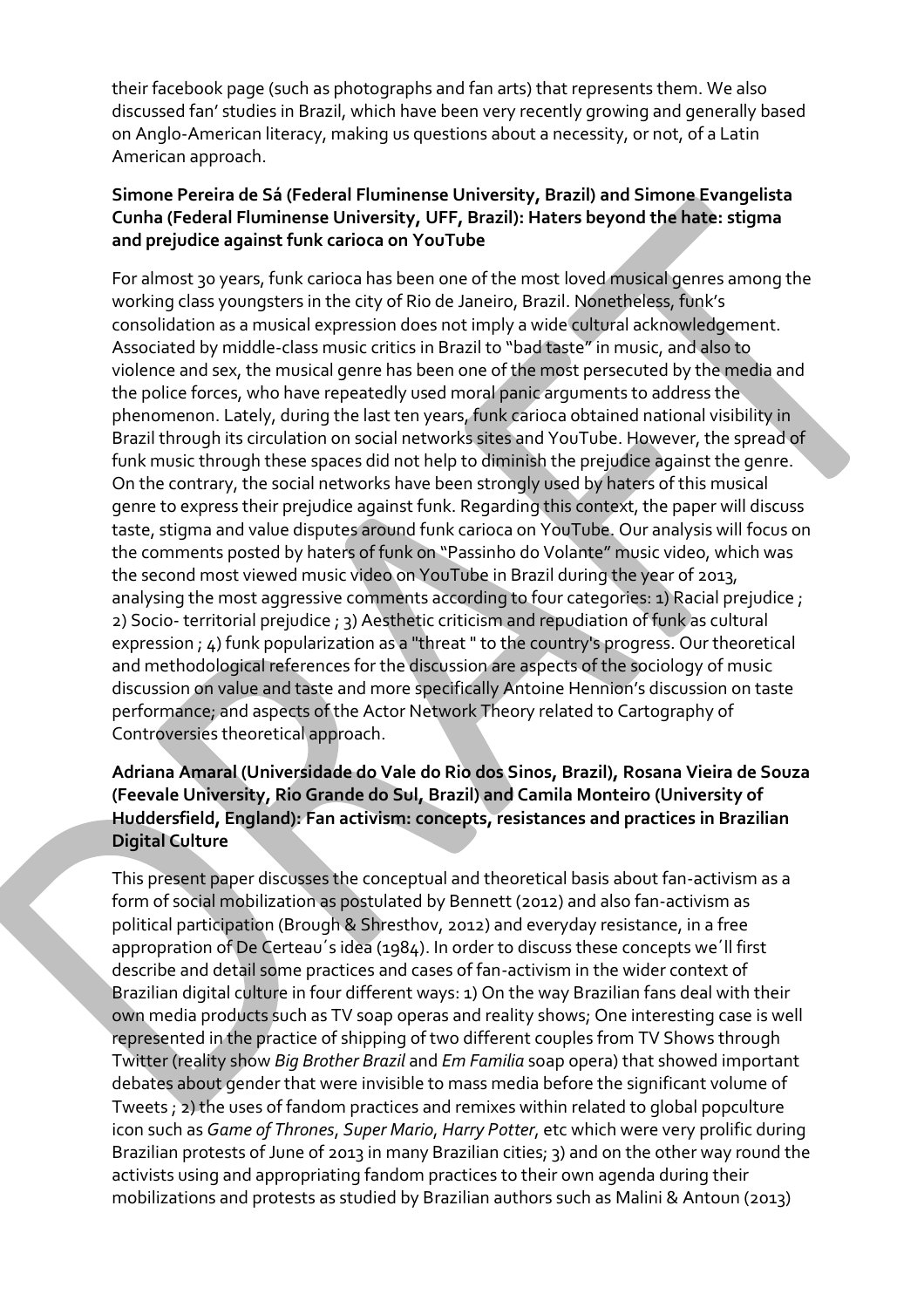their facebook page (such as photographs and fan arts) that represents them. We also discussed fan' studies in Brazil, which have been very recently growing and generally based on Anglo-American literacy, making us questions about a necessity, or not, of a Latin American approach.

**Simone Pereira de Sá (Federal Fluminense University, Brazil) and Simone Evangelista Cunha (Federal Fluminense University, UFF, Brazil): Haters beyond the hate: stigma and prejudice against funk carioca on YouTube**

For almost 30 years, funk carioca has been one of the most loved musical genres among the working class youngsters in the city of Rio de Janeiro, Brazil. Nonetheless, funk's consolidation as a musical expression does not imply a wide cultural acknowledgement. Associated by middle-class music critics in Brazil to "bad taste" in music, and also to violence and sex, the musical genre has been one of the most persecuted by the media and the police forces, who have repeatedly used moral panic arguments to address the phenomenon. Lately, during the last ten years, funk carioca obtained national visibility in Brazil through its circulation on social networks sites and YouTube. However, the spread of funk music through these spaces did not help to diminish the prejudice against the genre. On the contrary, the social networks have been strongly used by haters of this musical genre to express their prejudice against funk. Regarding this context, the paper will discuss taste, stigma and value disputes around funk carioca on YouTube. Our analysis will focus on the comments posted by haters of funk on "Passinho do Volante" music video, which was the second most viewed music video on YouTube in Brazil during the year of 2013, analysing the most aggressive comments according to four categories: 1) Racial prejudice ; 2) Socio- territorial prejudice ; 3) Aesthetic criticism and repudiation of funk as cultural expression ; 4) funk popularization as a "threat " to the country's progress. Our theoretical and methodological references for the discussion are aspects of the sociology of music discussion on value and taste and more specifically Antoine Hennion's discussion on taste performance; and aspects of the Actor Network Theory related to Cartography of Controversies theoretical approach.

**Adriana Amaral (Universidade do Vale do Rio dos Sinos, Brazil), Rosana Vieira de Souza (Feevale University, Rio Grande do Sul, Brazil) and Camila Monteiro (University of Huddersfield, England): Fan activism: concepts, resistances and practices in Brazilian Digital Culture**

This present paper discusses the conceptual and theoretical basis about fan-activism as a form of social mobilization as postulated by Bennett (2012) and also fan-activism as political participation (Brough & Shresthov, 2012) and everyday resistance, in a free appropration of De Certeau´s idea (1984). In order to discuss these concepts we´ll first describe and detail some practices and cases of fan-activism in the wider context of Brazilian digital culture in four different ways: 1) On the way Brazilian fans deal with their own media products such as TV soap operas and reality shows; One interesting case is well represented in the practice of shipping of two different couples from TV Shows through Twitter (reality show *Big Brother Brazil* and *Em Familia* soap opera) that showed important debates about gender that were invisible to mass media before the significant volume of Tweets ; 2) the uses of fandom practices and remixes within related to global popculture icon such as *Game of Thrones*, *Super Mario*, *Harry Potter*, etc which were very prolific during Brazilian protests of June of 2013 in many Brazilian cities; 3) and on the other way round the activists using and appropriating fandom practices to their own agenda during their mobilizations and protests as studied by Brazilian authors such as Malini & Antoun (2013)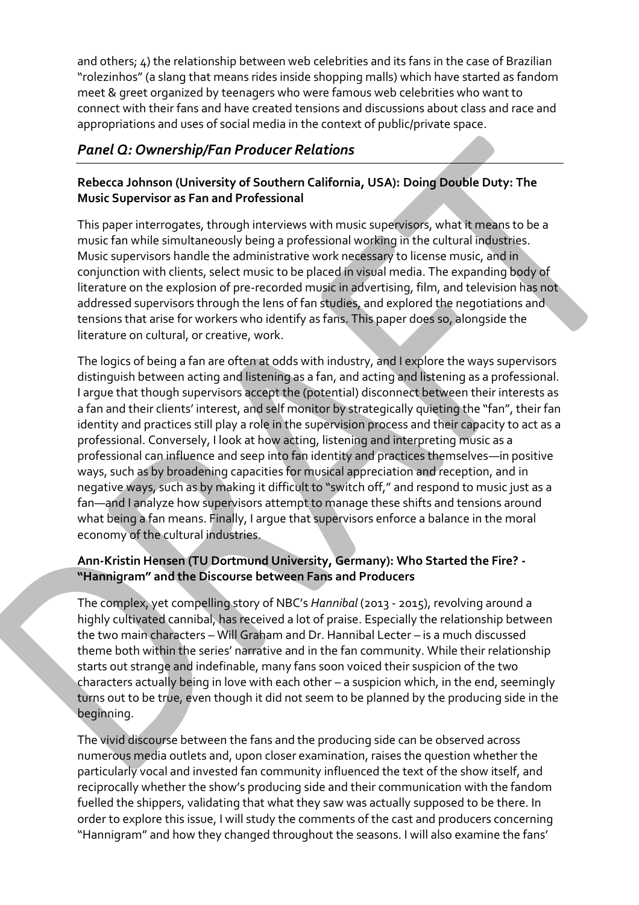and others; 4) the relationship between web celebrities and its fans in the case of Brazilian "rolezinhos" (a slang that means rides inside shopping malls) which have started as fandom meet & greet organized by teenagers who were famous web celebrities who want to connect with their fans and have created tensions and discussions about class and race and appropriations and uses of social media in the context of public/private space.

## *Panel Q: Ownership/Fan Producer Relations*

**Rebecca Johnson (University of Southern California, USA): Doing Double Duty: The Music Supervisor as Fan and Professional**

This paper interrogates, through interviews with music supervisors, what it means to be a music fan while simultaneously being a professional working in the cultural industries. Music supervisors handle the administrative work necessary to license music, and in conjunction with clients, select music to be placed in visual media. The expanding body of literature on the explosion of pre-recorded music in advertising, film, and television has not addressed supervisors through the lens of fan studies, and explored the negotiations and tensions that arise for workers who identify as fans. This paper does so, alongside the literature on cultural, or creative, work.

The logics of being a fan are often at odds with industry, and I explore the ways supervisors distinguish between acting and listening as a fan, and acting and listening as a professional. I argue that though supervisors accept the (potential) disconnect between their interests as a fan and their clients' interest, and self monitor by strategically quieting the "fan", their fan identity and practices still play a role in the supervision process and their capacity to act as a professional. Conversely, I look at how acting, listening and interpreting music as a professional can influence and seep into fan identity and practices themselves—in positive ways, such as by broadening capacities for musical appreciation and reception, and in negative ways, such as by making it difficult to "switch off," and respond to music just as a fan—and I analyze how supervisors attempt to manage these shifts and tensions around what being a fan means. Finally, I argue that supervisors enforce a balance in the moral economy of the cultural industries.

**Ann-Kristin Hensen (TU Dortmund University, Germany): Who Started the Fire? - "Hannigram" and the Discourse between Fans and Producers**

The complex, yet compelling story of NBC's *Hannibal* (2013 - 2015), revolving around a highly cultivated cannibal, has received a lot of praise. Especially the relationship between the two main characters – Will Graham and Dr. Hannibal Lecter – is a much discussed theme both within the series' narrative and in the fan community. While their relationship starts out strange and indefinable, many fans soon voiced their suspicion of the two characters actually being in love with each other – a suspicion which, in the end, seemingly turns out to be true, even though it did not seem to be planned by the producing side in the beginning.

The vivid discourse between the fans and the producing side can be observed across numerous media outlets and, upon closer examination, raises the question whether the particularly vocal and invested fan community influenced the text of the show itself, and reciprocally whether the show's producing side and their communication with the fandom fuelled the shippers, validating that what they saw was actually supposed to be there. In order to explore this issue, I will study the comments of the cast and producers concerning "Hannigram" and how they changed throughout the seasons. I will also examine the fans'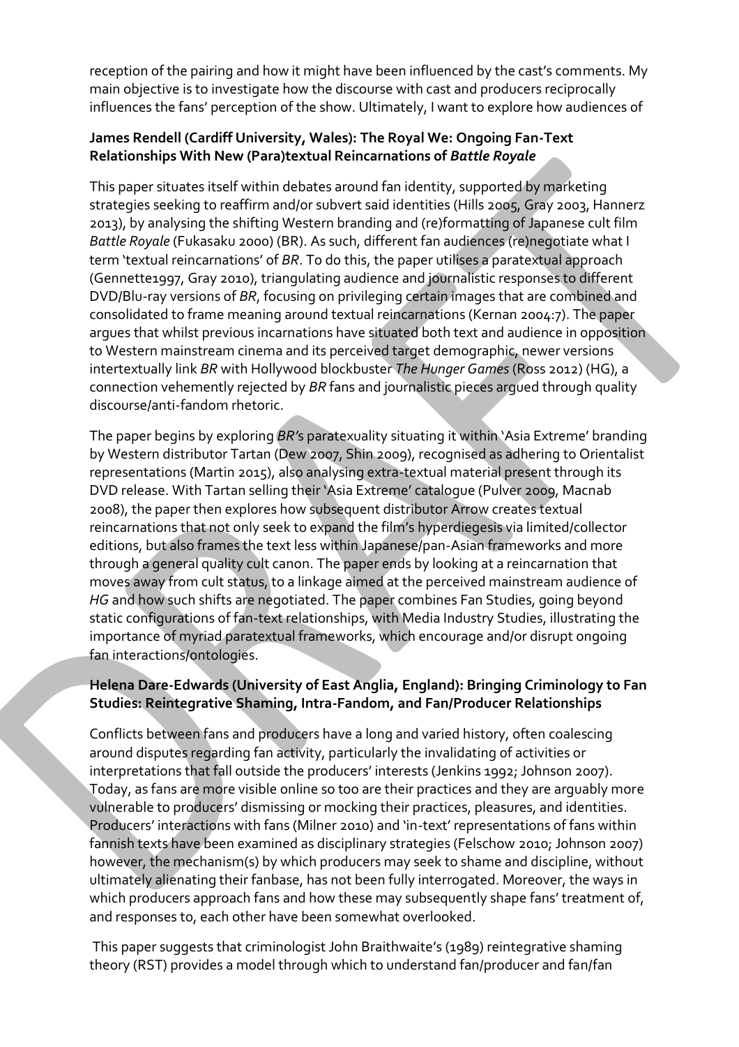reception of the pairing and how it might have been influenced by the cast's comments. My main objective is to investigate how the discourse with cast and producers reciprocally influences the fans' perception of the show. Ultimately, I want to explore how audiences of

**James Rendell (Cardiff University, Wales): The Royal We: Ongoing Fan-Text Relationships With New (Para)textual Reincarnations of *Battle Royale***

This paper situates itself within debates around fan identity, supported by marketing strategies seeking to reaffirm and/or subvert said identities (Hills 2005, Gray 2003, Hannerz 2013), by analysing the shifting Western branding and (re)formatting of Japanese cult film *Battle Royale* (Fukasaku 2000) (BR). As such, different fan audiences (re)negotiate what I term 'textual reincarnations' of *BR*. To do this, the paper utilises a paratextual approach (Gennette1997, Gray 2010), triangulating audience and journalistic responses to different DVD/Blu-ray versions of *BR*, focusing on privileging certain images that are combined and consolidated to frame meaning around textual reincarnations (Kernan 2004:7). The paper argues that whilst previous incarnations have situated both text and audience in opposition to Western mainstream cinema and its perceived target demographic, newer versions intertextually link *BR* with Hollywood blockbuster *The Hunger Games* (Ross 2012) (HG), a connection vehemently rejected by *BR* fans and journalistic pieces argued through quality discourse/anti-fandom rhetoric.

The paper begins by exploring *BR*'s paratexuality situating it within 'Asia Extreme' branding by Western distributor Tartan (Dew 2007, Shin 2009), recognised as adhering to Orientalist representations (Martin 2015), also analysing extra-textual material present through its DVD release. With Tartan selling their 'Asia Extreme' catalogue (Pulver 2009, Macnab 2008), the paper then explores how subsequent distributor Arrow creates textual reincarnations that not only seek to expand the film's hyperdiegesis via limited/collector editions, but also frames the text less within Japanese/pan-Asian frameworks and more through a general quality cult canon. The paper ends by looking at a reincarnation that moves away from cult status, to a linkage aimed at the perceived mainstream audience of *HG* and how such shifts are negotiated. The paper combines Fan Studies, going beyond static configurations of fan-text relationships, with Media Industry Studies, illustrating the importance of myriad paratextual frameworks, which encourage and/or disrupt ongoing fan interactions/ontologies.

**Helena Dare-Edwards (University of East Anglia, England): Bringing Criminology to Fan Studies: Reintegrative Shaming, Intra-Fandom, and Fan/Producer Relationships**

Conflicts between fans and producers have a long and varied history, often coalescing around disputes regarding fan activity, particularly the invalidating of activities or interpretations that fall outside the producers' interests (Jenkins 1992; Johnson 2007). Today, as fans are more visible online so too are their practices and they are arguably more vulnerable to producers' dismissing or mocking their practices, pleasures, and identities. Producers' interactions with fans (Milner 2010) and 'in-text' representations of fans within fannish texts have been examined as disciplinary strategies (Felschow 2010; Johnson 2007) however, the mechanism(s) by which producers may seek to shame and discipline, without ultimately alienating their fanbase, has not been fully interrogated. Moreover, the ways in which producers approach fans and how these may subsequently shape fans' treatment of, and responses to, each other have been somewhat overlooked.

This paper suggests that criminologist John Braithwaite's (1989) reintegrative shaming theory (RST) provides a model through which to understand fan/producer and fan/fan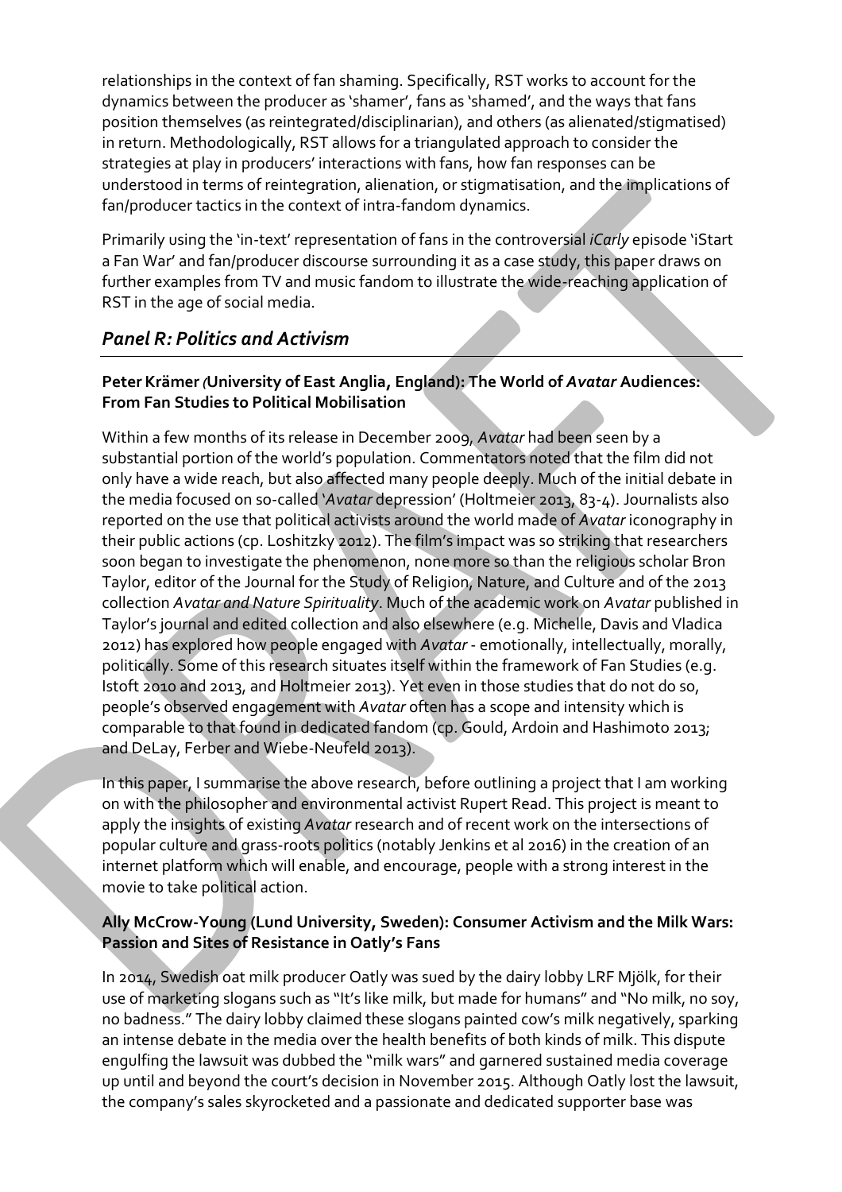relationships in the context of fan shaming. Specifically, RST works to account for the dynamics between the producer as 'shamer', fans as 'shamed', and the ways that fans position themselves (as reintegrated/disciplinarian), and others (as alienated/stigmatised) in return. Methodologically, RST allows for a triangulated approach to consider the strategies at play in producers' interactions with fans, how fan responses can be understood in terms of reintegration, alienation, or stigmatisation, and the implications of fan/producer tactics in the context of intra-fandom dynamics.

Primarily using the 'in-text' representation of fans in the controversial *iCarly* episode 'iStart a Fan War' and fan/producer discourse surrounding it as a case study, this paper draws on further examples from TV and music fandom to illustrate the wide-reaching application of RST in the age of social media.

## *Panel R: Politics and Activism*

---

### Peter Krämer (University of East Anglia, England): The World of *Avatar* Audiences: From Fan Studies to Political Mobilisation

Within a few months of its release in December 2009, *Avatar* had been seen by a substantial portion of the world's population. Commentators noted that the film did not only have a wide reach, but also affected many people deeply. Much of the initial debate in the media focused on so-called '*Avatar* depression' (Holtmeier 2013, 83-4). Journalists also reported on the use that political activists around the world made of *Avatar* iconography in their public actions (cp. Loshitzky 2012). The film's impact was so striking that researchers soon began to investigate the phenomenon, none more so than the religious scholar Bron Taylor, editor of the Journal for the Study of Religion, Nature, and Culture and of the 2013 collection *Avatar and Nature Spirituality*. Much of the academic work on *Avatar* published in Taylor's journal and edited collection and also elsewhere (e.g. Michelle, Davis and Vladica 2012) has explored how people engaged with *Avatar* - emotionally, intellectually, morally, politically. Some of this research situates itself within the framework of Fan Studies (e.g. Istoft 2010 and 2013, and Holtmeier 2013). Yet even in those studies that do not do so, people's observed engagement with *Avatar* often has a scope and intensity which is comparable to that found in dedicated fandom (cp. Gould, Ardoin and Hashimoto 2013; and DeLay, Ferber and Wiebe-Neufeld 2013).

In this paper, I summarise the above research, before outlining a project that I am working on with the philosopher and environmental activist Rupert Read. This project is meant to apply the insights of existing *Avatar* research and of recent work on the intersections of popular culture and grass-roots politics (notably Jenkins et al 2016) in the creation of an internet platform which will enable, and encourage, people with a strong interest in the movie to take political action.

### Ally McCrow-Young (Lund University, Sweden): Consumer Activism and the Milk Wars: Passion and Sites of Resistance in Oatly's Fans

In 2014, Swedish oat milk producer Oatly was sued by the dairy lobby LRF Mjölk, for their use of marketing slogans such as "It's like milk, but made for humans" and "No milk, no soy, no badness." The dairy lobby claimed these slogans painted cow's milk negatively, sparking an intense debate in the media over the health benefits of both kinds of milk. This dispute engulfing the lawsuit was dubbed the "milk wars" and garnered sustained media coverage up until and beyond the court's decision in November 2015. Although Oatly lost the lawsuit, the company's sales skyrocketed and a passionate and dedicated supporter base was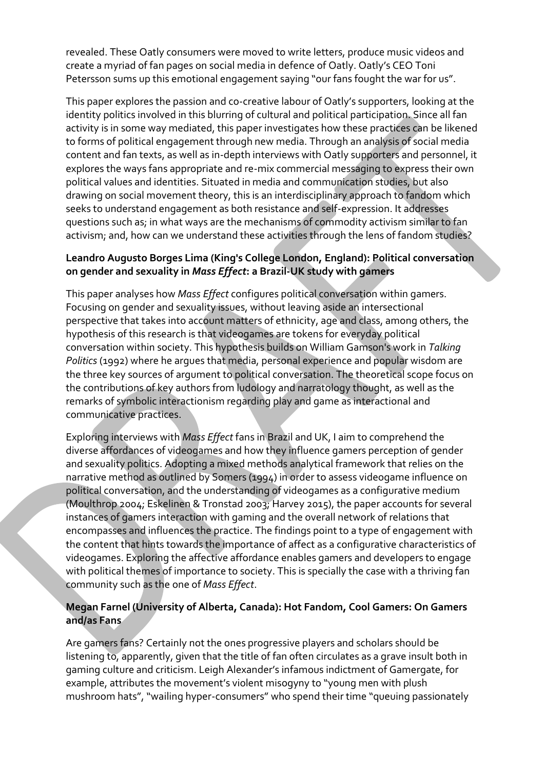revealed. These Oatly consumers were moved to write letters, produce music videos and create a myriad of fan pages on social media in defence of Oatly. Oatly's CEO Toni Petersson sums up this emotional engagement saying "our fans fought the war for us".

This paper explores the passion and co-creative labour of Oatly's supporters, looking at the identity politics involved in this blurring of cultural and political participation. Since all fan activity is in some way mediated, this paper investigates how these practices can be likened to forms of political engagement through new media. Through an analysis of social media content and fan texts, as well as in-depth interviews with Oatly supporters and personnel, it explores the ways fans appropriate and re-mix commercial messaging to express their own political values and identities. Situated in media and communication studies, but also drawing on social movement theory, this is an interdisciplinary approach to fandom which seeks to understand engagement as both resistance and self-expression. It addresses questions such as; in what ways are the mechanisms of commodity activism similar to fan activism; and, how can we understand these activities through the lens of fandom studies?

**Leandro Augusto Borges Lima (King's College London, England): Political conversation on gender and sexuality in *Mass Effect*: a Brazil-UK study with gamers**

This paper analyses how *Mass Effect* configures political conversation within gamers. Focusing on gender and sexuality issues, without leaving aside an intersectional perspective that takes into account matters of ethnicity, age and class, among others, the hypothesis of this research is that videogames are tokens for everyday political conversation within society. This hypothesis builds on William Gamson's work in *Talking Politics* (1992) where he argues that media, personal experience and popular wisdom are the three key sources of argument to political conversation. The theoretical scope focus on the contributions of key authors from ludology and narratology thought, as well as the remarks of symbolic interactionism regarding play and game as interactional and communicative practices.

Exploring interviews with *Mass Effect* fans in Brazil and UK, I aim to comprehend the diverse affordances of videogames and how they influence gamers perception of gender and sexuality politics. Adopting a mixed methods analytical framework that relies on the narrative method as outlined by Somers (1994) in order to assess videogame influence on political conversation, and the understanding of videogames as a configurative medium (Moulthrop 2004; Eskelinen & Tronstad 2003; Harvey 2015), the paper accounts for several instances of gamers interaction with gaming and the overall network of relations that encompasses and influences the practice. The findings point to a type of engagement with the content that hints towards the importance of affect as a configurative characteristics of videogames. Exploring the affective affordance enables gamers and developers to engage with political themes of importance to society. This is specially the case with a thriving fan community such as the one of *Mass Effect*.

**Megan Farnel (University of Alberta, Canada): Hot Fandom, Cool Gamers: On Gamers and/as Fans**

Are gamers fans? Certainly not the ones progressive players and scholars should be listening to, apparently, given that the title of fan often circulates as a grave insult both in gaming culture and criticism. Leigh Alexander's infamous indictment of Gamergate, for example, attributes the movement's violent misogyny to "young men with plush mushroom hats", "wailing hyper-consumers" who spend their time "queuing passionately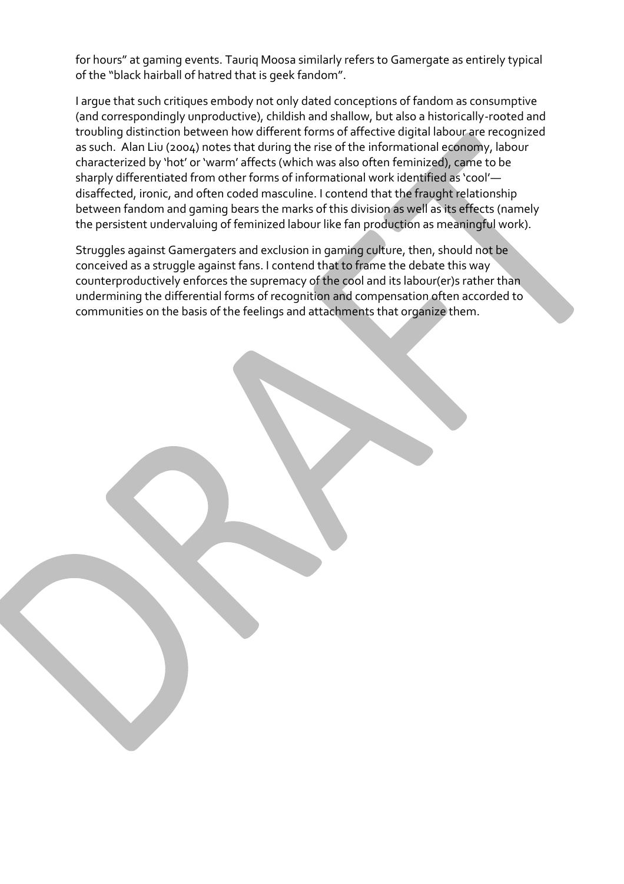for hours" at gaming events. Tauriq Moosa similarly refers to Gamergate as entirely typical of the "black hairball of hatred that is geek fandom".

I argue that such critiques embody not only dated conceptions of fandom as consumptive (and correspondingly unproductive), childish and shallow, but also a historically-rooted and troubling distinction between how different forms of affective digital labour are recognized as such. Alan Liu (2004) notes that during the rise of the informational economy, labour characterized by 'hot' or 'warm' affects (which was also often feminized), came to be sharply differentiated from other forms of informational work identified as 'cool'—disaffected, ironic, and often coded masculine. I contend that the fraught relationship between fandom and gaming bears the marks of this division as well as its effects (namely the persistent undervaluing of feminized labour like fan production as meaningful work).

Struggles against Gamergaters and exclusion in gaming culture, then, should not be conceived as a struggle against fans. I contend that to frame the debate this way counterproductively enforces the supremacy of the cool and its labour(er)s rather than undermining the differential forms of recognition and compensation often accorded to communities on the basis of the feelings and attachments that organize them.